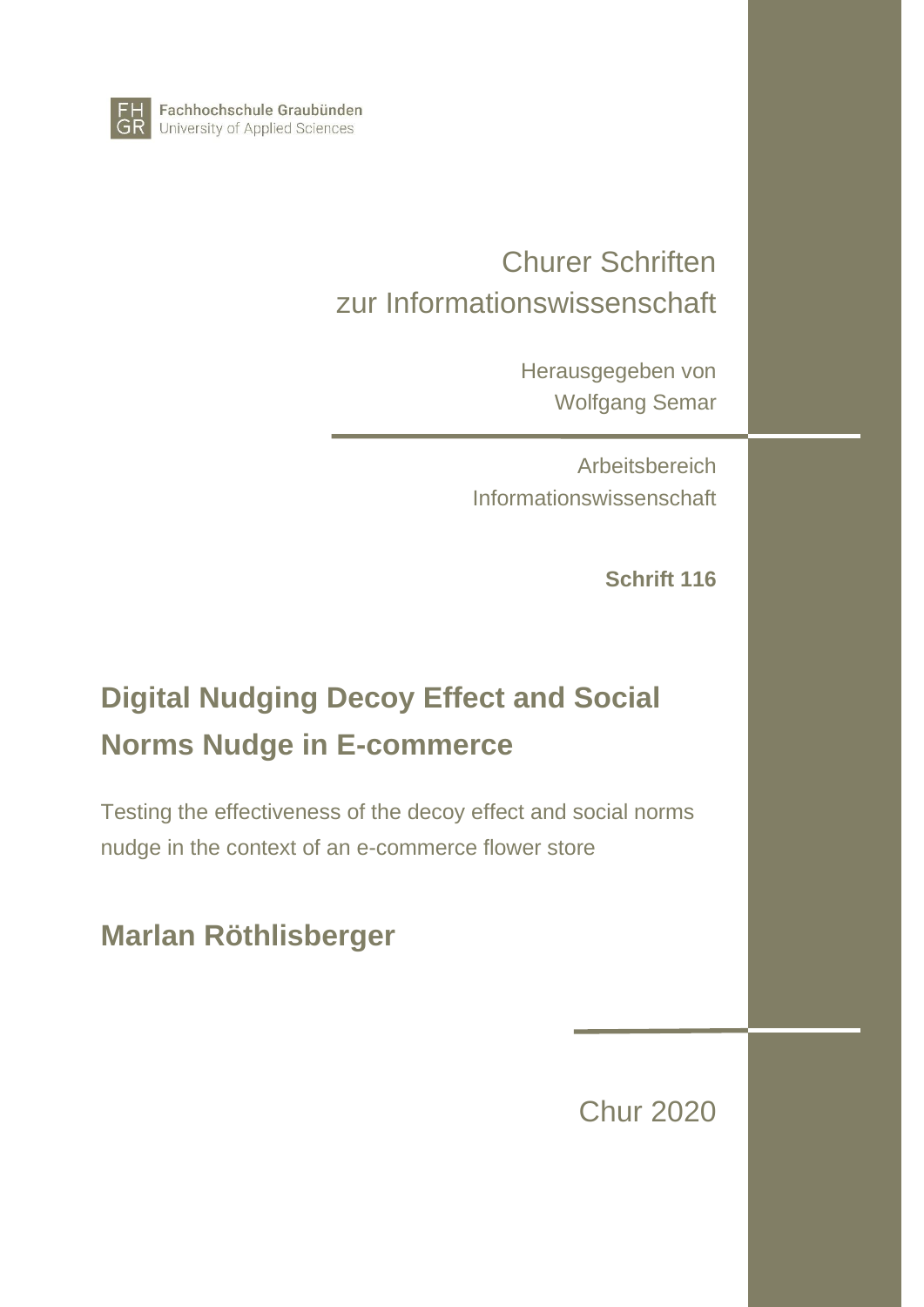Fachhochschule Graubünden
University of Applied Sciences

Churer Schriften
zur Informationswissenschaft

Herausgegeben von
Wolfgang Semar

Arbeitsbereich
Informationswissenschaft

**Schrift 116**

# Digital Nudging Decoy Effect and Social Norms Nudge in E-commerce

Testing the effectiveness of the decoy effect and social norms nudge in the context of an e-commerce flower store

## Marlan Röthlisberger

Chur 2020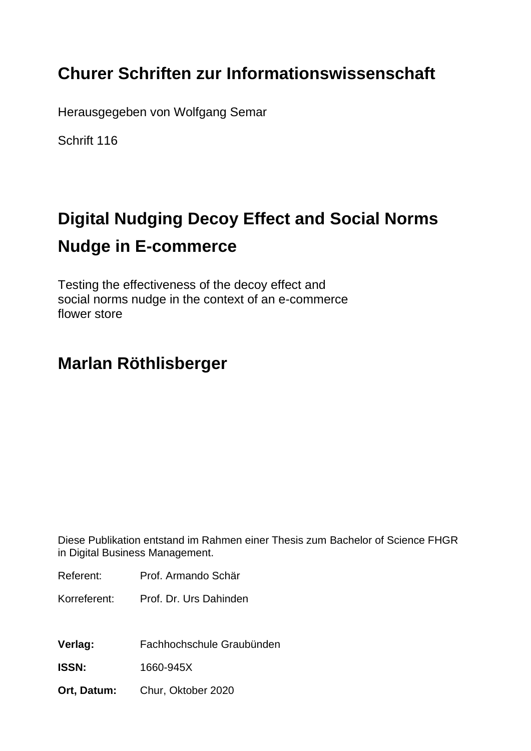## Churer Schriften zur Informationswissenschaft

Herausgegeben von Wolfgang Semar

Schrift 116

# Digital Nudging Decoy Effect and Social Norms Nudge in E-commerce

Testing the effectiveness of the decoy effect and social norms nudge in the context of an e-commerce flower store

## Marlan Röthlisberger

Diese Publikation entstand im Rahmen einer Thesis zum Bachelor of Science FHGR in Digital Business Management.

Referent: Prof. Armando Schär

Korreferent: Prof. Dr. Urs Dahinden

**Verlag:** Fachhochschule Graubünden

**ISSN:** 1660-945X

**Ort, Datum:** Chur, Oktober 2020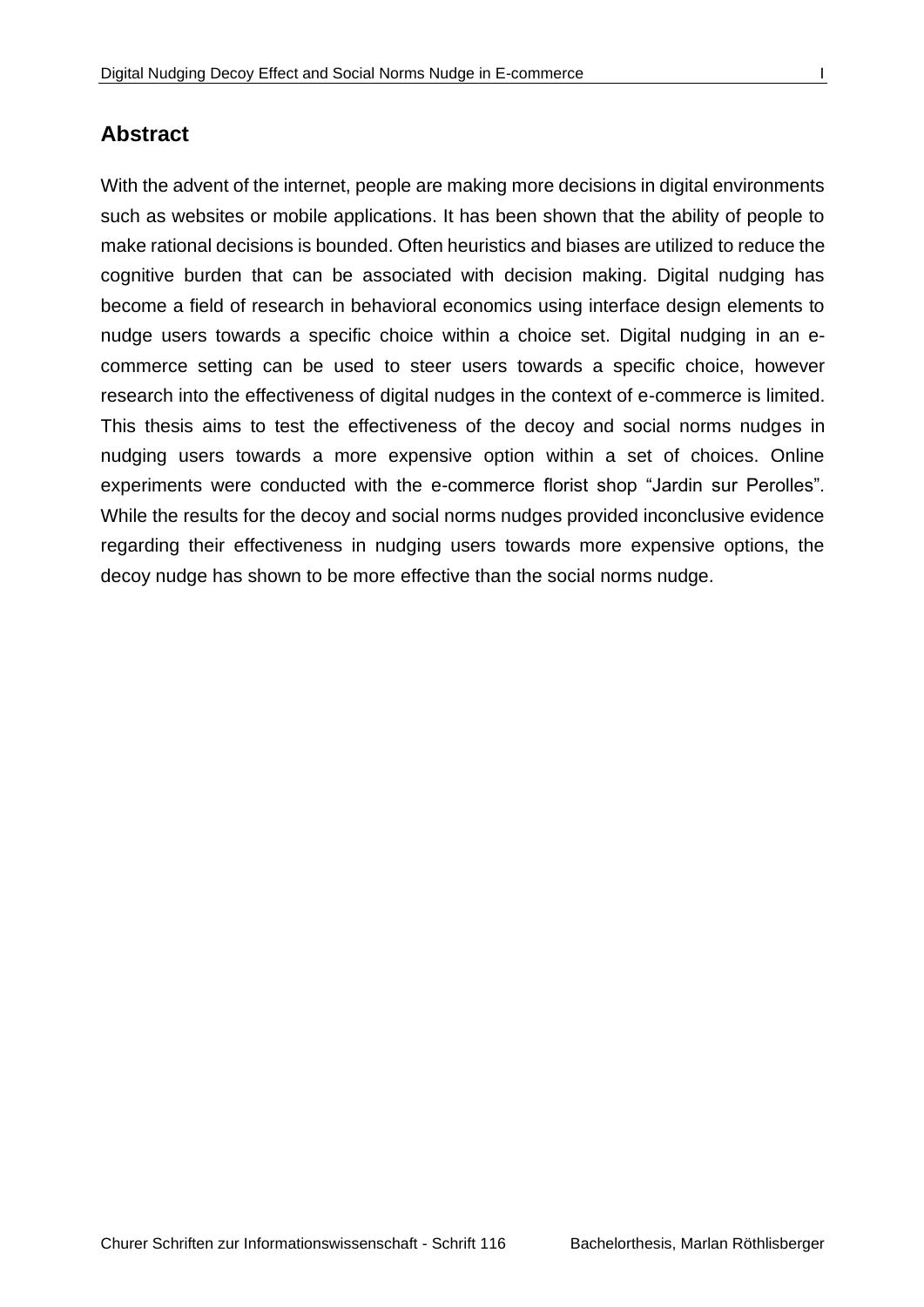## Abstract

With the advent of the internet, people are making more decisions in digital environments such as websites or mobile applications. It has been shown that the ability of people to make rational decisions is bounded. Often heuristics and biases are utilized to reduce the cognitive burden that can be associated with decision making. Digital nudging has become a field of research in behavioral economics using interface design elements to nudge users towards a specific choice within a choice set. Digital nudging in an e-commerce setting can be used to steer users towards a specific choice, however research into the effectiveness of digital nudges in the context of e-commerce is limited. This thesis aims to test the effectiveness of the decoy and social norms nudges in nudging users towards a more expensive option within a set of choices. Online experiments were conducted with the e-commerce florist shop “Jardin sur Perolles”. While the results for the decoy and social norms nudges provided inconclusive evidence regarding their effectiveness in nudging users towards more expensive options, the decoy nudge has shown to be more effective than the social norms nudge.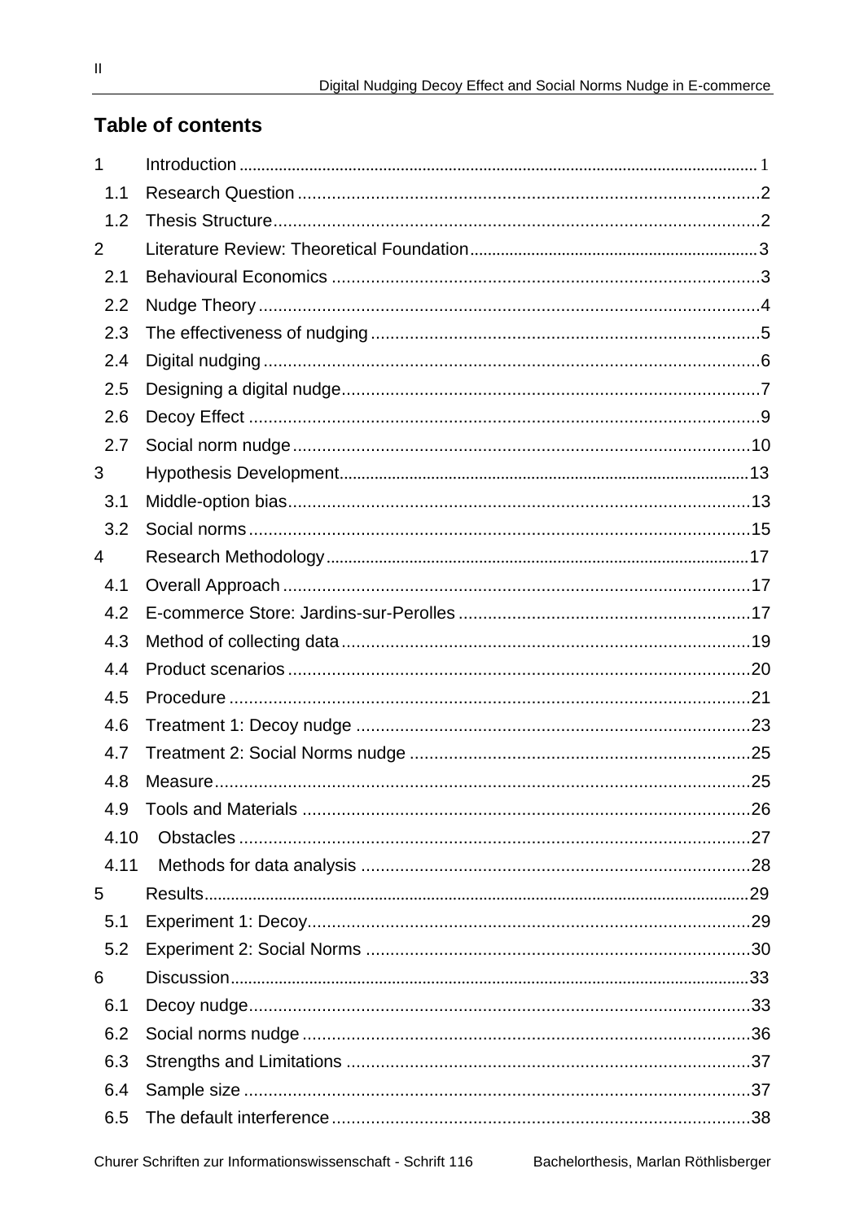## Table of contents

| | | |
|---|---|---|
| 1 | Introduction | 1 |
| 1.1 | Research Question | 2 |
| 1.2 | Thesis Structure | 2 |
| 2 | Literature Review: Theoretical Foundation | 3 |
| 2.1 | Behavioural Economics | 3 |
| 2.2 | Nudge Theory | 4 |
| 2.3 | The effectiveness of nudging | 5 |
| 2.4 | Digital nudging | 6 |
| 2.5 | Designing a digital nudge | 7 |
| 2.6 | Decoy Effect | 9 |
| 2.7 | Social norm nudge | 10 |
| 3 | Hypothesis Development | 13 |
| 3.1 | Middle-option bias | 13 |
| 3.2 | Social norms | 15 |
| 4 | Research Methodology | 17 |
| 4.1 | Overall Approach | 17 |
| 4.2 | E-commerce Store: Jardins-sur-Perolles | 17 |
| 4.3 | Method of collecting data | 19 |
| 4.4 | Product scenarios | 20 |
| 4.5 | Procedure | 21 |
| 4.6 | Treatment 1: Decoy nudge | 23 |
| 4.7 | Treatment 2: Social Norms nudge | 25 |
| 4.8 | Measure | 25 |
| 4.9 | Tools and Materials | 26 |
| 4.10 | Obstacles | 27 |
| 4.11 | Methods for data analysis | 28 |
| 5 | Results | 29 |
| 5.1 | Experiment 1: Decoy | 29 |
| 5.2 | Experiment 2: Social Norms | 30 |
| 6 | Discussion | 33 |
| 6.1 | Decoy nudge | 33 |
| 6.2 | Social norms nudge | 36 |
| 6.3 | Strengths and Limitations | 37 |
| 6.4 | Sample size | 37 |
| 6.5 | The default interference | 38 |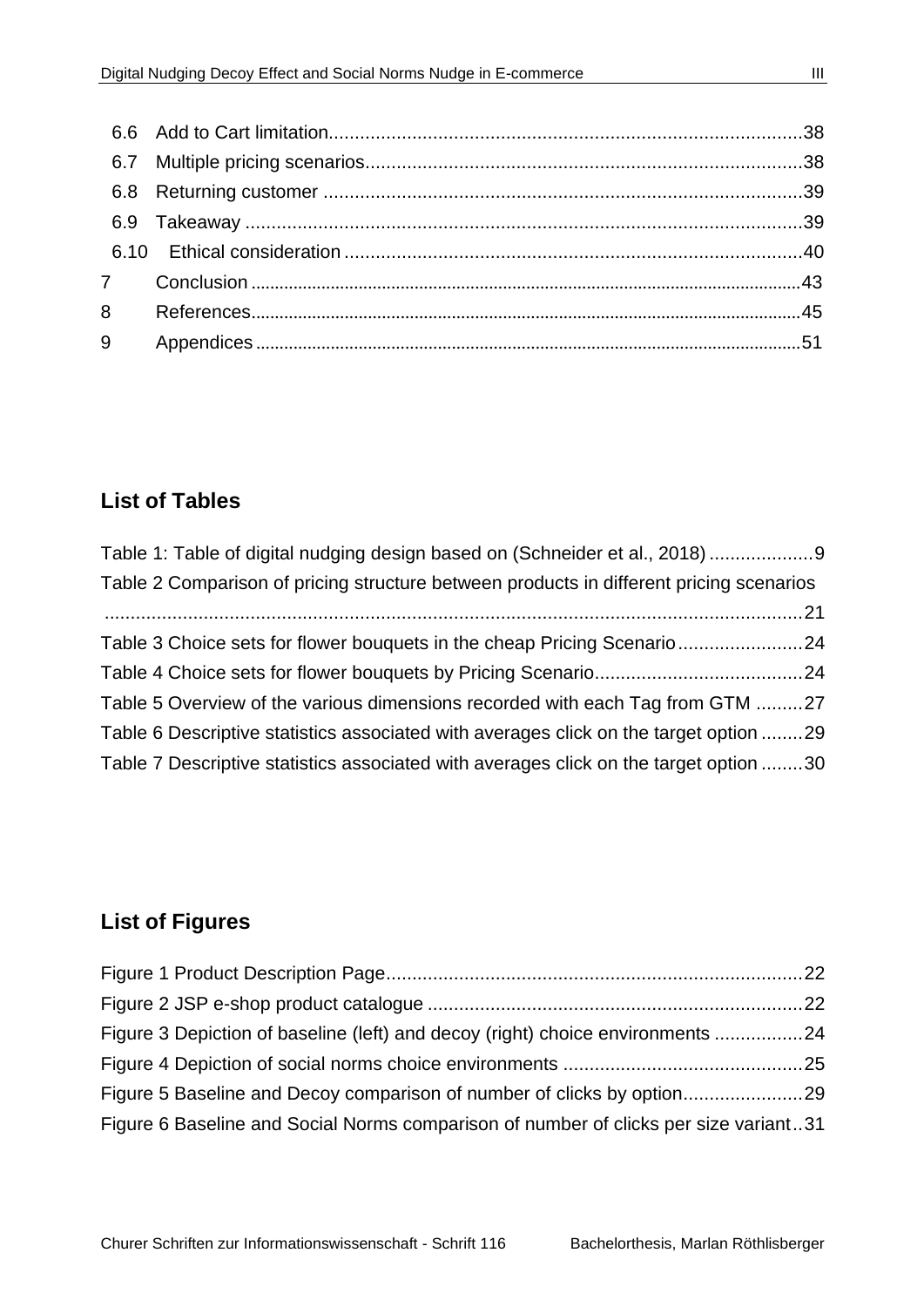6.6 Add to Cart limitation ... 38
6.7 Multiple pricing scenarios ... 38
6.8 Returning customer ... 39
6.9 Takeaway ... 39
6.10 Ethical consideration ... 40
7 Conclusion ... 43
8 References ... 45
9 Appendices ... 51

## List of Tables

Table 1: Table of digital nudging design based on (Schneider et al., 2018) ... 9
Table 2 Comparison of pricing structure between products in different pricing scenarios ... 21
Table 3 Choice sets for flower bouquets in the cheap Pricing Scenario ... 24
Table 4 Choice sets for flower bouquets by Pricing Scenario ... 24
Table 5 Overview of the various dimensions recorded with each Tag from GTM ... 27
Table 6 Descriptive statistics associated with averages click on the target option ... 29
Table 7 Descriptive statistics associated with averages click on the target option ... 30

## List of Figures

Figure 1 Product Description Page ... 22
Figure 2 JSP e-shop product catalogue ... 22
Figure 3 Depiction of baseline (left) and decoy (right) choice environments ... 24
Figure 4 Depiction of social norms choice environments ... 25
Figure 5 Baseline and Decoy comparison of number of clicks by option ... 29
Figure 6 Baseline and Social Norms comparison of number of clicks per size variant ... 31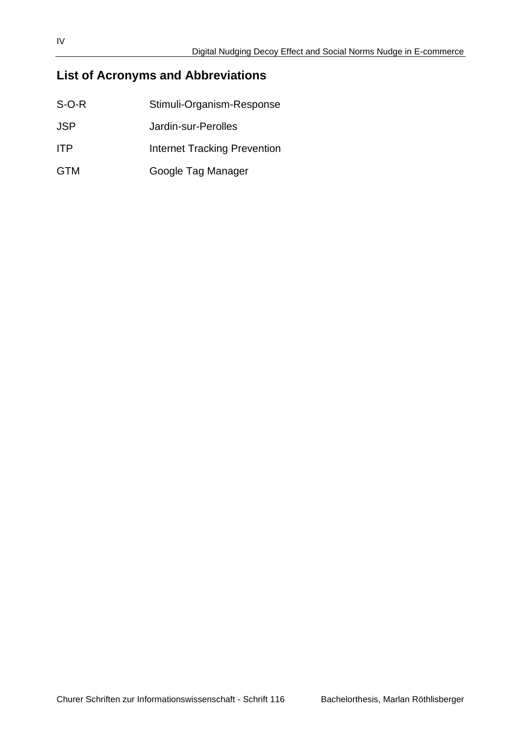## List of Acronyms and Abbreviations

| | |
|---|---|
| S-O-R | Stimuli-Organism-Response |
| JSP | Jardin-sur-Perolles |
| ITP | Internet Tracking Prevention |
| GTM | Google Tag Manager |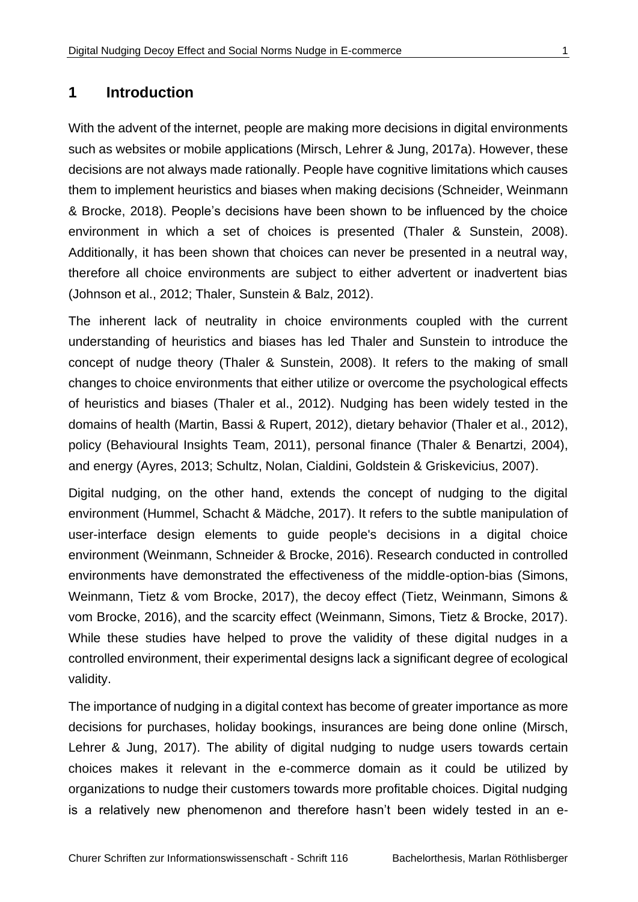# 1 Introduction

With the advent of the internet, people are making more decisions in digital environments such as websites or mobile applications (Mirsch, Lehrer & Jung, 2017a). However, these decisions are not always made rationally. People have cognitive limitations which causes them to implement heuristics and biases when making decisions (Schneider, Weinmann & Brocke, 2018). People's decisions have been shown to be influenced by the choice environment in which a set of choices is presented (Thaler & Sunstein, 2008). Additionally, it has been shown that choices can never be presented in a neutral way, therefore all choice environments are subject to either advertent or inadvertent bias (Johnson et al., 2012; Thaler, Sunstein & Balz, 2012).

The inherent lack of neutrality in choice environments coupled with the current understanding of heuristics and biases has led Thaler and Sunstein to introduce the concept of nudge theory (Thaler & Sunstein, 2008). It refers to the making of small changes to choice environments that either utilize or overcome the psychological effects of heuristics and biases (Thaler et al., 2012). Nudging has been widely tested in the domains of health (Martin, Bassi & Rupert, 2012), dietary behavior (Thaler et al., 2012), policy (Behavioural Insights Team, 2011), personal finance (Thaler & Benartzi, 2004), and energy (Ayres, 2013; Schultz, Nolan, Cialdini, Goldstein & Griskevicius, 2007).

Digital nudging, on the other hand, extends the concept of nudging to the digital environment (Hummel, Schacht & Mädche, 2017). It refers to the subtle manipulation of user-interface design elements to guide people's decisions in a digital choice environment (Weinmann, Schneider & Brocke, 2016). Research conducted in controlled environments have demonstrated the effectiveness of the middle-option-bias (Simons, Weinmann, Tietz & vom Brocke, 2017), the decoy effect (Tietz, Weinmann, Simons & vom Brocke, 2016), and the scarcity effect (Weinmann, Simons, Tietz & Brocke, 2017). While these studies have helped to prove the validity of these digital nudges in a controlled environment, their experimental designs lack a significant degree of ecological validity.

The importance of nudging in a digital context has become of greater importance as more decisions for purchases, holiday bookings, insurances are being done online (Mirsch, Lehrer & Jung, 2017). The ability of digital nudging to nudge users towards certain choices makes it relevant in the e-commerce domain as it could be utilized by organizations to nudge their customers towards more profitable choices. Digital nudging is a relatively new phenomenon and therefore hasn't been widely tested in an e-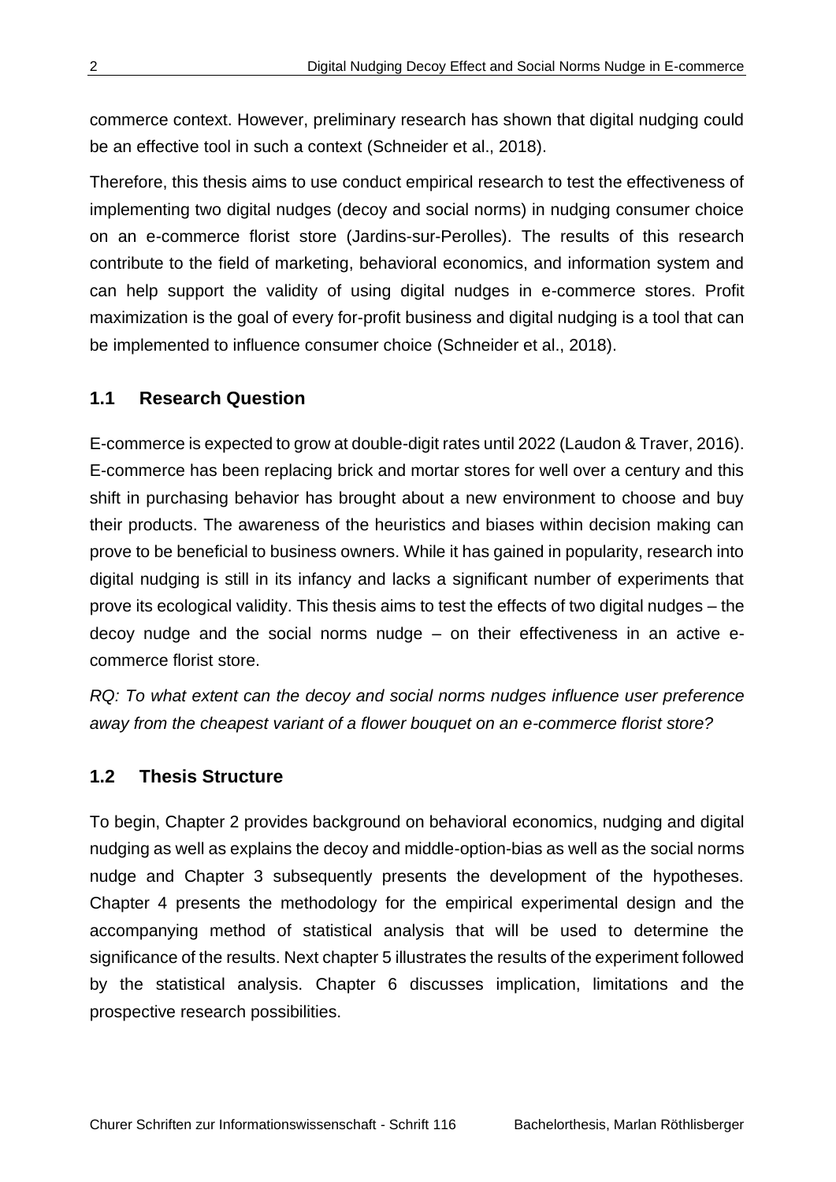commerce context. However, preliminary research has shown that digital nudging could be an effective tool in such a context (Schneider et al., 2018).

Therefore, this thesis aims to use conduct empirical research to test the effectiveness of implementing two digital nudges (decoy and social norms) in nudging consumer choice on an e-commerce florist store (Jardins-sur-Perolles). The results of this research contribute to the field of marketing, behavioral economics, and information system and can help support the validity of using digital nudges in e-commerce stores. Profit maximization is the goal of every for-profit business and digital nudging is a tool that can be implemented to influence consumer choice (Schneider et al., 2018).

## 1.1 Research Question

E-commerce is expected to grow at double-digit rates until 2022 (Laudon & Traver, 2016). E-commerce has been replacing brick and mortar stores for well over a century and this shift in purchasing behavior has brought about a new environment to choose and buy their products. The awareness of the heuristics and biases within decision making can prove to be beneficial to business owners. While it has gained in popularity, research into digital nudging is still in its infancy and lacks a significant number of experiments that prove its ecological validity. This thesis aims to test the effects of two digital nudges – the decoy nudge and the social norms nudge – on their effectiveness in an active e-commerce florist store.

*RQ: To what extent can the decoy and social norms nudges influence user preference away from the cheapest variant of a flower bouquet on an e-commerce florist store?*

## 1.2 Thesis Structure

To begin, Chapter 2 provides background on behavioral economics, nudging and digital nudging as well as explains the decoy and middle-option-bias as well as the social norms nudge and Chapter 3 subsequently presents the development of the hypotheses. Chapter 4 presents the methodology for the empirical experimental design and the accompanying method of statistical analysis that will be used to determine the significance of the results. Next chapter 5 illustrates the results of the experiment followed by the statistical analysis. Chapter 6 discusses implication, limitations and the prospective research possibilities.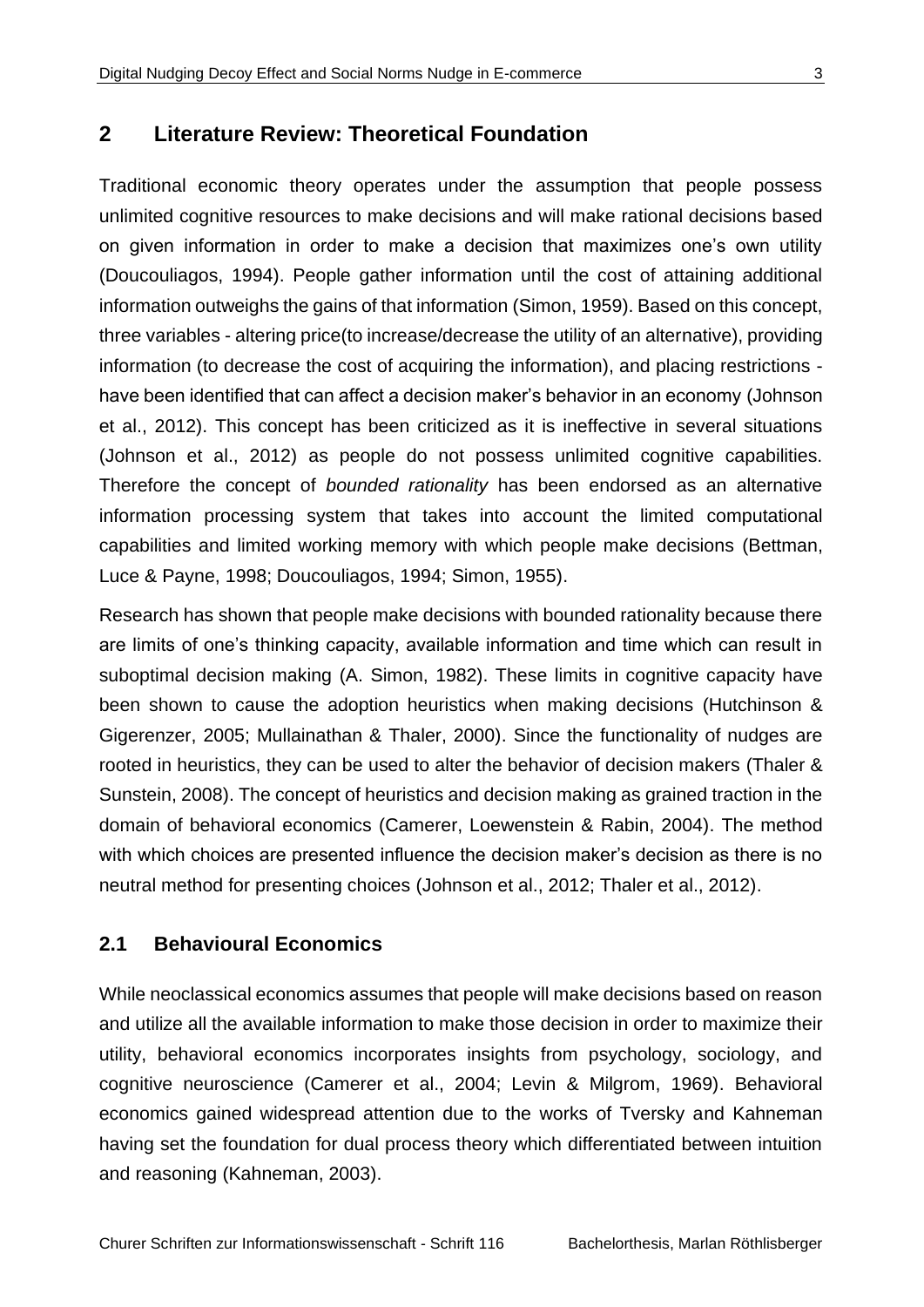## 2 Literature Review: Theoretical Foundation

Traditional economic theory operates under the assumption that people possess unlimited cognitive resources to make decisions and will make rational decisions based on given information in order to make a decision that maximizes one's own utility (Doucouliagos, 1994). People gather information until the cost of attaining additional information outweighs the gains of that information (Simon, 1959). Based on this concept, three variables - altering price(to increase/decrease the utility of an alternative), providing information (to decrease the cost of acquiring the information), and placing restrictions - have been identified that can affect a decision maker's behavior in an economy (Johnson et al., 2012). This concept has been criticized as it is ineffective in several situations (Johnson et al., 2012) as people do not possess unlimited cognitive capabilities. Therefore the concept of *bounded rationality* has been endorsed as an alternative information processing system that takes into account the limited computational capabilities and limited working memory with which people make decisions (Bettman, Luce & Payne, 1998; Doucouliagos, 1994; Simon, 1955).

Research has shown that people make decisions with bounded rationality because there are limits of one's thinking capacity, available information and time which can result in suboptimal decision making (A. Simon, 1982). These limits in cognitive capacity have been shown to cause the adoption heuristics when making decisions (Hutchinson & Gigerenzer, 2005; Mullainathan & Thaler, 2000). Since the functionality of nudges are rooted in heuristics, they can be used to alter the behavior of decision makers (Thaler & Sunstein, 2008). The concept of heuristics and decision making as grained traction in the domain of behavioral economics (Camerer, Loewenstein & Rabin, 2004). The method with which choices are presented influence the decision maker's decision as there is no neutral method for presenting choices (Johnson et al., 2012; Thaler et al., 2012).

### 2.1 Behavioural Economics

While neoclassical economics assumes that people will make decisions based on reason and utilize all the available information to make those decision in order to maximize their utility, behavioral economics incorporates insights from psychology, sociology, and cognitive neuroscience (Camerer et al., 2004; Levin & Milgrom, 1969). Behavioral economics gained widespread attention due to the works of Tversky and Kahneman having set the foundation for dual process theory which differentiated between intuition and reasoning (Kahneman, 2003).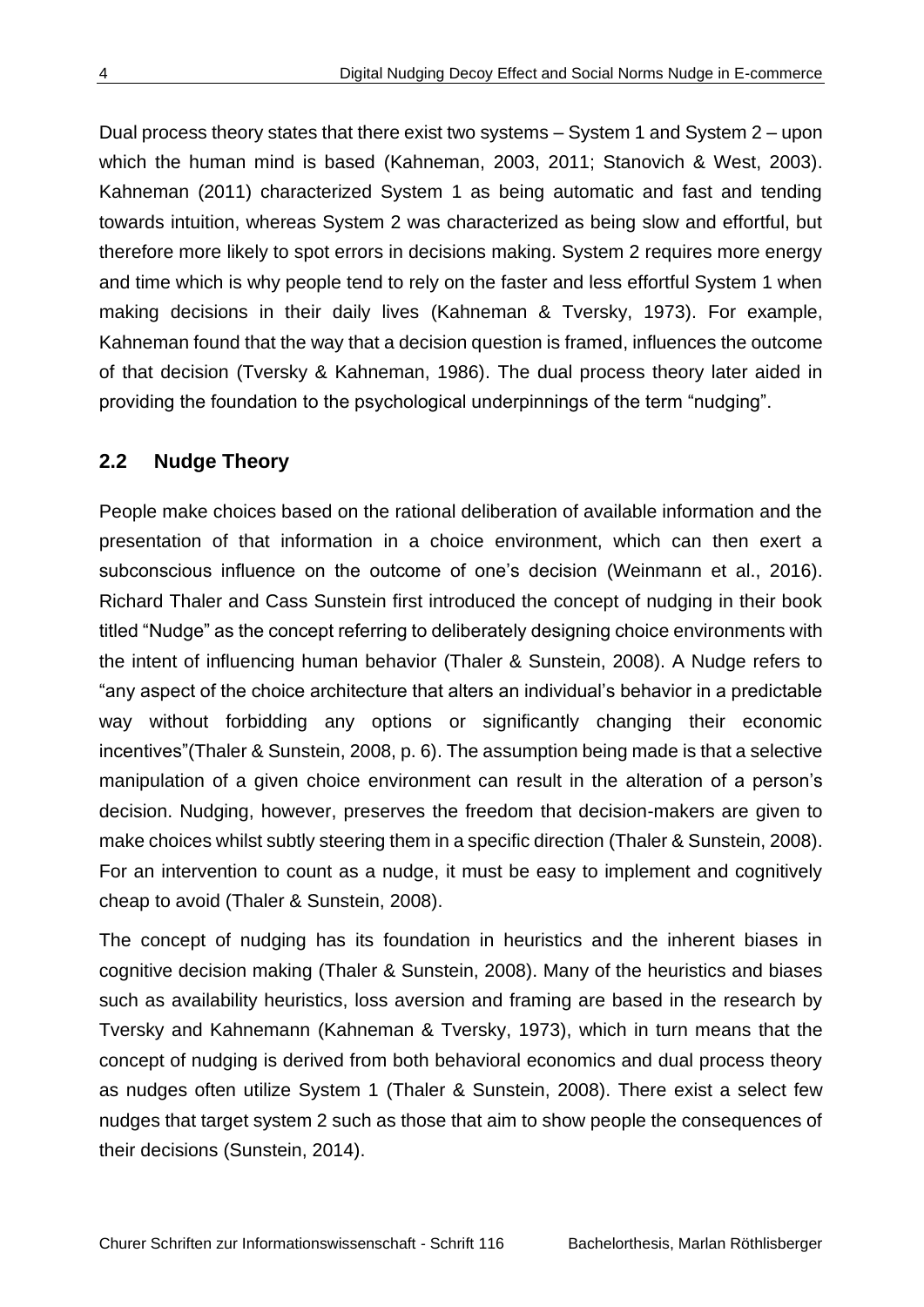Dual process theory states that there exist two systems – System 1 and System 2 – upon which the human mind is based (Kahneman, 2003, 2011; Stanovich & West, 2003). Kahneman (2011) characterized System 1 as being automatic and fast and tending towards intuition, whereas System 2 was characterized as being slow and effortful, but therefore more likely to spot errors in decisions making. System 2 requires more energy and time which is why people tend to rely on the faster and less effortful System 1 when making decisions in their daily lives (Kahneman & Tversky, 1973). For example, Kahneman found that the way that a decision question is framed, influences the outcome of that decision (Tversky & Kahneman, 1986). The dual process theory later aided in providing the foundation to the psychological underpinnings of the term "nudging".

## 2.2 Nudge Theory

People make choices based on the rational deliberation of available information and the presentation of that information in a choice environment, which can then exert a subconscious influence on the outcome of one's decision (Weinmann et al., 2016). Richard Thaler and Cass Sunstein first introduced the concept of nudging in their book titled "Nudge" as the concept referring to deliberately designing choice environments with the intent of influencing human behavior (Thaler & Sunstein, 2008). A Nudge refers to "any aspect of the choice architecture that alters an individual's behavior in a predictable way without forbidding any options or significantly changing their economic incentives"(Thaler & Sunstein, 2008, p. 6). The assumption being made is that a selective manipulation of a given choice environment can result in the alteration of a person's decision. Nudging, however, preserves the freedom that decision-makers are given to make choices whilst subtly steering them in a specific direction (Thaler & Sunstein, 2008). For an intervention to count as a nudge, it must be easy to implement and cognitively cheap to avoid (Thaler & Sunstein, 2008).

The concept of nudging has its foundation in heuristics and the inherent biases in cognitive decision making (Thaler & Sunstein, 2008). Many of the heuristics and biases such as availability heuristics, loss aversion and framing are based in the research by Tversky and Kahnemann (Kahneman & Tversky, 1973), which in turn means that the concept of nudging is derived from both behavioral economics and dual process theory as nudges often utilize System 1 (Thaler & Sunstein, 2008). There exist a select few nudges that target system 2 such as those that aim to show people the consequences of their decisions (Sunstein, 2014).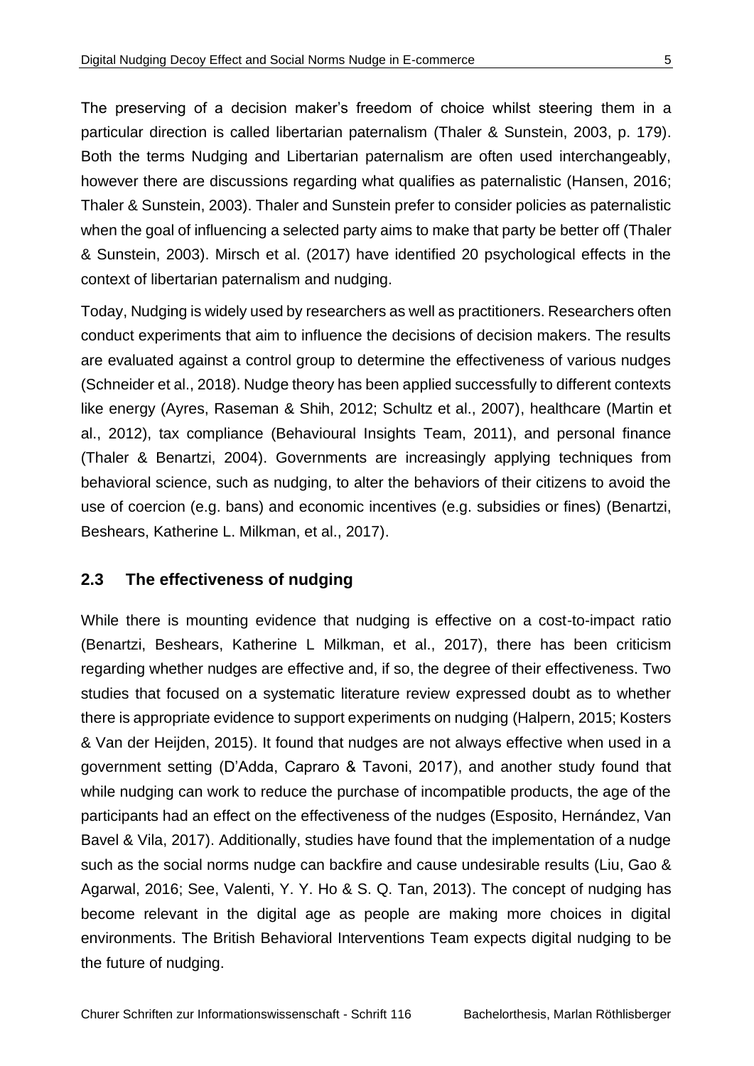The preserving of a decision maker's freedom of choice whilst steering them in a particular direction is called libertarian paternalism (Thaler & Sunstein, 2003, p. 179). Both the terms Nudging and Libertarian paternalism are often used interchangeably, however there are discussions regarding what qualifies as paternalistic (Hansen, 2016; Thaler & Sunstein, 2003). Thaler and Sunstein prefer to consider policies as paternalistic when the goal of influencing a selected party aims to make that party be better off (Thaler & Sunstein, 2003). Mirsch et al. (2017) have identified 20 psychological effects in the context of libertarian paternalism and nudging.

Today, Nudging is widely used by researchers as well as practitioners. Researchers often conduct experiments that aim to influence the decisions of decision makers. The results are evaluated against a control group to determine the effectiveness of various nudges (Schneider et al., 2018). Nudge theory has been applied successfully to different contexts like energy (Ayres, Raseman & Shih, 2012; Schultz et al., 2007), healthcare (Martin et al., 2012), tax compliance (Behavioural Insights Team, 2011), and personal finance (Thaler & Benartzi, 2004). Governments are increasingly applying techniques from behavioral science, such as nudging, to alter the behaviors of their citizens to avoid the use of coercion (e.g. bans) and economic incentives (e.g. subsidies or fines) (Benartzi, Beshears, Katherine L. Milkman, et al., 2017).

## 2.3 The effectiveness of nudging

While there is mounting evidence that nudging is effective on a cost-to-impact ratio (Benartzi, Beshears, Katherine L Milkman, et al., 2017), there has been criticism regarding whether nudges are effective and, if so, the degree of their effectiveness. Two studies that focused on a systematic literature review expressed doubt as to whether there is appropriate evidence to support experiments on nudging (Halpern, 2015; Kosters & Van der Heijden, 2015). It found that nudges are not always effective when used in a government setting (D'Adda, Capraro & Tavoni, 2017), and another study found that while nudging can work to reduce the purchase of incompatible products, the age of the participants had an effect on the effectiveness of the nudges (Esposito, Hernández, Van Bavel & Vila, 2017). Additionally, studies have found that the implementation of a nudge such as the social norms nudge can backfire and cause undesirable results (Liu, Gao & Agarwal, 2016; See, Valenti, Y. Y. Ho & S. Q. Tan, 2013). The concept of nudging has become relevant in the digital age as people are making more choices in digital environments. The British Behavioral Interventions Team expects digital nudging to be the future of nudging.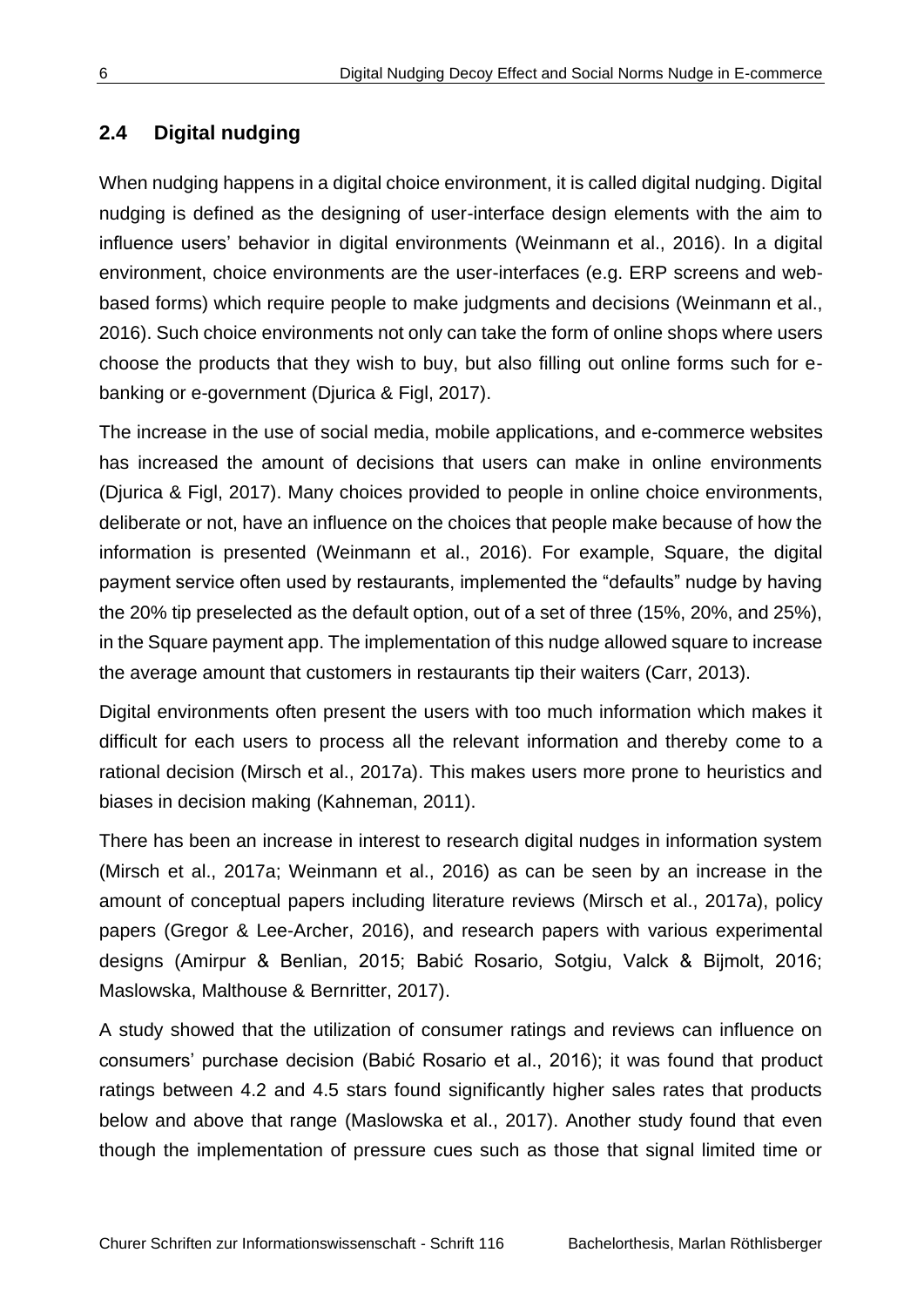## 2.4 Digital nudging

When nudging happens in a digital choice environment, it is called digital nudging. Digital nudging is defined as the designing of user-interface design elements with the aim to influence users' behavior in digital environments (Weinmann et al., 2016). In a digital environment, choice environments are the user-interfaces (e.g. ERP screens and web-based forms) which require people to make judgments and decisions (Weinmann et al., 2016). Such choice environments not only can take the form of online shops where users choose the products that they wish to buy, but also filling out online forms such for e-banking or e-government (Djurica & Figl, 2017).

The increase in the use of social media, mobile applications, and e-commerce websites has increased the amount of decisions that users can make in online environments (Djurica & Figl, 2017). Many choices provided to people in online choice environments, deliberate or not, have an influence on the choices that people make because of how the information is presented (Weinmann et al., 2016). For example, Square, the digital payment service often used by restaurants, implemented the "defaults" nudge by having the 20% tip preselected as the default option, out of a set of three (15%, 20%, and 25%), in the Square payment app. The implementation of this nudge allowed square to increase the average amount that customers in restaurants tip their waiters (Carr, 2013).

Digital environments often present the users with too much information which makes it difficult for each users to process all the relevant information and thereby come to a rational decision (Mirsch et al., 2017a). This makes users more prone to heuristics and biases in decision making (Kahneman, 2011).

There has been an increase in interest to research digital nudges in information system (Mirsch et al., 2017a; Weinmann et al., 2016) as can be seen by an increase in the amount of conceptual papers including literature reviews (Mirsch et al., 2017a), policy papers (Gregor & Lee-Archer, 2016), and research papers with various experimental designs (Amirpur & Benlian, 2015; Babić Rosario, Sotgiu, Valck & Bijmolt, 2016; Maslowska, Malthouse & Bernritter, 2017).

A study showed that the utilization of consumer ratings and reviews can influence on consumers' purchase decision (Babić Rosario et al., 2016); it was found that product ratings between 4.2 and 4.5 stars found significantly higher sales rates that products below and above that range (Maslowska et al., 2017). Another study found that even though the implementation of pressure cues such as those that signal limited time or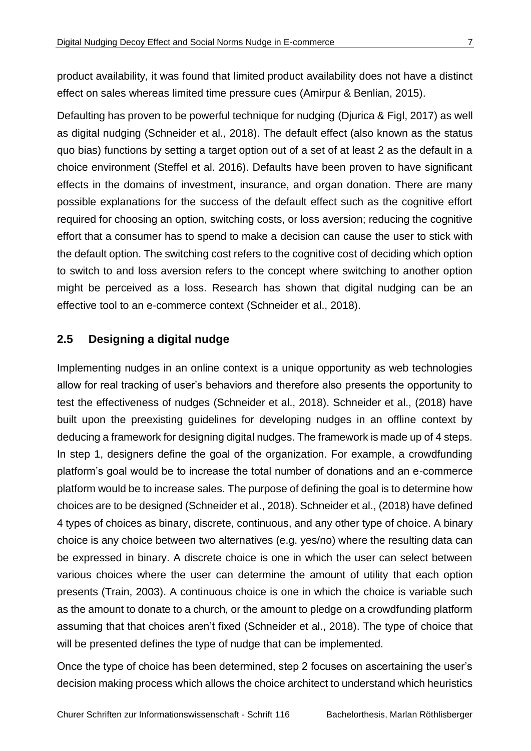product availability, it was found that limited product availability does not have a distinct effect on sales whereas limited time pressure cues (Amirpur & Benlian, 2015).

Defaulting has proven to be powerful technique for nudging (Djurica & Figl, 2017) as well as digital nudging (Schneider et al., 2018). The default effect (also known as the status quo bias) functions by setting a target option out of a set of at least 2 as the default in a choice environment (Steffel et al. 2016). Defaults have been proven to have significant effects in the domains of investment, insurance, and organ donation. There are many possible explanations for the success of the default effect such as the cognitive effort required for choosing an option, switching costs, or loss aversion; reducing the cognitive effort that a consumer has to spend to make a decision can cause the user to stick with the default option. The switching cost refers to the cognitive cost of deciding which option to switch to and loss aversion refers to the concept where switching to another option might be perceived as a loss. Research has shown that digital nudging can be an effective tool to an e-commerce context (Schneider et al., 2018).

## 2.5 Designing a digital nudge

Implementing nudges in an online context is a unique opportunity as web technologies allow for real tracking of user's behaviors and therefore also presents the opportunity to test the effectiveness of nudges (Schneider et al., 2018). Schneider et al., (2018) have built upon the preexisting guidelines for developing nudges in an offline context by deducing a framework for designing digital nudges. The framework is made up of 4 steps. In step 1, designers define the goal of the organization. For example, a crowdfunding platform's goal would be to increase the total number of donations and an e-commerce platform would be to increase sales. The purpose of defining the goal is to determine how choices are to be designed (Schneider et al., 2018). Schneider et al., (2018) have defined 4 types of choices as binary, discrete, continuous, and any other type of choice. A binary choice is any choice between two alternatives (e.g. yes/no) where the resulting data can be expressed in binary. A discrete choice is one in which the user can select between various choices where the user can determine the amount of utility that each option presents (Train, 2003). A continuous choice is one in which the choice is variable such as the amount to donate to a church, or the amount to pledge on a crowdfunding platform assuming that that choices aren't fixed (Schneider et al., 2018). The type of choice that will be presented defines the type of nudge that can be implemented.

Once the type of choice has been determined, step 2 focuses on ascertaining the user's decision making process which allows the choice architect to understand which heuristics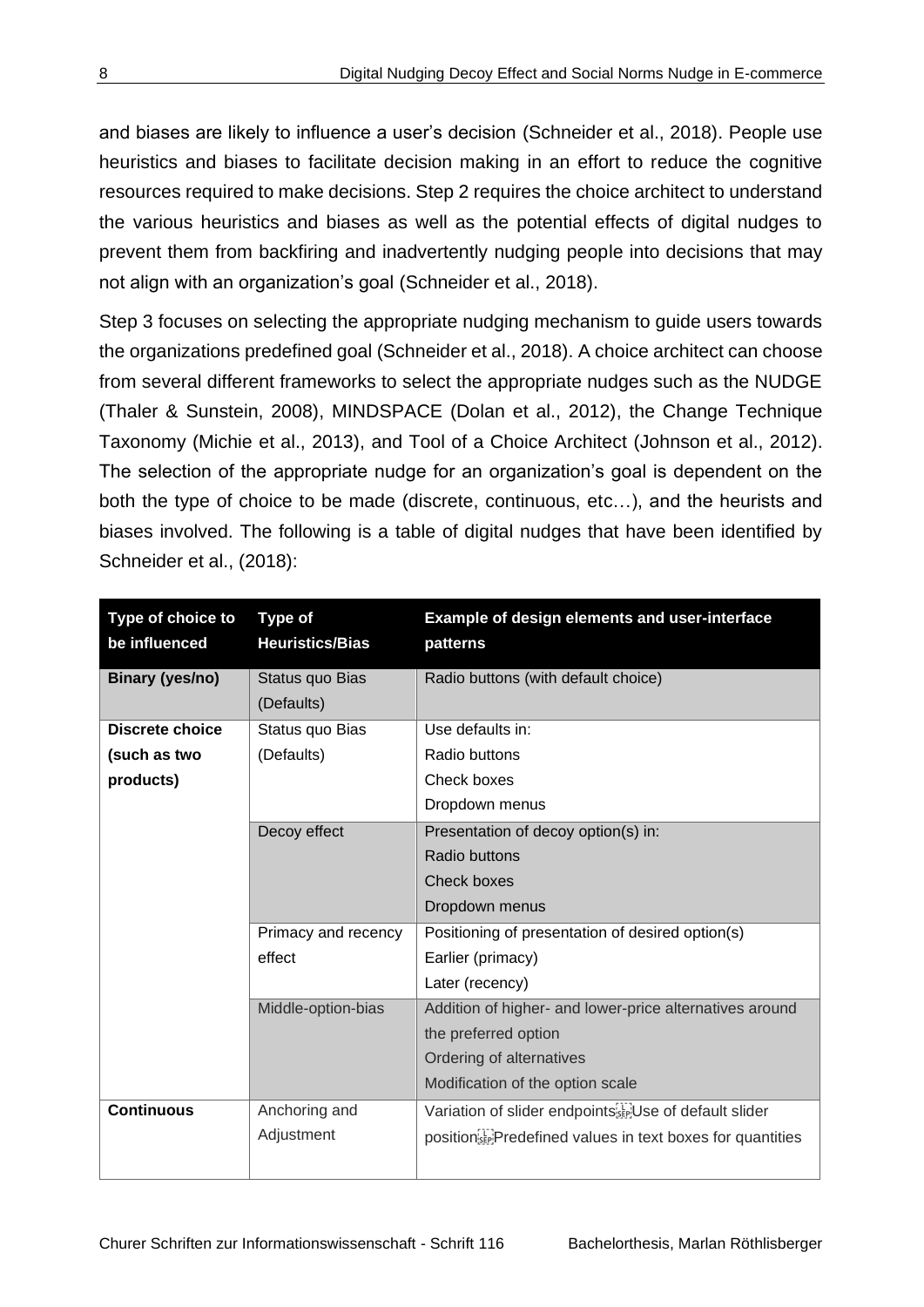and biases are likely to influence a user's decision (Schneider et al., 2018). People use heuristics and biases to facilitate decision making in an effort to reduce the cognitive resources required to make decisions. Step 2 requires the choice architect to understand the various heuristics and biases as well as the potential effects of digital nudges to prevent them from backfiring and inadvertently nudging people into decisions that may not align with an organization's goal (Schneider et al., 2018).

Step 3 focuses on selecting the appropriate nudging mechanism to guide users towards the organizations predefined goal (Schneider et al., 2018). A choice architect can choose from several different frameworks to select the appropriate nudges such as the NUDGE (Thaler & Sunstein, 2008), MINDSPACE (Dolan et al., 2012), the Change Technique Taxonomy (Michie et al., 2013), and Tool of a Choice Architect (Johnson et al., 2012). The selection of the appropriate nudge for an organization's goal is dependent on the both the type of choice to be made (discrete, continuous, etc…), and the heurists and biases involved. The following is a table of digital nudges that have been identified by Schneider et al., (2018):

| Type of choice to be influenced | Type of Heuristics/Bias | Example of design elements and user-interface patterns |
|---|---|---|
| **Binary (yes/no)** | Status quo Bias (Defaults) | Radio buttons (with default choice) |
| **Discrete choice (such as two products)** | Status quo Bias (Defaults) | Use defaults in:<br>Radio buttons<br>Check boxes<br>Dropdown menus |
| | Decoy effect | Presentation of decoy option(s) in:<br>Radio buttons<br>Check boxes<br>Dropdown menus |
| | Primacy and recency effect | Positioning of presentation of desired option(s)<br>Earlier (primacy)<br>Later (recency) |
| | Middle-option-bias | Addition of higher- and lower-price alternatives around the preferred option<br>Ordering of alternatives<br>Modification of the option scale |
| **Continuous** | Anchoring and Adjustment | Variation of slider endpoints Use of default slider position Predefined values in text boxes for quantities |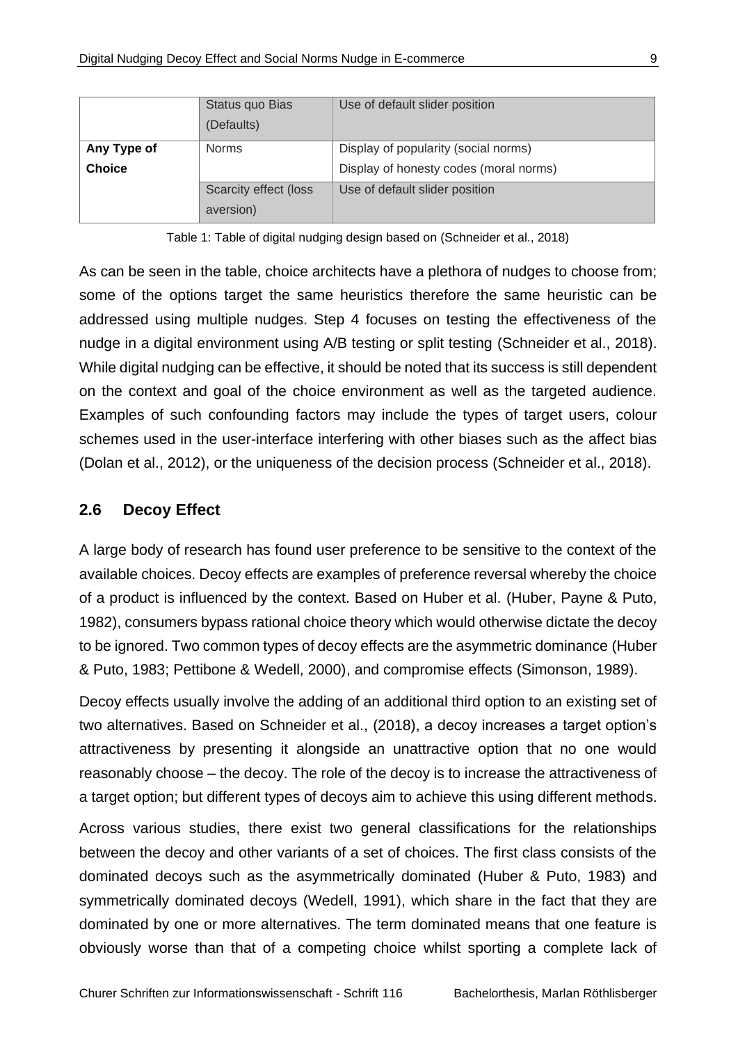| | | |
|---|---|---|
| | Status quo Bias (Defaults) | Use of default slider position |
| **Any Type of Choice** | Norms | Display of popularity (social norms)<br>Display of honesty codes (moral norms) |
| | Scarcity effect (loss aversion) | Use of default slider position |

Table 1: Table of digital nudging design based on (Schneider et al., 2018)

As can be seen in the table, choice architects have a plethora of nudges to choose from; some of the options target the same heuristics therefore the same heuristic can be addressed using multiple nudges. Step 4 focuses on testing the effectiveness of the nudge in a digital environment using A/B testing or split testing (Schneider et al., 2018). While digital nudging can be effective, it should be noted that its success is still dependent on the context and goal of the choice environment as well as the targeted audience. Examples of such confounding factors may include the types of target users, colour schemes used in the user-interface interfering with other biases such as the affect bias (Dolan et al., 2012), or the uniqueness of the decision process (Schneider et al., 2018).

## 2.6 Decoy Effect

A large body of research has found user preference to be sensitive to the context of the available choices. Decoy effects are examples of preference reversal whereby the choice of a product is influenced by the context. Based on Huber et al. (Huber, Payne & Puto, 1982), consumers bypass rational choice theory which would otherwise dictate the decoy to be ignored. Two common types of decoy effects are the asymmetric dominance (Huber & Puto, 1983; Pettibone & Wedell, 2000), and compromise effects (Simonson, 1989).

Decoy effects usually involve the adding of an additional third option to an existing set of two alternatives. Based on Schneider et al., (2018), a decoy increases a target option's attractiveness by presenting it alongside an unattractive option that no one would reasonably choose – the decoy. The role of the decoy is to increase the attractiveness of a target option; but different types of decoys aim to achieve this using different methods.

Across various studies, there exist two general classifications for the relationships between the decoy and other variants of a set of choices. The first class consists of the dominated decoys such as the asymmetrically dominated (Huber & Puto, 1983) and symmetrically dominated decoys (Wedell, 1991), which share in the fact that they are dominated by one or more alternatives. The term dominated means that one feature is obviously worse than that of a competing choice whilst sporting a complete lack of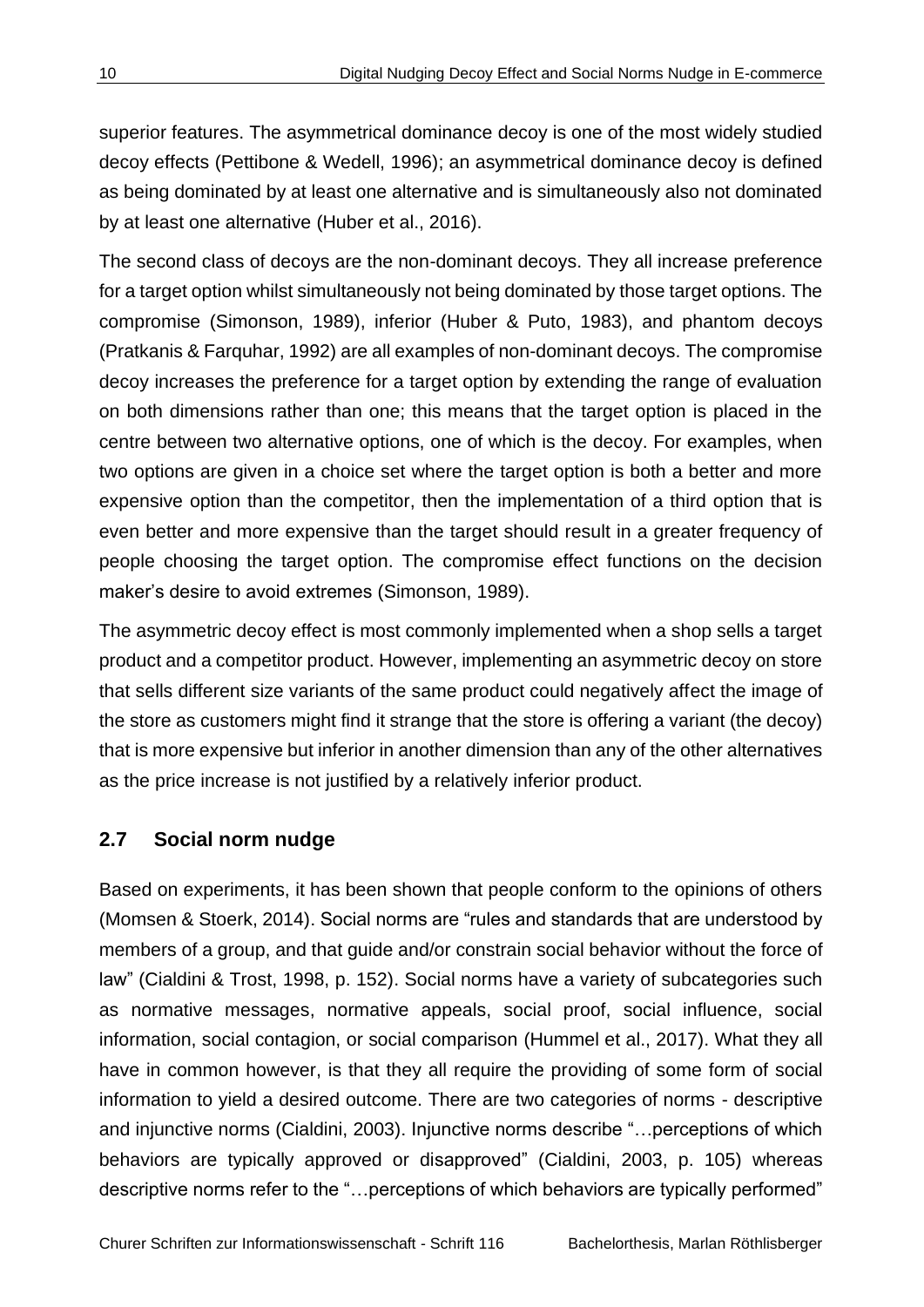superior features. The asymmetrical dominance decoy is one of the most widely studied decoy effects (Pettibone & Wedell, 1996); an asymmetrical dominance decoy is defined as being dominated by at least one alternative and is simultaneously also not dominated by at least one alternative (Huber et al., 2016).

The second class of decoys are the non-dominant decoys. They all increase preference for a target option whilst simultaneously not being dominated by those target options. The compromise (Simonson, 1989), inferior (Huber & Puto, 1983), and phantom decoys (Pratkanis & Farquhar, 1992) are all examples of non-dominant decoys. The compromise decoy increases the preference for a target option by extending the range of evaluation on both dimensions rather than one; this means that the target option is placed in the centre between two alternative options, one of which is the decoy. For examples, when two options are given in a choice set where the target option is both a better and more expensive option than the competitor, then the implementation of a third option that is even better and more expensive than the target should result in a greater frequency of people choosing the target option. The compromise effect functions on the decision maker's desire to avoid extremes (Simonson, 1989).

The asymmetric decoy effect is most commonly implemented when a shop sells a target product and a competitor product. However, implementing an asymmetric decoy on store that sells different size variants of the same product could negatively affect the image of the store as customers might find it strange that the store is offering a variant (the decoy) that is more expensive but inferior in another dimension than any of the other alternatives as the price increase is not justified by a relatively inferior product.

## 2.7 Social norm nudge

Based on experiments, it has been shown that people conform to the opinions of others (Momsen & Stoerk, 2014). Social norms are "rules and standards that are understood by members of a group, and that guide and/or constrain social behavior without the force of law" (Cialdini & Trost, 1998, p. 152). Social norms have a variety of subcategories such as normative messages, normative appeals, social proof, social influence, social information, social contagion, or social comparison (Hummel et al., 2017). What they all have in common however, is that they all require the providing of some form of social information to yield a desired outcome. There are two categories of norms - descriptive and injunctive norms (Cialdini, 2003). Injunctive norms describe "…perceptions of which behaviors are typically approved or disapproved" (Cialdini, 2003, p. 105) whereas descriptive norms refer to the "…perceptions of which behaviors are typically performed"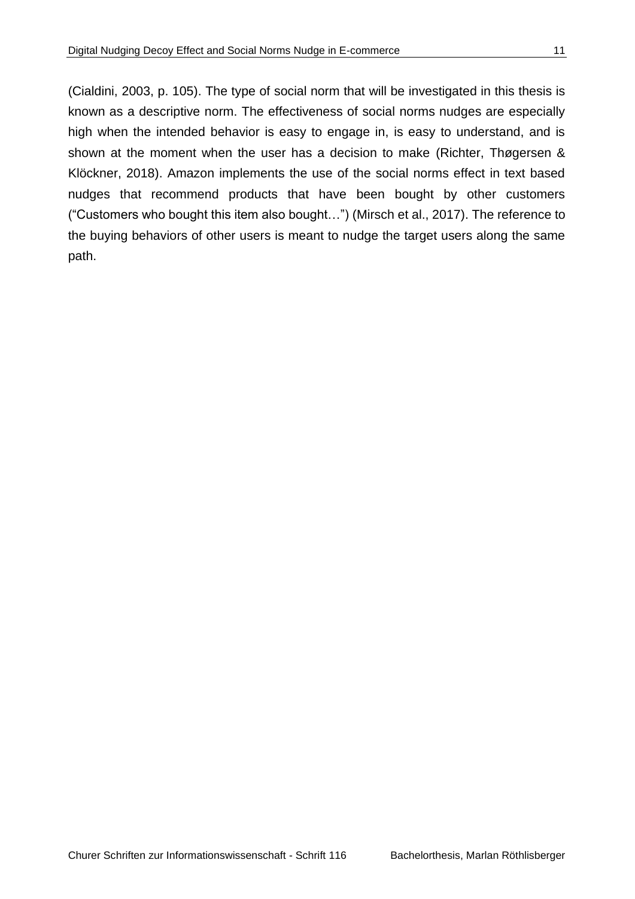(Cialdini, 2003, p. 105). The type of social norm that will be investigated in this thesis is known as a descriptive norm. The effectiveness of social norms nudges are especially high when the intended behavior is easy to engage in, is easy to understand, and is shown at the moment when the user has a decision to make (Richter, Thøgersen & Klöckner, 2018). Amazon implements the use of the social norms effect in text based nudges that recommend products that have been bought by other customers ("Customers who bought this item also bought…") (Mirsch et al., 2017). The reference to the buying behaviors of other users is meant to nudge the target users along the same path.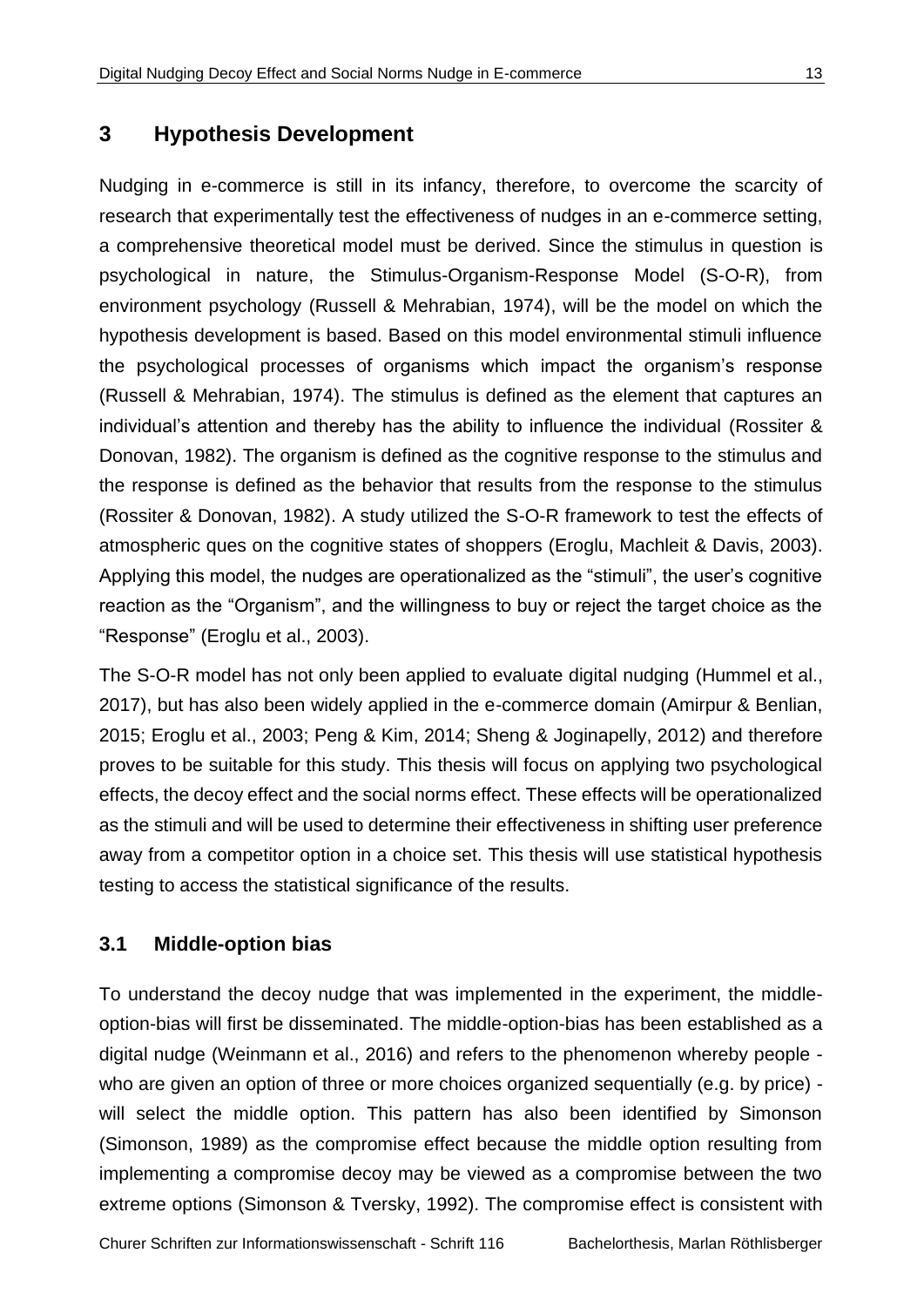## 3 Hypothesis Development

Nudging in e-commerce is still in its infancy, therefore, to overcome the scarcity of research that experimentally test the effectiveness of nudges in an e-commerce setting, a comprehensive theoretical model must be derived. Since the stimulus in question is psychological in nature, the Stimulus-Organism-Response Model (S-O-R), from environment psychology (Russell & Mehrabian, 1974), will be the model on which the hypothesis development is based. Based on this model environmental stimuli influence the psychological processes of organisms which impact the organism's response (Russell & Mehrabian, 1974). The stimulus is defined as the element that captures an individual's attention and thereby has the ability to influence the individual (Rossiter & Donovan, 1982). The organism is defined as the cognitive response to the stimulus and the response is defined as the behavior that results from the response to the stimulus (Rossiter & Donovan, 1982). A study utilized the S-O-R framework to test the effects of atmospheric ques on the cognitive states of shoppers (Eroglu, Machleit & Davis, 2003). Applying this model, the nudges are operationalized as the "stimuli", the user's cognitive reaction as the "Organism", and the willingness to buy or reject the target choice as the "Response" (Eroglu et al., 2003).

The S-O-R model has not only been applied to evaluate digital nudging (Hummel et al., 2017), but has also been widely applied in the e-commerce domain (Amirpur & Benlian, 2015; Eroglu et al., 2003; Peng & Kim, 2014; Sheng & Joginapelly, 2012) and therefore proves to be suitable for this study. This thesis will focus on applying two psychological effects, the decoy effect and the social norms effect. These effects will be operationalized as the stimuli and will be used to determine their effectiveness in shifting user preference away from a competitor option in a choice set. This thesis will use statistical hypothesis testing to access the statistical significance of the results.

### 3.1 Middle-option bias

To understand the decoy nudge that was implemented in the experiment, the middle-option-bias will first be disseminated. The middle-option-bias has been established as a digital nudge (Weinmann et al., 2016) and refers to the phenomenon whereby people - who are given an option of three or more choices organized sequentially (e.g. by price) - will select the middle option. This pattern has also been identified by Simonson (Simonson, 1989) as the compromise effect because the middle option resulting from implementing a compromise decoy may be viewed as a compromise between the two extreme options (Simonson & Tversky, 1992). The compromise effect is consistent with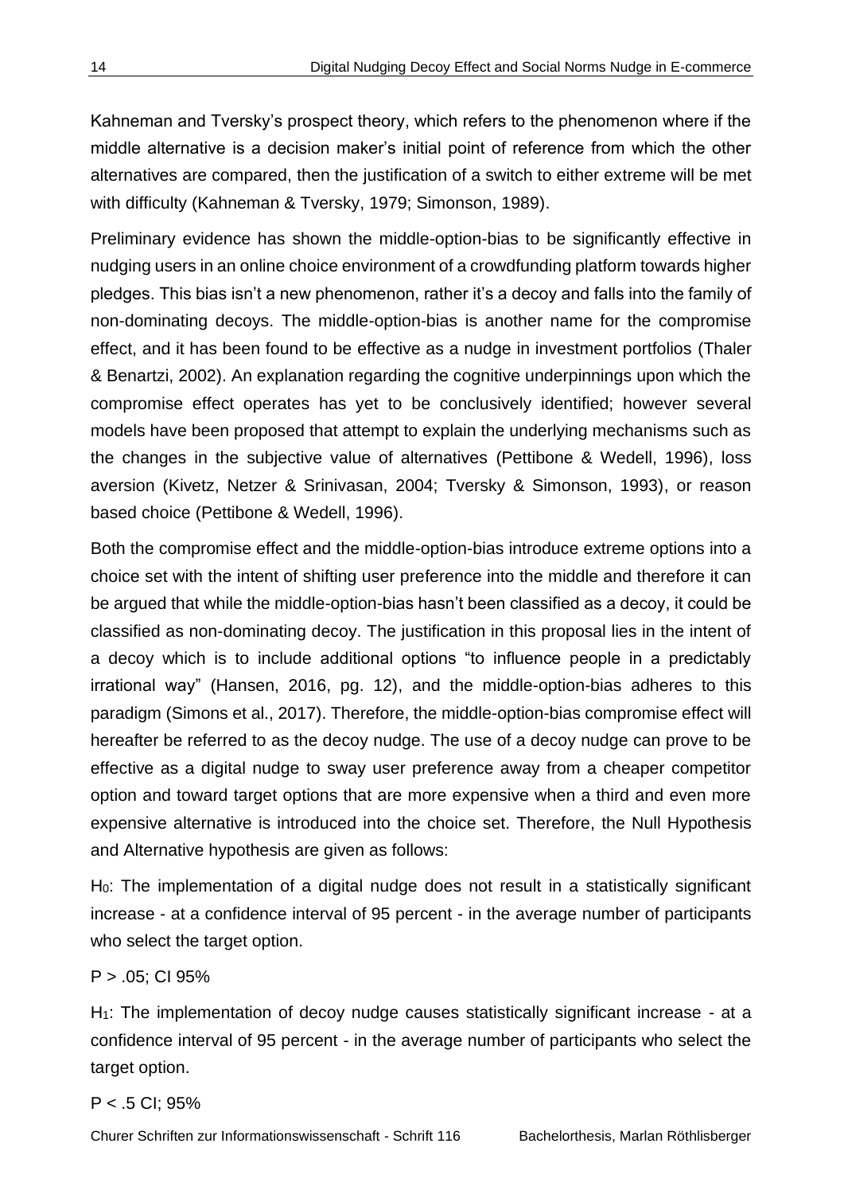Kahneman and Tversky's prospect theory, which refers to the phenomenon where if the middle alternative is a decision maker's initial point of reference from which the other alternatives are compared, then the justification of a switch to either extreme will be met with difficulty (Kahneman & Tversky, 1979; Simonson, 1989).

Preliminary evidence has shown the middle-option-bias to be significantly effective in nudging users in an online choice environment of a crowdfunding platform towards higher pledges. This bias isn't a new phenomenon, rather it's a decoy and falls into the family of non-dominating decoys. The middle-option-bias is another name for the compromise effect, and it has been found to be effective as a nudge in investment portfolios (Thaler & Benartzi, 2002). An explanation regarding the cognitive underpinnings upon which the compromise effect operates has yet to be conclusively identified; however several models have been proposed that attempt to explain the underlying mechanisms such as the changes in the subjective value of alternatives (Pettibone & Wedell, 1996), loss aversion (Kivetz, Netzer & Srinivasan, 2004; Tversky & Simonson, 1993), or reason based choice (Pettibone & Wedell, 1996).

Both the compromise effect and the middle-option-bias introduce extreme options into a choice set with the intent of shifting user preference into the middle and therefore it can be argued that while the middle-option-bias hasn't been classified as a decoy, it could be classified as non-dominating decoy. The justification in this proposal lies in the intent of a decoy which is to include additional options "to influence people in a predictably irrational way" (Hansen, 2016, pg. 12), and the middle-option-bias adheres to this paradigm (Simons et al., 2017). Therefore, the middle-option-bias compromise effect will hereafter be referred to as the decoy nudge. The use of a decoy nudge can prove to be effective as a digital nudge to sway user preference away from a cheaper competitor option and toward target options that are more expensive when a third and even more expensive alternative is introduced into the choice set. Therefore, the Null Hypothesis and Alternative hypothesis are given as follows:

$H_0$: The implementation of a digital nudge does not result in a statistically significant increase - at a confidence interval of 95 percent - in the average number of participants who select the target option.

$P > .05$; CI 95%

$H_1$: The implementation of decoy nudge causes statistically significant increase - at a confidence interval of 95 percent - in the average number of participants who select the target option.

$P < .5$ CI; 95%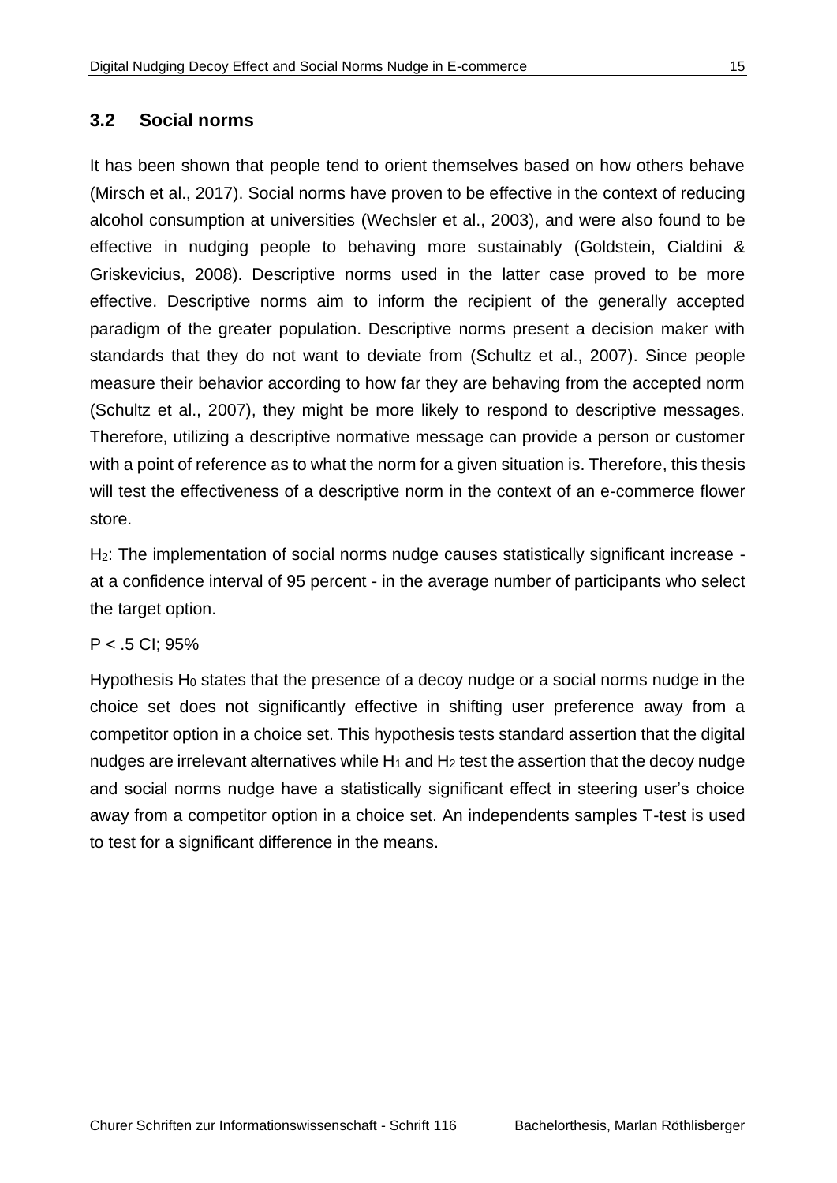## 3.2 Social norms

It has been shown that people tend to orient themselves based on how others behave (Mirsch et al., 2017). Social norms have proven to be effective in the context of reducing alcohol consumption at universities (Wechsler et al., 2003), and were also found to be effective in nudging people to behaving more sustainably (Goldstein, Cialdini & Griskevicius, 2008). Descriptive norms used in the latter case proved to be more effective. Descriptive norms aim to inform the recipient of the generally accepted paradigm of the greater population. Descriptive norms present a decision maker with standards that they do not want to deviate from (Schultz et al., 2007). Since people measure their behavior according to how far they are behaving from the accepted norm (Schultz et al., 2007), they might be more likely to respond to descriptive messages. Therefore, utilizing a descriptive normative message can provide a person or customer with a point of reference as to what the norm for a given situation is. Therefore, this thesis will test the effectiveness of a descriptive norm in the context of an e-commerce flower store.

$H_2$: The implementation of social norms nudge causes statistically significant increase - at a confidence interval of 95 percent - in the average number of participants who select the target option.

$P < .5$ CI; 95%

Hypothesis $H_0$ states that the presence of a decoy nudge or a social norms nudge in the choice set does not significantly effective in shifting user preference away from a competitor option in a choice set. This hypothesis tests standard assertion that the digital nudges are irrelevant alternatives while $H_1$ and $H_2$ test the assertion that the decoy nudge and social norms nudge have a statistically significant effect in steering user's choice away from a competitor option in a choice set. An independents samples T-test is used to test for a significant difference in the means.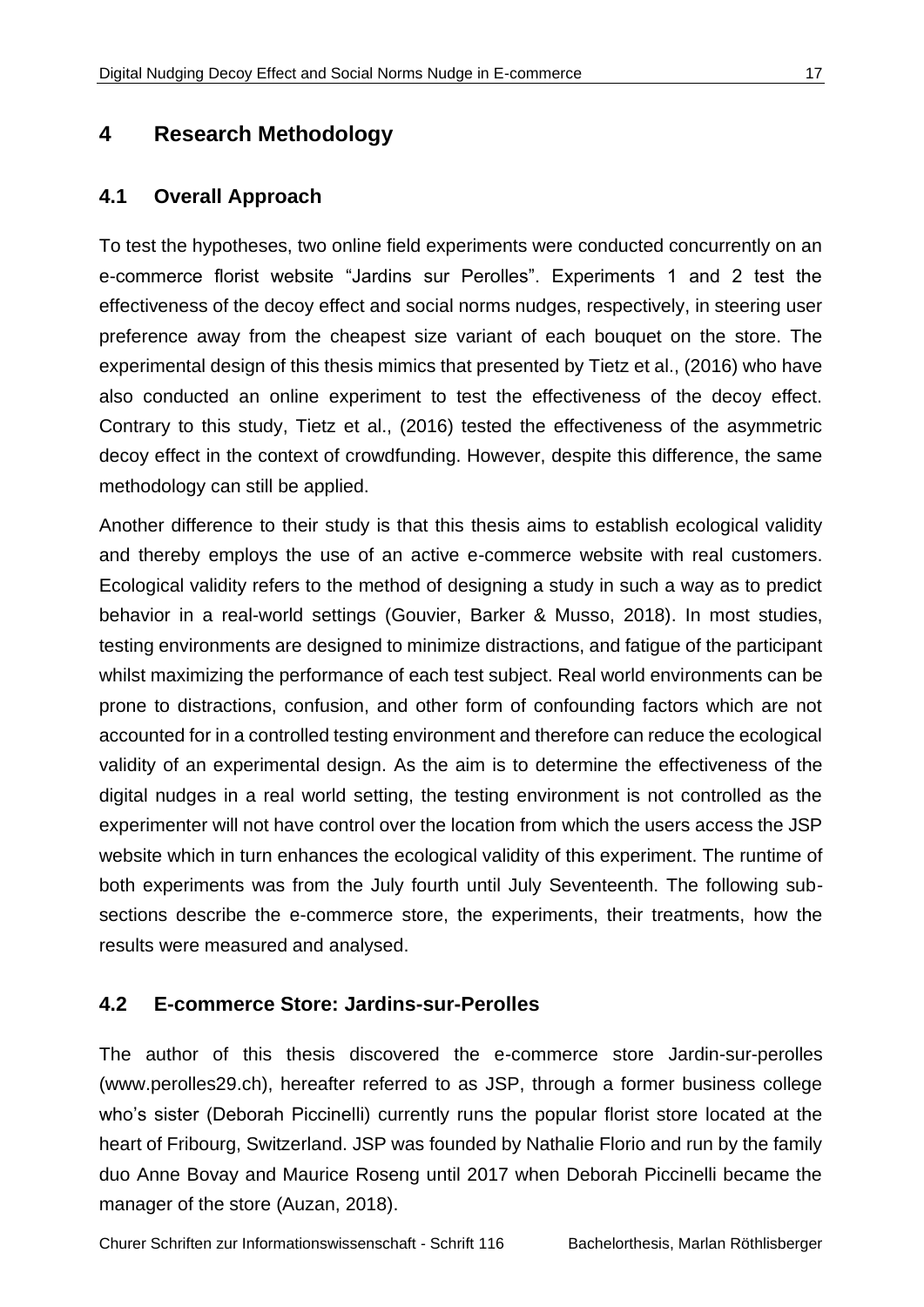# 4 Research Methodology

## 4.1 Overall Approach

To test the hypotheses, two online field experiments were conducted concurrently on an e-commerce florist website "Jardins sur Perolles". Experiments 1 and 2 test the effectiveness of the decoy effect and social norms nudges, respectively, in steering user preference away from the cheapest size variant of each bouquet on the store. The experimental design of this thesis mimics that presented by Tietz et al., (2016) who have also conducted an online experiment to test the effectiveness of the decoy effect. Contrary to this study, Tietz et al., (2016) tested the effectiveness of the asymmetric decoy effect in the context of crowdfunding. However, despite this difference, the same methodology can still be applied.

Another difference to their study is that this thesis aims to establish ecological validity and thereby employs the use of an active e-commerce website with real customers. Ecological validity refers to the method of designing a study in such a way as to predict behavior in a real-world settings (Gouvier, Barker & Musso, 2018). In most studies, testing environments are designed to minimize distractions, and fatigue of the participant whilst maximizing the performance of each test subject. Real world environments can be prone to distractions, confusion, and other form of confounding factors which are not accounted for in a controlled testing environment and therefore can reduce the ecological validity of an experimental design. As the aim is to determine the effectiveness of the digital nudges in a real world setting, the testing environment is not controlled as the experimenter will not have control over the location from which the users access the JSP website which in turn enhances the ecological validity of this experiment. The runtime of both experiments was from the July fourth until July Seventeenth. The following sub-sections describe the e-commerce store, the experiments, their treatments, how the results were measured and analysed.

## 4.2 E-commerce Store: Jardins-sur-Perolles

The author of this thesis discovered the e-commerce store Jardin-sur-perolles (www.perolles29.ch), hereafter referred to as JSP, through a former business college who's sister (Deborah Piccinelli) currently runs the popular florist store located at the heart of Fribourg, Switzerland. JSP was founded by Nathalie Florio and run by the family duo Anne Bovay and Maurice Roseng until 2017 when Deborah Piccinelli became the manager of the store (Auzan, 2018).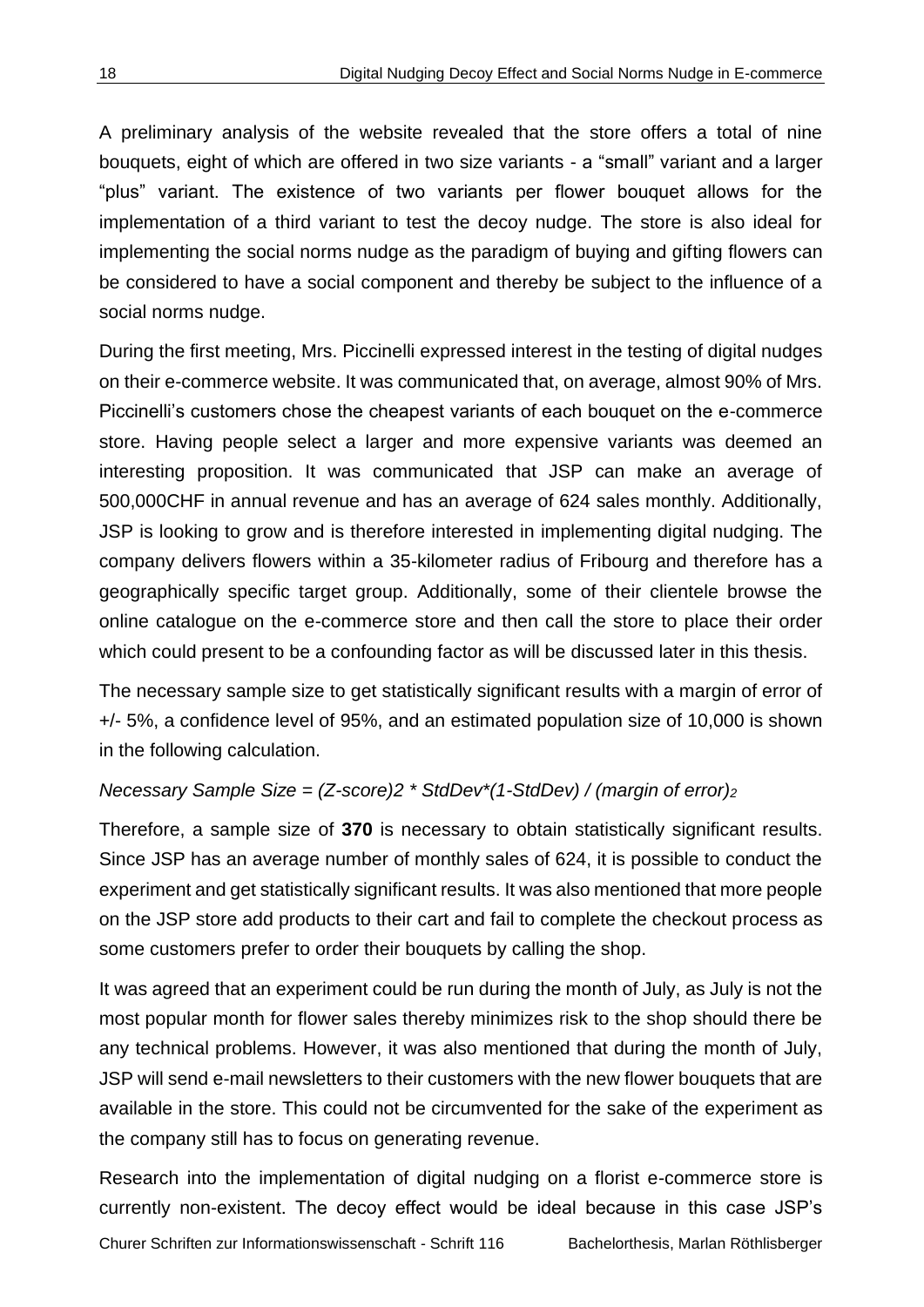A preliminary analysis of the website revealed that the store offers a total of nine bouquets, eight of which are offered in two size variants - a "small" variant and a larger "plus" variant. The existence of two variants per flower bouquet allows for the implementation of a third variant to test the decoy nudge. The store is also ideal for implementing the social norms nudge as the paradigm of buying and gifting flowers can be considered to have a social component and thereby be subject to the influence of a social norms nudge.

During the first meeting, Mrs. Piccinelli expressed interest in the testing of digital nudges on their e-commerce website. It was communicated that, on average, almost 90% of Mrs. Piccinelli's customers chose the cheapest variants of each bouquet on the e-commerce store. Having people select a larger and more expensive variants was deemed an interesting proposition. It was communicated that JSP can make an average of 500,000CHF in annual revenue and has an average of 624 sales monthly. Additionally, JSP is looking to grow and is therefore interested in implementing digital nudging. The company delivers flowers within a 35-kilometer radius of Fribourg and therefore has a geographically specific target group. Additionally, some of their clientele browse the online catalogue on the e-commerce store and then call the store to place their order which could present to be a confounding factor as will be discussed later in this thesis.

The necessary sample size to get statistically significant results with a margin of error of +/- 5%, a confidence level of 95%, and an estimated population size of 10,000 is shown in the following calculation.

*Necessary Sample Size = (Z-score)2 * StdDev*(1-StdDev) / (margin of error)$_2$*

Therefore, a sample size of **370** is necessary to obtain statistically significant results. Since JSP has an average number of monthly sales of 624, it is possible to conduct the experiment and get statistically significant results. It was also mentioned that more people on the JSP store add products to their cart and fail to complete the checkout process as some customers prefer to order their bouquets by calling the shop.

It was agreed that an experiment could be run during the month of July, as July is not the most popular month for flower sales thereby minimizes risk to the shop should there be any technical problems. However, it was also mentioned that during the month of July, JSP will send e-mail newsletters to their customers with the new flower bouquets that are available in the store. This could not be circumvented for the sake of the experiment as the company still has to focus on generating revenue.

Research into the implementation of digital nudging on a florist e-commerce store is currently non-existent. The decoy effect would be ideal because in this case JSP's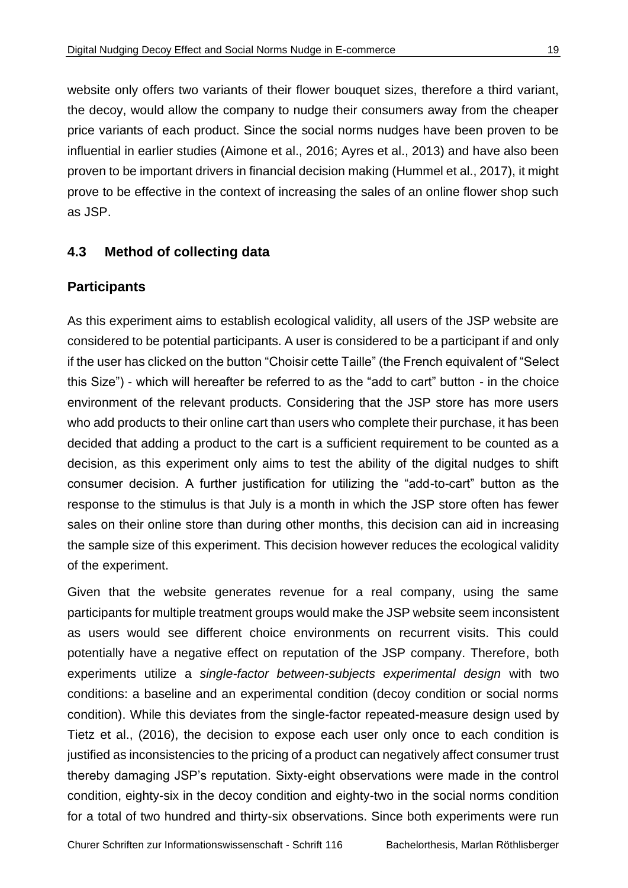website only offers two variants of their flower bouquet sizes, therefore a third variant, the decoy, would allow the company to nudge their consumers away from the cheaper price variants of each product. Since the social norms nudges have been proven to be influential in earlier studies (Aimone et al., 2016; Ayres et al., 2013) and have also been proven to be important drivers in financial decision making (Hummel et al., 2017), it might prove to be effective in the context of increasing the sales of an online flower shop such as JSP.

## 4.3 Method of collecting data

### Participants

As this experiment aims to establish ecological validity, all users of the JSP website are considered to be potential participants. A user is considered to be a participant if and only if the user has clicked on the button "Choisir cette Taille" (the French equivalent of "Select this Size") - which will hereafter be referred to as the "add to cart" button - in the choice environment of the relevant products. Considering that the JSP store has more users who add products to their online cart than users who complete their purchase, it has been decided that adding a product to the cart is a sufficient requirement to be counted as a decision, as this experiment only aims to test the ability of the digital nudges to shift consumer decision. A further justification for utilizing the "add-to-cart" button as the response to the stimulus is that July is a month in which the JSP store often has fewer sales on their online store than during other months, this decision can aid in increasing the sample size of this experiment. This decision however reduces the ecological validity of the experiment.

Given that the website generates revenue for a real company, using the same participants for multiple treatment groups would make the JSP website seem inconsistent as users would see different choice environments on recurrent visits. This could potentially have a negative effect on reputation of the JSP company. Therefore, both experiments utilize a *single-factor between-subjects experimental design* with two conditions: a baseline and an experimental condition (decoy condition or social norms condition). While this deviates from the single-factor repeated-measure design used by Tietz et al., (2016), the decision to expose each user only once to each condition is justified as inconsistencies to the pricing of a product can negatively affect consumer trust thereby damaging JSP's reputation. Sixty-eight observations were made in the control condition, eighty-six in the decoy condition and eighty-two in the social norms condition for a total of two hundred and thirty-six observations. Since both experiments were run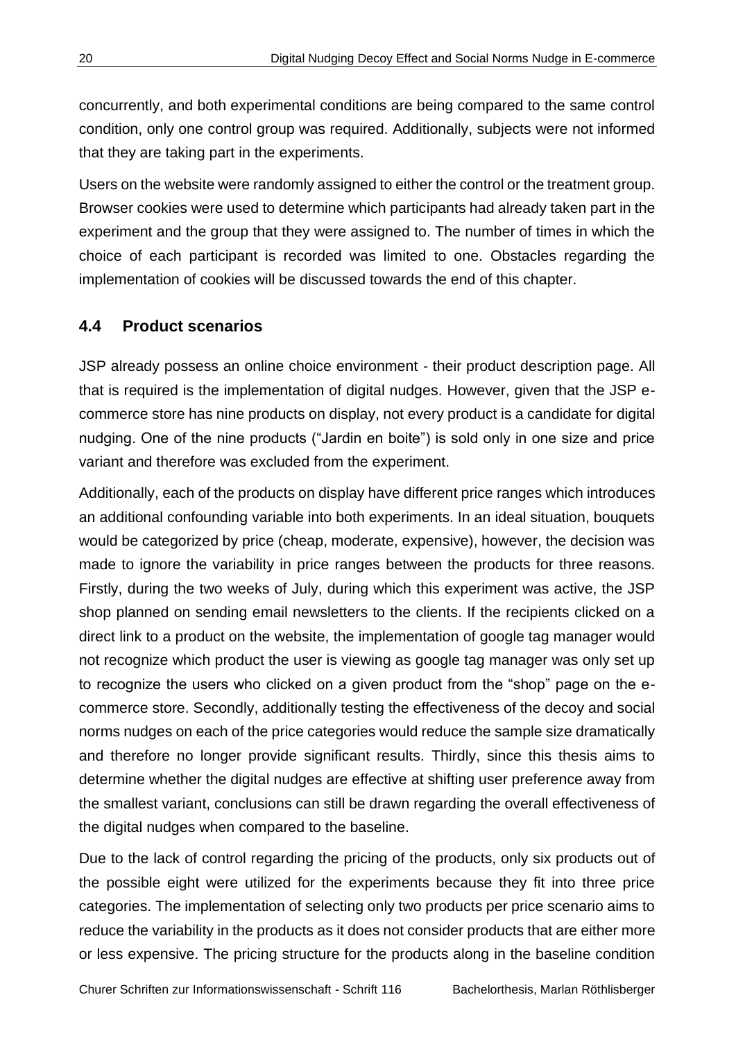concurrently, and both experimental conditions are being compared to the same control condition, only one control group was required. Additionally, subjects were not informed that they are taking part in the experiments.

Users on the website were randomly assigned to either the control or the treatment group. Browser cookies were used to determine which participants had already taken part in the experiment and the group that they were assigned to. The number of times in which the choice of each participant is recorded was limited to one. Obstacles regarding the implementation of cookies will be discussed towards the end of this chapter.

## 4.4 Product scenarios

JSP already possess an online choice environment - their product description page. All that is required is the implementation of digital nudges. However, given that the JSP e-commerce store has nine products on display, not every product is a candidate for digital nudging. One of the nine products ("Jardin en boite") is sold only in one size and price variant and therefore was excluded from the experiment.

Additionally, each of the products on display have different price ranges which introduces an additional confounding variable into both experiments. In an ideal situation, bouquets would be categorized by price (cheap, moderate, expensive), however, the decision was made to ignore the variability in price ranges between the products for three reasons. Firstly, during the two weeks of July, during which this experiment was active, the JSP shop planned on sending email newsletters to the clients. If the recipients clicked on a direct link to a product on the website, the implementation of google tag manager would not recognize which product the user is viewing as google tag manager was only set up to recognize the users who clicked on a given product from the "shop" page on the e-commerce store. Secondly, additionally testing the effectiveness of the decoy and social norms nudges on each of the price categories would reduce the sample size dramatically and therefore no longer provide significant results. Thirdly, since this thesis aims to determine whether the digital nudges are effective at shifting user preference away from the smallest variant, conclusions can still be drawn regarding the overall effectiveness of the digital nudges when compared to the baseline.

Due to the lack of control regarding the pricing of the products, only six products out of the possible eight were utilized for the experiments because they fit into three price categories. The implementation of selecting only two products per price scenario aims to reduce the variability in the products as it does not consider products that are either more or less expensive. The pricing structure for the products along in the baseline condition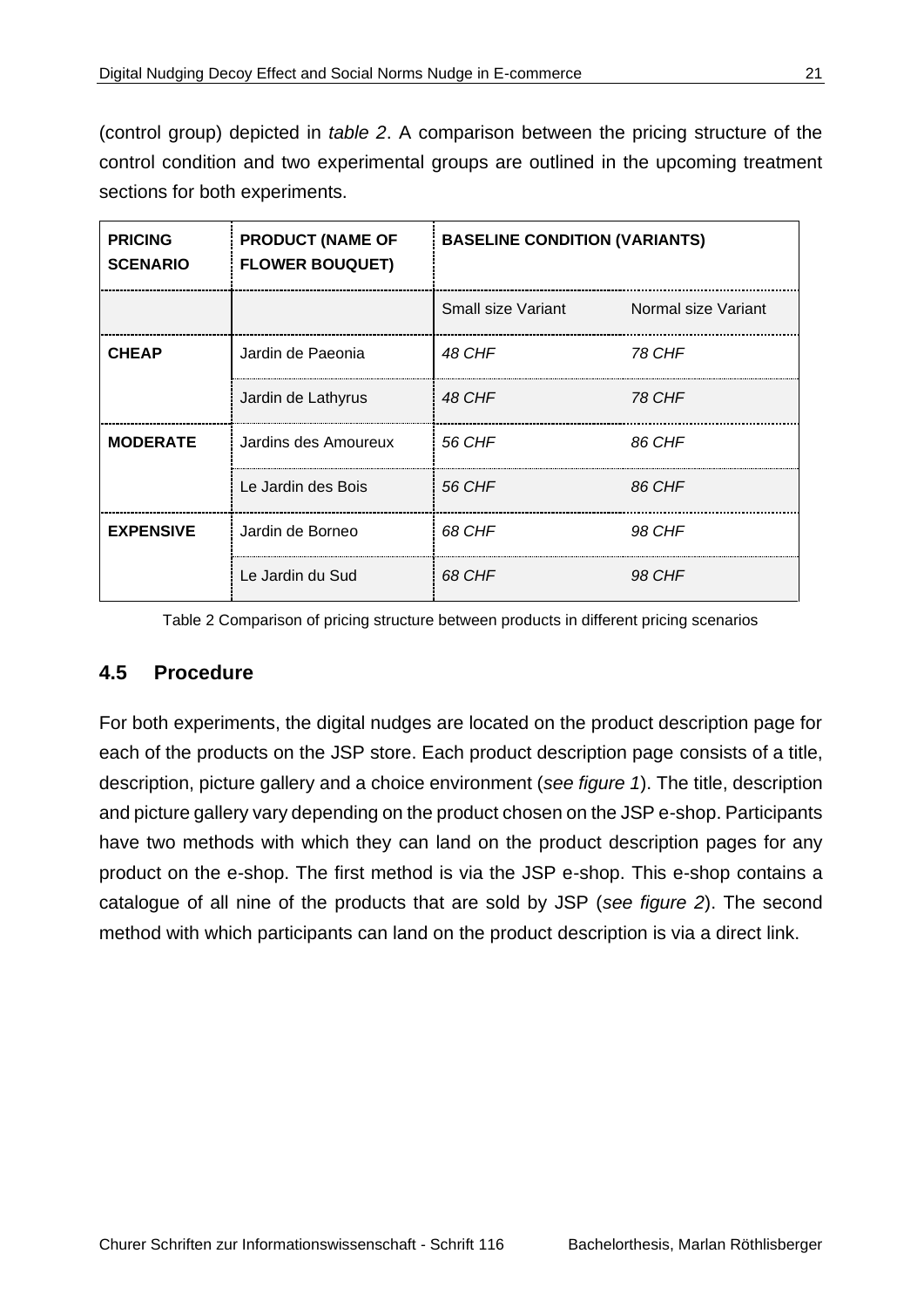(control group) depicted in *table 2*. A comparison between the pricing structure of the control condition and two experimental groups are outlined in the upcoming treatment sections for both experiments.

| **PRICING SCENARIO** | **PRODUCT (NAME OF FLOWER BOUQUET)** | **BASELINE CONDITION (VARIANTS)** | |
|---|---|---|---|
| | | Small size Variant | Normal size Variant |
| **CHEAP** | Jardin de Paeonia | *48 CHF* | *78 CHF* |
| | Jardin de Lathyrus | *48 CHF* | *78 CHF* |
| **MODERATE** | Jardins des Amoureux | *56 CHF* | *86 CHF* |
| | Le Jardin des Bois | *56 CHF* | *86 CHF* |
| **EXPENSIVE** | Jardin de Borneo | *68 CHF* | *98 CHF* |
| | Le Jardin du Sud | *68 CHF* | *98 CHF* |

Table 2 Comparison of pricing structure between products in different pricing scenarios

## 4.5 Procedure

For both experiments, the digital nudges are located on the product description page for each of the products on the JSP store. Each product description page consists of a title, description, picture gallery and a choice environment (*see figure 1*). The title, description and picture gallery vary depending on the product chosen on the JSP e-shop. Participants have two methods with which they can land on the product description pages for any product on the e-shop. The first method is via the JSP e-shop. This e-shop contains a catalogue of all nine of the products that are sold by JSP (*see figure 2*). The second method with which participants can land on the product description is via a direct link.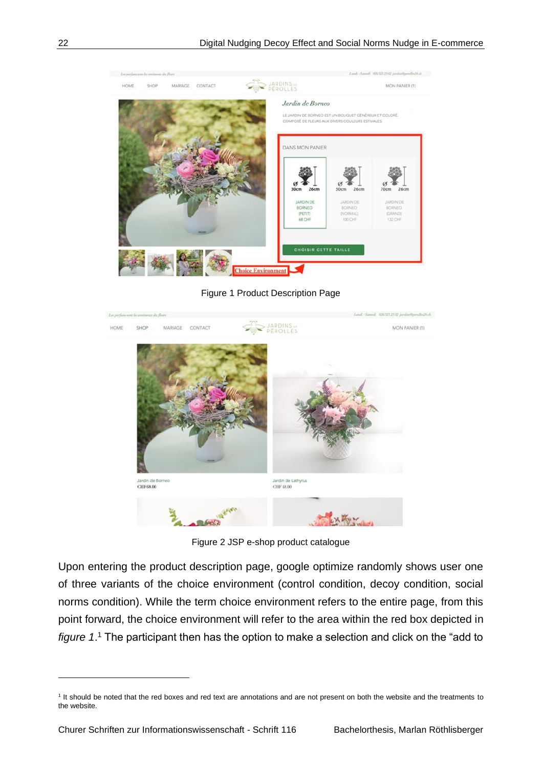Figure 1 Product Description Page

Figure 2 JSP e-shop product catalogue

Upon entering the product description page, google optimize randomly shows user one of three variants of the choice environment (control condition, decoy condition, social norms condition). While the term choice environment refers to the entire page, from this point forward, the choice environment will refer to the area within the red box depicted in *figure 1*.[1] The participant then has the option to make a selection and click on the "add to

[1] It should be noted that the red boxes and red text are annotations and are not present on both the website and the treatments to the website.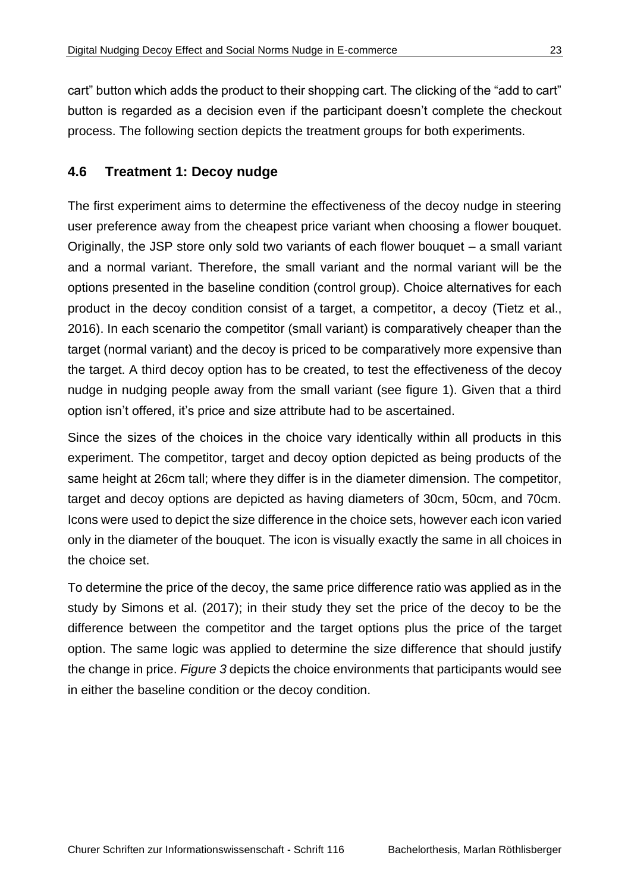cart” button which adds the product to their shopping cart. The clicking of the “add to cart” button is regarded as a decision even if the participant doesn’t complete the checkout process. The following section depicts the treatment groups for both experiments.

### 4.6 Treatment 1: Decoy nudge

The first experiment aims to determine the effectiveness of the decoy nudge in steering user preference away from the cheapest price variant when choosing a flower bouquet. Originally, the JSP store only sold two variants of each flower bouquet – a small variant and a normal variant. Therefore, the small variant and the normal variant will be the options presented in the baseline condition (control group). Choice alternatives for each product in the decoy condition consist of a target, a competitor, a decoy (Tietz et al., 2016). In each scenario the competitor (small variant) is comparatively cheaper than the target (normal variant) and the decoy is priced to be comparatively more expensive than the target. A third decoy option has to be created, to test the effectiveness of the decoy nudge in nudging people away from the small variant (see figure 1). Given that a third option isn’t offered, it’s price and size attribute had to be ascertained.

Since the sizes of the choices in the choice vary identically within all products in this experiment. The competitor, target and decoy option depicted as being products of the same height at 26cm tall; where they differ is in the diameter dimension. The competitor, target and decoy options are depicted as having diameters of 30cm, 50cm, and 70cm. Icons were used to depict the size difference in the choice sets, however each icon varied only in the diameter of the bouquet. The icon is visually exactly the same in all choices in the choice set.

To determine the price of the decoy, the same price difference ratio was applied as in the study by Simons et al. (2017); in their study they set the price of the decoy to be the difference between the competitor and the target options plus the price of the target option. The same logic was applied to determine the size difference that should justify the change in price. *Figure 3* depicts the choice environments that participants would see in either the baseline condition or the decoy condition.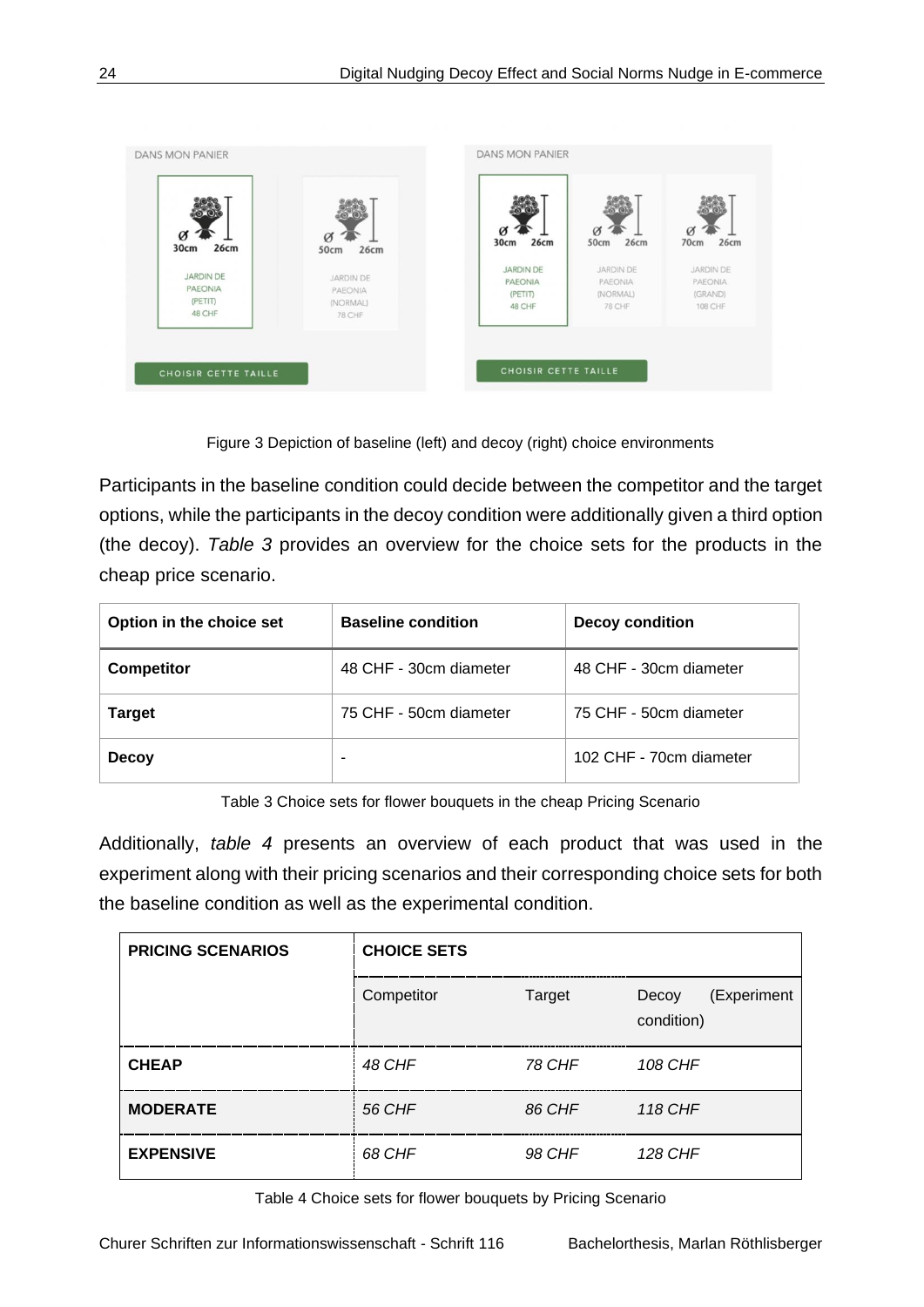Figure 3 Depiction of baseline (left) and decoy (right) choice environments

Participants in the baseline condition could decide between the competitor and the target options, while the participants in the decoy condition were additionally given a third option (the decoy). *Table 3* provides an overview for the choice sets for the products in the cheap price scenario.

| Option in the choice set | Baseline condition | Decoy condition |
|---|---|---|
| **Competitor** | 48 CHF - 30cm diameter | 48 CHF - 30cm diameter |
| **Target** | 75 CHF - 50cm diameter | 75 CHF - 50cm diameter |
| **Decoy** | - | 102 CHF - 70cm diameter |

Table 3 Choice sets for flower bouquets in the cheap Pricing Scenario

Additionally, *table 4* presents an overview of each product that was used in the experiment along with their pricing scenarios and their corresponding choice sets for both the baseline condition as well as the experimental condition.

| PRICING SCENARIOS | CHOICE SETS | | |
|---|---|---|---|
| | Competitor | Target | Decoy (Experiment condition) |
| **CHEAP** | *48 CHF* | *78 CHF* | *108 CHF* |
| **MODERATE** | *56 CHF* | *86 CHF* | *118 CHF* |
| **EXPENSIVE** | *68 CHF* | *98 CHF* | *128 CHF* |

Table 4 Choice sets for flower bouquets by Pricing Scenario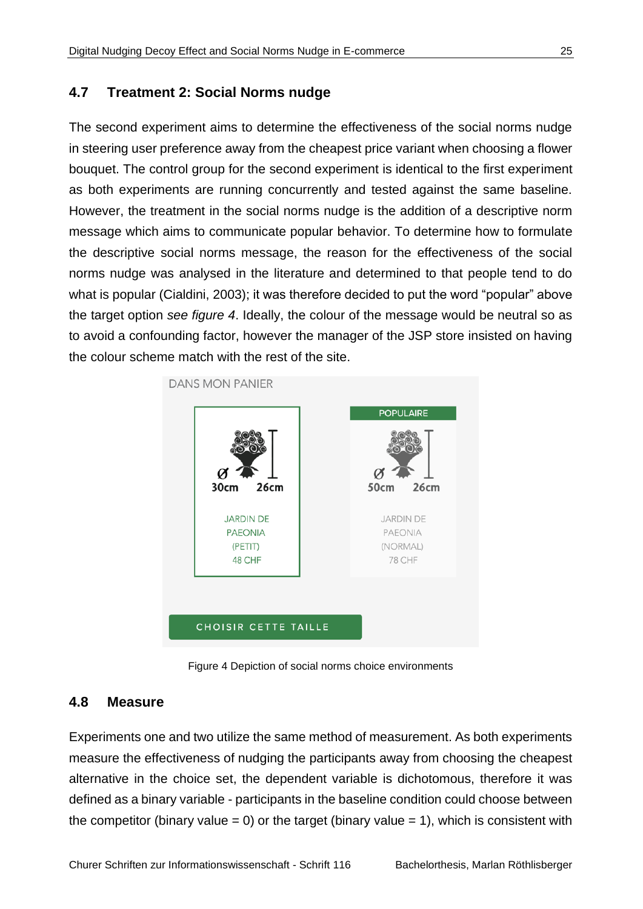## 4.7 Treatment 2: Social Norms nudge

The second experiment aims to determine the effectiveness of the social norms nudge in steering user preference away from the cheapest price variant when choosing a flower bouquet. The control group for the second experiment is identical to the first experiment as both experiments are running concurrently and tested against the same baseline. However, the treatment in the social norms nudge is the addition of a descriptive norm message which aims to communicate popular behavior. To determine how to formulate the descriptive social norms message, the reason for the effectiveness of the social norms nudge was analysed in the literature and determined to that people tend to do what is popular (Cialdini, 2003); it was therefore decided to put the word "popular" above the target option *see figure 4*. Ideally, the colour of the message would be neutral so as to avoid a confounding factor, however the manager of the JSP store insisted on having the colour scheme match with the rest of the site.

Figure 4 Depiction of social norms choice environments

## 4.8 Measure

Experiments one and two utilize the same method of measurement. As both experiments measure the effectiveness of nudging the participants away from choosing the cheapest alternative in the choice set, the dependent variable is dichotomous, therefore it was defined as a binary variable - participants in the baseline condition could choose between the competitor (binary value = 0) or the target (binary value = 1), which is consistent with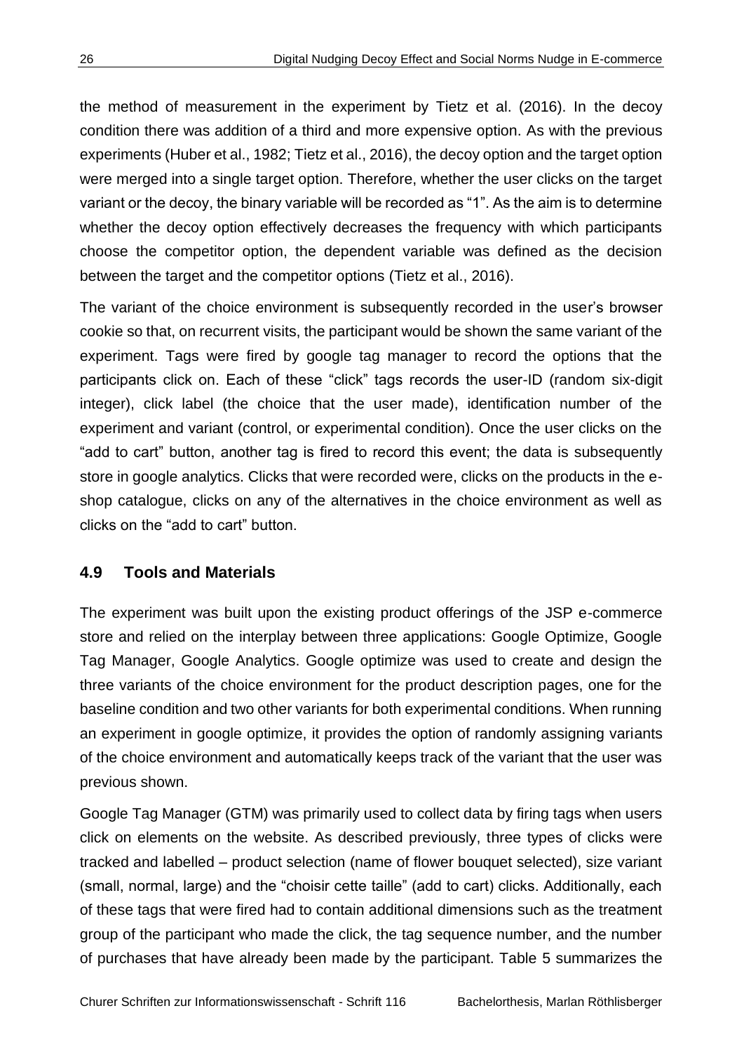the method of measurement in the experiment by Tietz et al. (2016). In the decoy condition there was addition of a third and more expensive option. As with the previous experiments (Huber et al., 1982; Tietz et al., 2016), the decoy option and the target option were merged into a single target option. Therefore, whether the user clicks on the target variant or the decoy, the binary variable will be recorded as "1". As the aim is to determine whether the decoy option effectively decreases the frequency with which participants choose the competitor option, the dependent variable was defined as the decision between the target and the competitor options (Tietz et al., 2016).

The variant of the choice environment is subsequently recorded in the user's browser cookie so that, on recurrent visits, the participant would be shown the same variant of the experiment. Tags were fired by google tag manager to record the options that the participants click on. Each of these "click" tags records the user-ID (random six-digit integer), click label (the choice that the user made), identification number of the experiment and variant (control, or experimental condition). Once the user clicks on the "add to cart" button, another tag is fired to record this event; the data is subsequently store in google analytics. Clicks that were recorded were, clicks on the products in the e-shop catalogue, clicks on any of the alternatives in the choice environment as well as clicks on the "add to cart" button.

## 4.9 Tools and Materials

The experiment was built upon the existing product offerings of the JSP e-commerce store and relied on the interplay between three applications: Google Optimize, Google Tag Manager, Google Analytics. Google optimize was used to create and design the three variants of the choice environment for the product description pages, one for the baseline condition and two other variants for both experimental conditions. When running an experiment in google optimize, it provides the option of randomly assigning variants of the choice environment and automatically keeps track of the variant that the user was previous shown.

Google Tag Manager (GTM) was primarily used to collect data by firing tags when users click on elements on the website. As described previously, three types of clicks were tracked and labelled – product selection (name of flower bouquet selected), size variant (small, normal, large) and the "choisir cette taille" (add to cart) clicks. Additionally, each of these tags that were fired had to contain additional dimensions such as the treatment group of the participant who made the click, the tag sequence number, and the number of purchases that have already been made by the participant. Table 5 summarizes the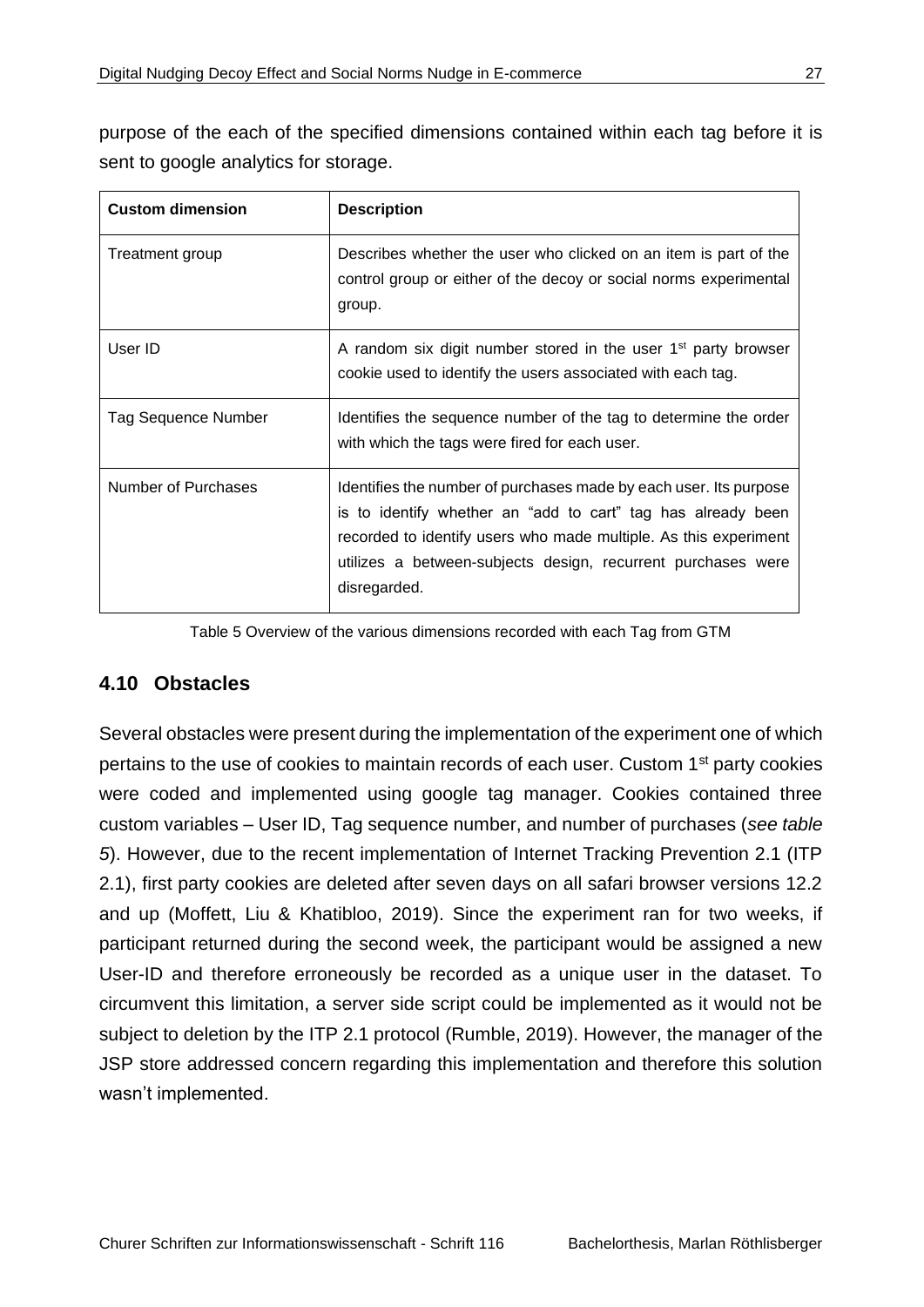purpose of the each of the specified dimensions contained within each tag before it is sent to google analytics for storage.

| **Custom dimension** | **Description** |
|---|---|
| Treatment group | Describes whether the user who clicked on an item is part of the control group or either of the decoy or social norms experimental group. |
| User ID | A random six digit number stored in the user 1st party browser cookie used to identify the users associated with each tag. |
| Tag Sequence Number | Identifies the sequence number of the tag to determine the order with which the tags were fired for each user. |
| Number of Purchases | Identifies the number of purchases made by each user. Its purpose is to identify whether an "add to cart" tag has already been recorded to identify users who made multiple. As this experiment utilizes a between-subjects design, recurrent purchases were disregarded. |

Table 5 Overview of the various dimensions recorded with each Tag from GTM

## 4.10 Obstacles

Several obstacles were present during the implementation of the experiment one of which pertains to the use of cookies to maintain records of each user. Custom 1st party cookies were coded and implemented using google tag manager. Cookies contained three custom variables – User ID, Tag sequence number, and number of purchases (*see table 5*). However, due to the recent implementation of Internet Tracking Prevention 2.1 (ITP 2.1), first party cookies are deleted after seven days on all safari browser versions 12.2 and up (Moffett, Liu & Khatibloo, 2019). Since the experiment ran for two weeks, if participant returned during the second week, the participant would be assigned a new User-ID and therefore erroneously be recorded as a unique user in the dataset. To circumvent this limitation, a server side script could be implemented as it would not be subject to deletion by the ITP 2.1 protocol (Rumble, 2019). However, the manager of the JSP store addressed concern regarding this implementation and therefore this solution wasn't implemented.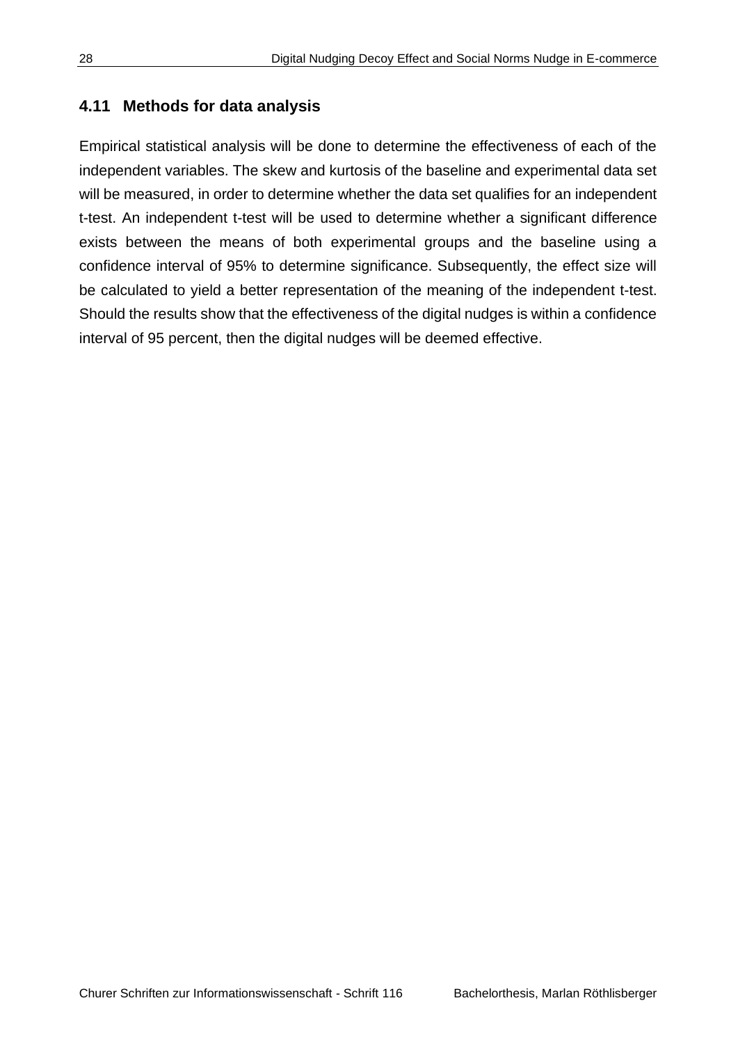### 4.11 Methods for data analysis

Empirical statistical analysis will be done to determine the effectiveness of each of the independent variables. The skew and kurtosis of the baseline and experimental data set will be measured, in order to determine whether the data set qualifies for an independent t-test. An independent t-test will be used to determine whether a significant difference exists between the means of both experimental groups and the baseline using a confidence interval of 95% to determine significance. Subsequently, the effect size will be calculated to yield a better representation of the meaning of the independent t-test. Should the results show that the effectiveness of the digital nudges is within a confidence interval of 95 percent, then the digital nudges will be deemed effective.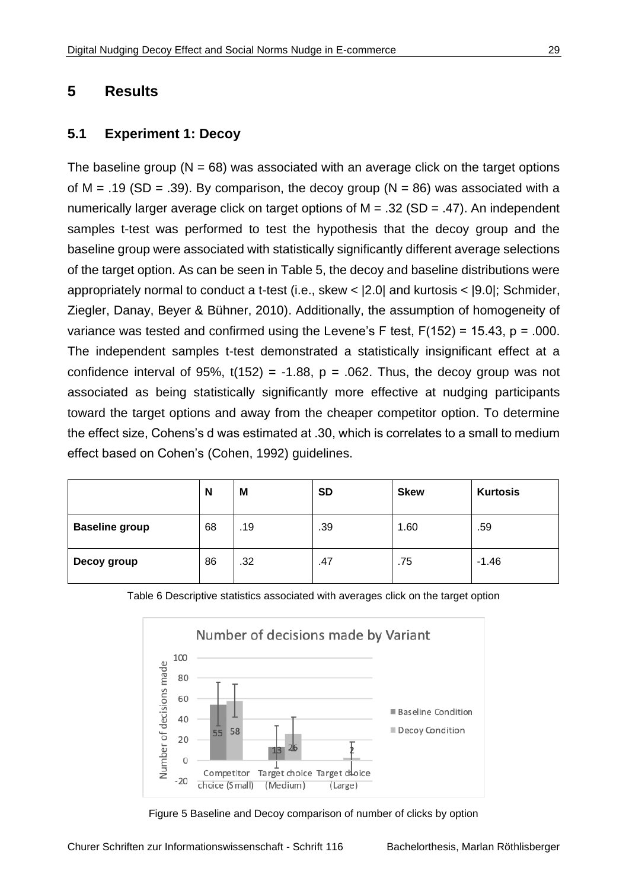# 5 Results

## 5.1 Experiment 1: Decoy

The baseline group ($N = 68$) was associated with an average click on the target options of $M = .19$ ($SD = .39$). By comparison, the decoy group ($N = 86$) was associated with a numerically larger average click on target options of $M = .32$ ($SD = .47$). An independent samples t-test was performed to test the hypothesis that the decoy group and the baseline group were associated with statistically significantly different average selections of the target option. As can be seen in Table 5, the decoy and baseline distributions were appropriately normal to conduct a t-test (i.e., skew < |2.0| and kurtosis < |9.0|; Schmider, Ziegler, Danay, Beyer & Bühner, 2010). Additionally, the assumption of homogeneity of variance was tested and confirmed using the Levene's F test, $F(152) = 15.43$, $p = .000$. The independent samples t-test demonstrated a statistically insignificant effect at a confidence interval of 95%, $t(152) = -1.88$, $p = .062$. Thus, the decoy group was not associated as being statistically significantly more effective at nudging participants toward the target options and away from the cheaper competitor option. To determine the effect size, Cohens's d was estimated at .30, which is correlates to a small to medium effect based on Cohen's (Cohen, 1992) guidelines.

| | N | M | SD | Skew | Kurtosis |
|---|---|---|---|---|---|
| **Baseline group** | 68 | .19 | .39 | 1.60 | .59 |
| **Decoy group** | 86 | .32 | .47 | .75 | -1.46 |

Table 6 Descriptive statistics associated with averages click on the target option

Figure 5 Baseline and Decoy comparison of number of clicks by option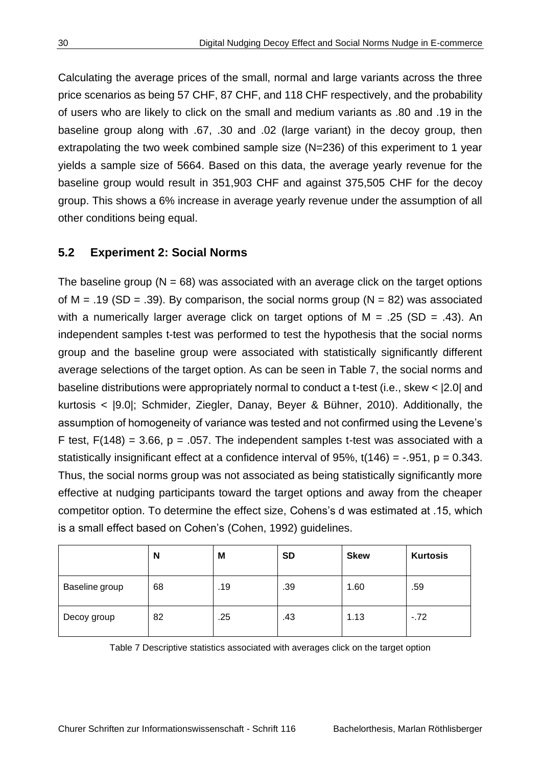Calculating the average prices of the small, normal and large variants across the three price scenarios as being 57 CHF, 87 CHF, and 118 CHF respectively, and the probability of users who are likely to click on the small and medium variants as .80 and .19 in the baseline group along with .67, .30 and .02 (large variant) in the decoy group, then extrapolating the two week combined sample size (N=236) of this experiment to 1 year yields a sample size of 5664. Based on this data, the average yearly revenue for the baseline group would result in 351,903 CHF and against 375,505 CHF for the decoy group. This shows a 6% increase in average yearly revenue under the assumption of all other conditions being equal.

## 5.2 Experiment 2: Social Norms

The baseline group ($N = 68$) was associated with an average click on the target options of $M = .19$ ($SD = .39$). By comparison, the social norms group ($N = 82$) was associated with a numerically larger average click on target options of $M = .25$ ($SD = .43$). An independent samples t-test was performed to test the hypothesis that the social norms group and the baseline group were associated with statistically significantly different average selections of the target option. As can be seen in Table 7, the social norms and baseline distributions were appropriately normal to conduct a t-test (i.e., skew < |2.0| and kurtosis < |9.0|; Schmider, Ziegler, Danay, Beyer & Bühner, 2010). Additionally, the assumption of homogeneity of variance was tested and not confirmed using the Levene's F test, $F(148) = 3.66$, $p = .057$. The independent samples t-test was associated with a statistically insignificant effect at a confidence interval of 95%, $t(146) = -.951$, $p = 0.343$. Thus, the social norms group was not associated as being statistically significantly more effective at nudging participants toward the target options and away from the cheaper competitor option. To determine the effect size, Cohens's d was estimated at .15, which is a small effect based on Cohen's (Cohen, 1992) guidelines.

| | N | M | SD | Skew | Kurtosis |
|---|---|---|---|---|---|
| Baseline group | 68 | .19 | .39 | 1.60 | .59 |
| Decoy group | 82 | .25 | .43 | 1.13 | -.72 |

Table 7 Descriptive statistics associated with averages click on the target option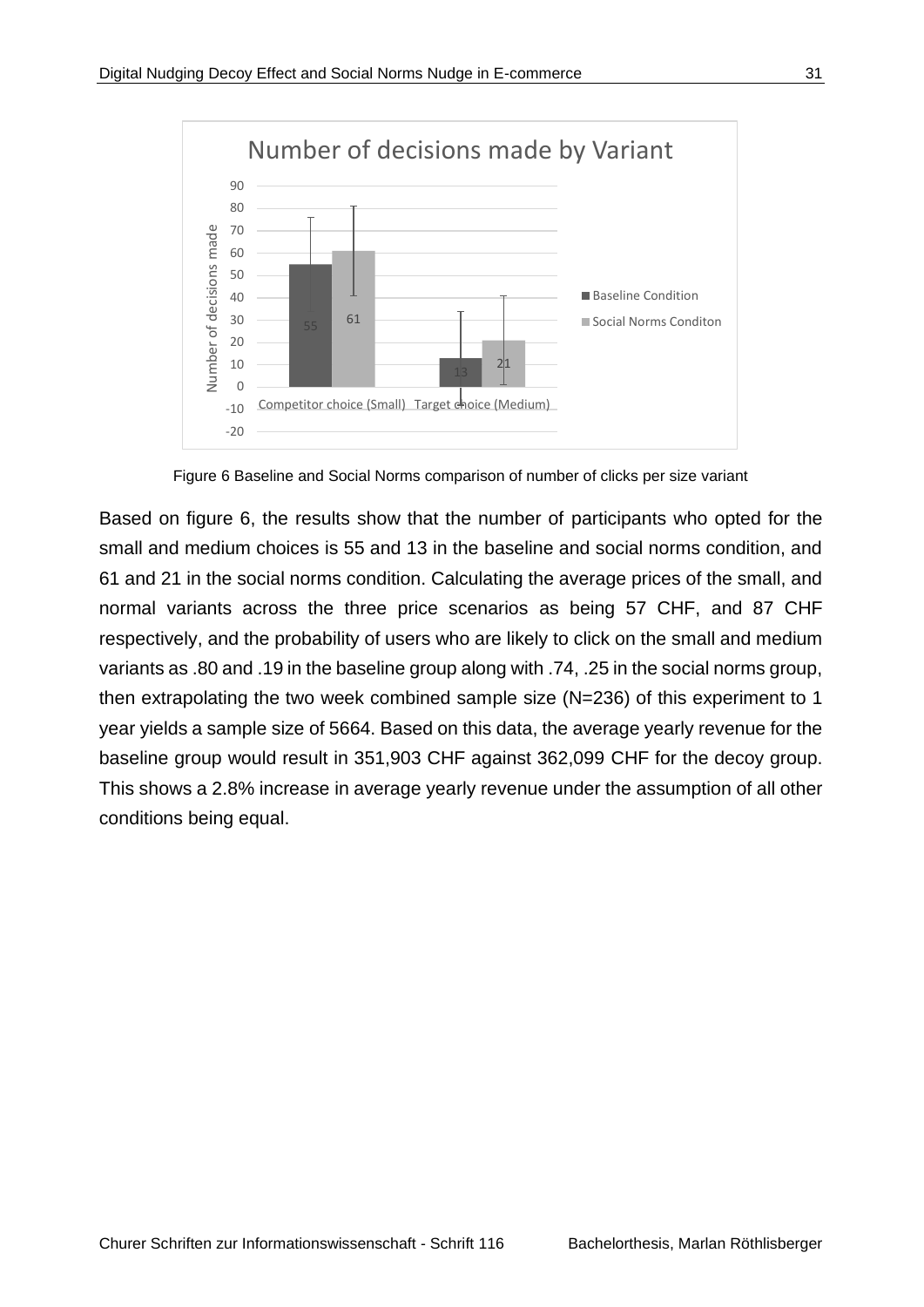Figure 6 Baseline and Social Norms comparison of number of clicks per size variant

Based on figure 6, the results show that the number of participants who opted for the small and medium choices is 55 and 13 in the baseline and social norms condition, and 61 and 21 in the social norms condition. Calculating the average prices of the small, and normal variants across the three price scenarios as being 57 CHF, and 87 CHF respectively, and the probability of users who are likely to click on the small and medium variants as .80 and .19 in the baseline group along with .74, .25 in the social norms group, then extrapolating the two week combined sample size (N=236) of this experiment to 1 year yields a sample size of 5664. Based on this data, the average yearly revenue for the baseline group would result in 351,903 CHF against 362,099 CHF for the decoy group. This shows a 2.8% increase in average yearly revenue under the assumption of all other conditions being equal.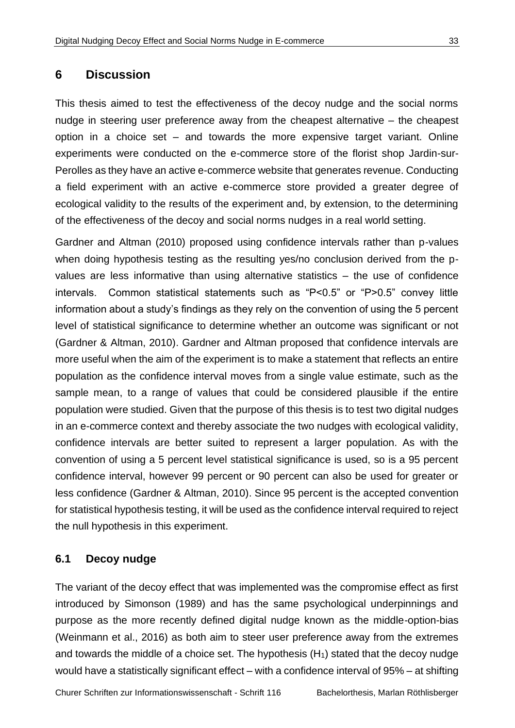# 6 Discussion

This thesis aimed to test the effectiveness of the decoy nudge and the social norms nudge in steering user preference away from the cheapest alternative – the cheapest option in a choice set – and towards the more expensive target variant. Online experiments were conducted on the e-commerce store of the florist shop Jardin-sur-Perolles as they have an active e-commerce website that generates revenue. Conducting a field experiment with an active e-commerce store provided a greater degree of ecological validity to the results of the experiment and, by extension, to the determining of the effectiveness of the decoy and social norms nudges in a real world setting.

Gardner and Altman (2010) proposed using confidence intervals rather than p-values when doing hypothesis testing as the resulting yes/no conclusion derived from the p-values are less informative than using alternative statistics – the use of confidence intervals. Common statistical statements such as "P<0.5" or "P>0.5" convey little information about a study's findings as they rely on the convention of using the 5 percent level of statistical significance to determine whether an outcome was significant or not (Gardner & Altman, 2010). Gardner and Altman proposed that confidence intervals are more useful when the aim of the experiment is to make a statement that reflects an entire population as the confidence interval moves from a single value estimate, such as the sample mean, to a range of values that could be considered plausible if the entire population were studied. Given that the purpose of this thesis is to test two digital nudges in an e-commerce context and thereby associate the two nudges with ecological validity, confidence intervals are better suited to represent a larger population. As with the convention of using a 5 percent level statistical significance is used, so is a 95 percent confidence interval, however 99 percent or 90 percent can also be used for greater or less confidence (Gardner & Altman, 2010). Since 95 percent is the accepted convention for statistical hypothesis testing, it will be used as the confidence interval required to reject the null hypothesis in this experiment.

## 6.1 Decoy nudge

The variant of the decoy effect that was implemented was the compromise effect as first introduced by Simonson (1989) and has the same psychological underpinnings and purpose as the more recently defined digital nudge known as the middle-option-bias (Weinmann et al., 2016) as both aim to steer user preference away from the extremes and towards the middle of a choice set. The hypothesis ($H_1$) stated that the decoy nudge would have a statistically significant effect – with a confidence interval of 95% – at shifting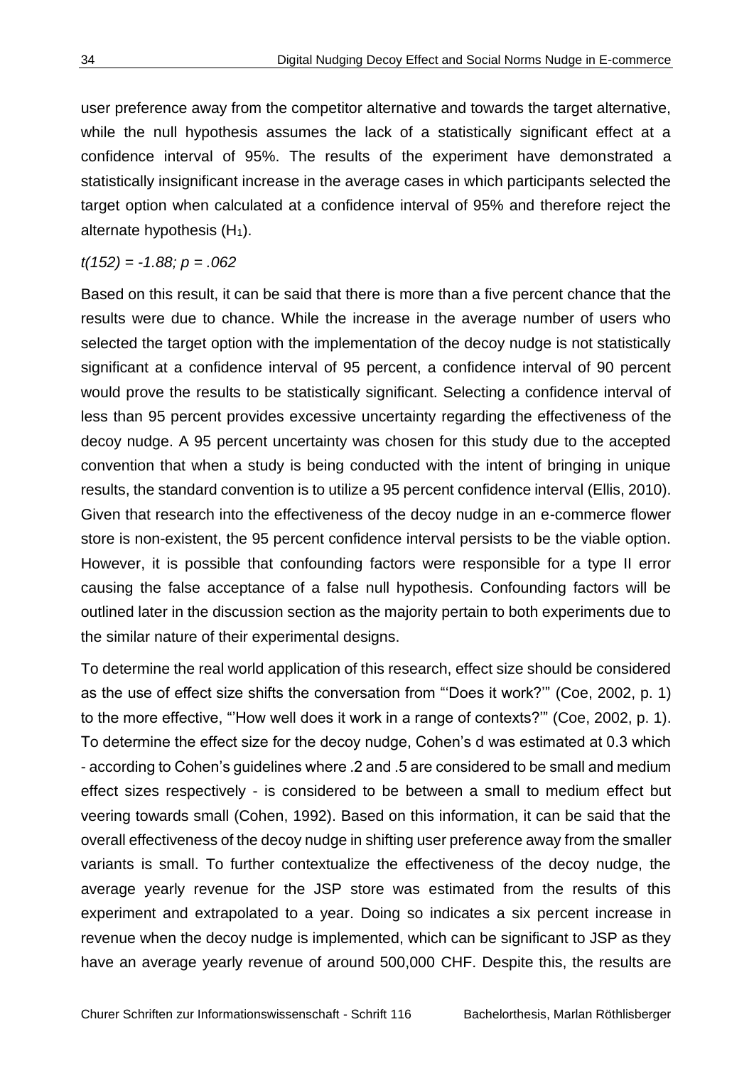user preference away from the competitor alternative and towards the target alternative, while the null hypothesis assumes the lack of a statistically significant effect at a confidence interval of 95%. The results of the experiment have demonstrated a statistically insignificant increase in the average cases in which participants selected the target option when calculated at a confidence interval of 95% and therefore reject the alternate hypothesis ($H_1$).

*$t(152) = -1.88$; $p = .062$*

Based on this result, it can be said that there is more than a five percent chance that the results were due to chance. While the increase in the average number of users who selected the target option with the implementation of the decoy nudge is not statistically significant at a confidence interval of 95 percent, a confidence interval of 90 percent would prove the results to be statistically significant. Selecting a confidence interval of less than 95 percent provides excessive uncertainty regarding the effectiveness of the decoy nudge. A 95 percent uncertainty was chosen for this study due to the accepted convention that when a study is being conducted with the intent of bringing in unique results, the standard convention is to utilize a 95 percent confidence interval (Ellis, 2010). Given that research into the effectiveness of the decoy nudge in an e-commerce flower store is non-existent, the 95 percent confidence interval persists to be the viable option. However, it is possible that confounding factors were responsible for a type II error causing the false acceptance of a false null hypothesis. Confounding factors will be outlined later in the discussion section as the majority pertain to both experiments due to the similar nature of their experimental designs.

To determine the real world application of this research, effect size should be considered as the use of effect size shifts the conversation from "'Does it work?'" (Coe, 2002, p. 1) to the more effective, "'How well does it work in a range of contexts?'" (Coe, 2002, p. 1). To determine the effect size for the decoy nudge, Cohen's d was estimated at 0.3 which - according to Cohen's guidelines where .2 and .5 are considered to be small and medium effect sizes respectively - is considered to be between a small to medium effect but veering towards small (Cohen, 1992). Based on this information, it can be said that the overall effectiveness of the decoy nudge in shifting user preference away from the smaller variants is small. To further contextualize the effectiveness of the decoy nudge, the average yearly revenue for the JSP store was estimated from the results of this experiment and extrapolated to a year. Doing so indicates a six percent increase in revenue when the decoy nudge is implemented, which can be significant to JSP as they have an average yearly revenue of around 500,000 CHF. Despite this, the results are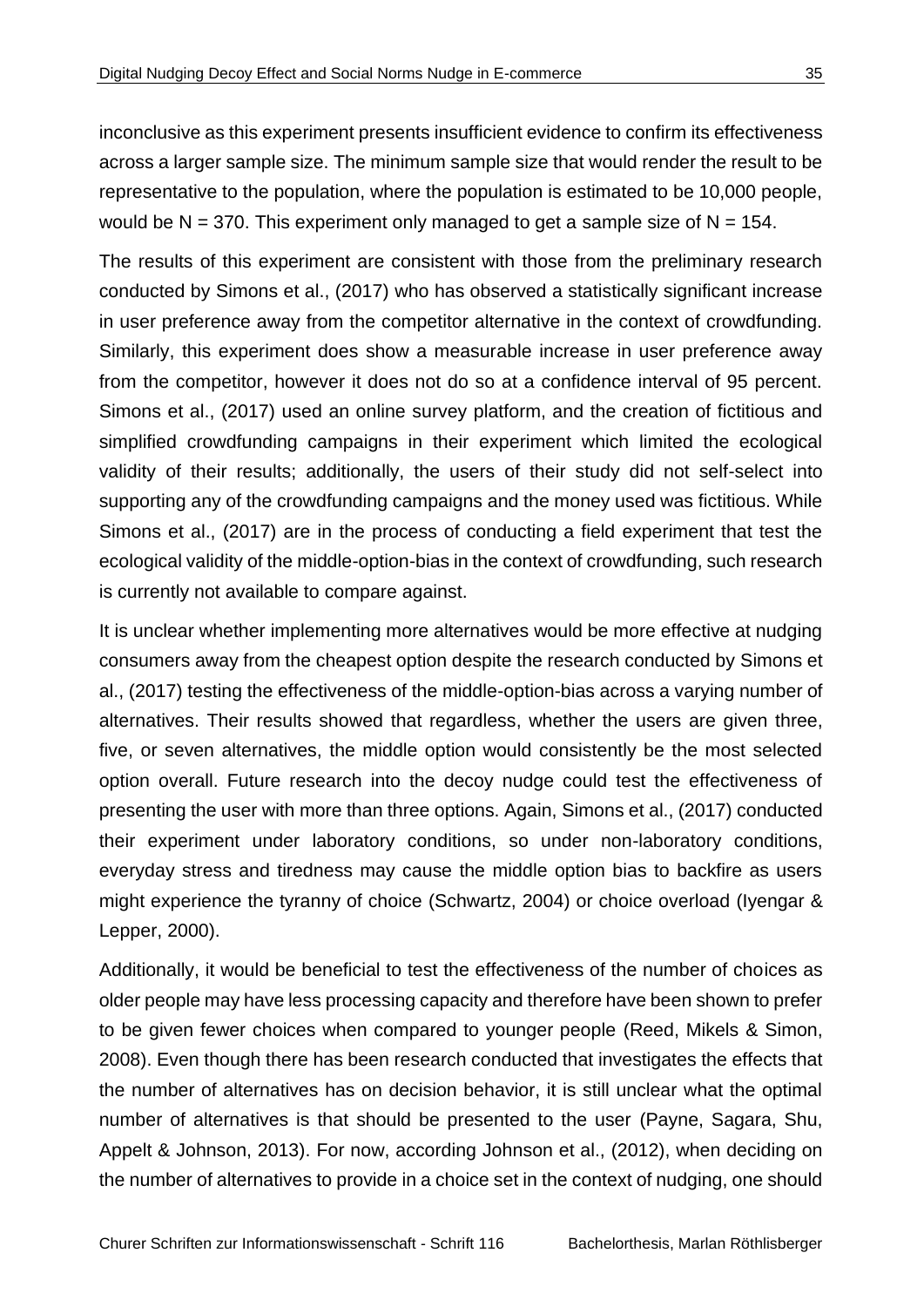inconclusive as this experiment presents insufficient evidence to confirm its effectiveness across a larger sample size. The minimum sample size that would render the result to be representative to the population, where the population is estimated to be 10,000 people, would be N = 370. This experiment only managed to get a sample size of N = 154.

The results of this experiment are consistent with those from the preliminary research conducted by Simons et al., (2017) who has observed a statistically significant increase in user preference away from the competitor alternative in the context of crowdfunding. Similarly, this experiment does show a measurable increase in user preference away from the competitor, however it does not do so at a confidence interval of 95 percent. Simons et al., (2017) used an online survey platform, and the creation of fictitious and simplified crowdfunding campaigns in their experiment which limited the ecological validity of their results; additionally, the users of their study did not self-select into supporting any of the crowdfunding campaigns and the money used was fictitious. While Simons et al., (2017) are in the process of conducting a field experiment that test the ecological validity of the middle-option-bias in the context of crowdfunding, such research is currently not available to compare against.

It is unclear whether implementing more alternatives would be more effective at nudging consumers away from the cheapest option despite the research conducted by Simons et al., (2017) testing the effectiveness of the middle-option-bias across a varying number of alternatives. Their results showed that regardless, whether the users are given three, five, or seven alternatives, the middle option would consistently be the most selected option overall. Future research into the decoy nudge could test the effectiveness of presenting the user with more than three options. Again, Simons et al., (2017) conducted their experiment under laboratory conditions, so under non-laboratory conditions, everyday stress and tiredness may cause the middle option bias to backfire as users might experience the tyranny of choice (Schwartz, 2004) or choice overload (Iyengar & Lepper, 2000).

Additionally, it would be beneficial to test the effectiveness of the number of choices as older people may have less processing capacity and therefore have been shown to prefer to be given fewer choices when compared to younger people (Reed, Mikels & Simon, 2008). Even though there has been research conducted that investigates the effects that the number of alternatives has on decision behavior, it is still unclear what the optimal number of alternatives is that should be presented to the user (Payne, Sagara, Shu, Appelt & Johnson, 2013). For now, according Johnson et al., (2012), when deciding on the number of alternatives to provide in a choice set in the context of nudging, one should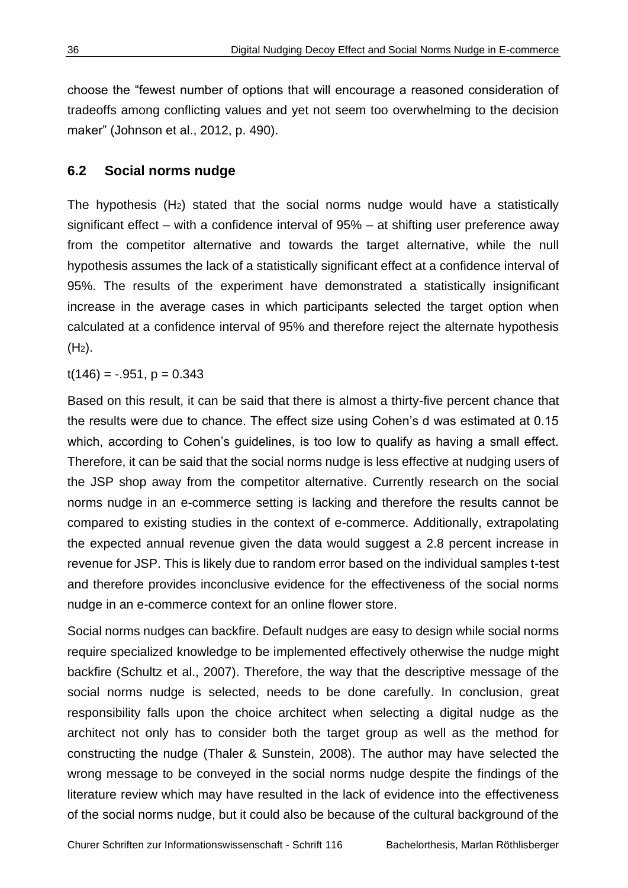choose the "fewest number of options that will encourage a reasoned consideration of tradeoffs among conflicting values and yet not seem too overwhelming to the decision maker" (Johnson et al., 2012, p. 490).

## 6.2 Social norms nudge

The hypothesis ($H_2$) stated that the social norms nudge would have a statistically significant effect – with a confidence interval of 95% – at shifting user preference away from the competitor alternative and towards the target alternative, while the null hypothesis assumes the lack of a statistically significant effect at a confidence interval of 95%. The results of the experiment have demonstrated a statistically insignificant increase in the average cases in which participants selected the target option when calculated at a confidence interval of 95% and therefore reject the alternate hypothesis ($H_2$).

$t(146) = -.951$, $p = 0.343$

Based on this result, it can be said that there is almost a thirty-five percent chance that the results were due to chance. The effect size using Cohen's d was estimated at 0.15 which, according to Cohen's guidelines, is too low to qualify as having a small effect. Therefore, it can be said that the social norms nudge is less effective at nudging users of the JSP shop away from the competitor alternative. Currently research on the social norms nudge in an e-commerce setting is lacking and therefore the results cannot be compared to existing studies in the context of e-commerce. Additionally, extrapolating the expected annual revenue given the data would suggest a 2.8 percent increase in revenue for JSP. This is likely due to random error based on the individual samples t-test and therefore provides inconclusive evidence for the effectiveness of the social norms nudge in an e-commerce context for an online flower store.

Social norms nudges can backfire. Default nudges are easy to design while social norms require specialized knowledge to be implemented effectively otherwise the nudge might backfire (Schultz et al., 2007). Therefore, the way that the descriptive message of the social norms nudge is selected, needs to be done carefully. In conclusion, great responsibility falls upon the choice architect when selecting a digital nudge as the architect not only has to consider both the target group as well as the method for constructing the nudge (Thaler & Sunstein, 2008). The author may have selected the wrong message to be conveyed in the social norms nudge despite the findings of the literature review which may have resulted in the lack of evidence into the effectiveness of the social norms nudge, but it could also be because of the cultural background of the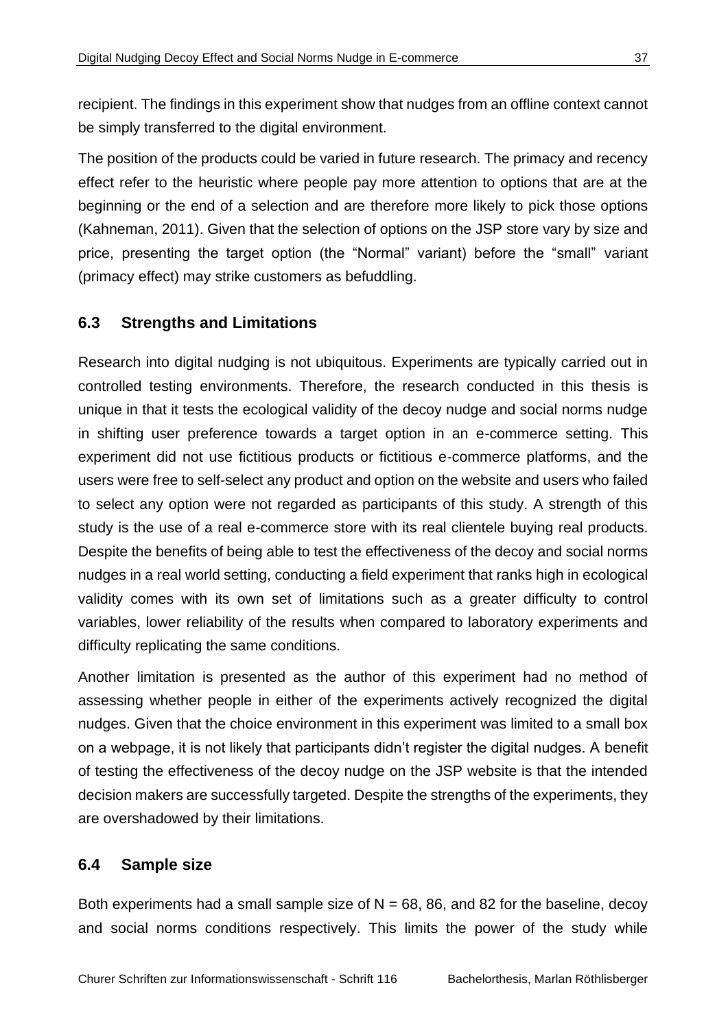recipient. The findings in this experiment show that nudges from an offline context cannot be simply transferred to the digital environment.

The position of the products could be varied in future research. The primacy and recency effect refer to the heuristic where people pay more attention to options that are at the beginning or the end of a selection and are therefore more likely to pick those options (Kahneman, 2011). Given that the selection of options on the JSP store vary by size and price, presenting the target option (the "Normal" variant) before the "small" variant (primacy effect) may strike customers as befuddling.

## 6.3 Strengths and Limitations

Research into digital nudging is not ubiquitous. Experiments are typically carried out in controlled testing environments. Therefore, the research conducted in this thesis is unique in that it tests the ecological validity of the decoy nudge and social norms nudge in shifting user preference towards a target option in an e-commerce setting. This experiment did not use fictitious products or fictitious e-commerce platforms, and the users were free to self-select any product and option on the website and users who failed to select any option were not regarded as participants of this study. A strength of this study is the use of a real e-commerce store with its real clientele buying real products. Despite the benefits of being able to test the effectiveness of the decoy and social norms nudges in a real world setting, conducting a field experiment that ranks high in ecological validity comes with its own set of limitations such as a greater difficulty to control variables, lower reliability of the results when compared to laboratory experiments and difficulty replicating the same conditions.

Another limitation is presented as the author of this experiment had no method of assessing whether people in either of the experiments actively recognized the digital nudges. Given that the choice environment in this experiment was limited to a small box on a webpage, it is not likely that participants didn't register the digital nudges. A benefit of testing the effectiveness of the decoy nudge on the JSP website is that the intended decision makers are successfully targeted. Despite the strengths of the experiments, they are overshadowed by their limitations.

## 6.4 Sample size

Both experiments had a small sample size of $N = 68$, 86, and 82 for the baseline, decoy and social norms conditions respectively. This limits the power of the study while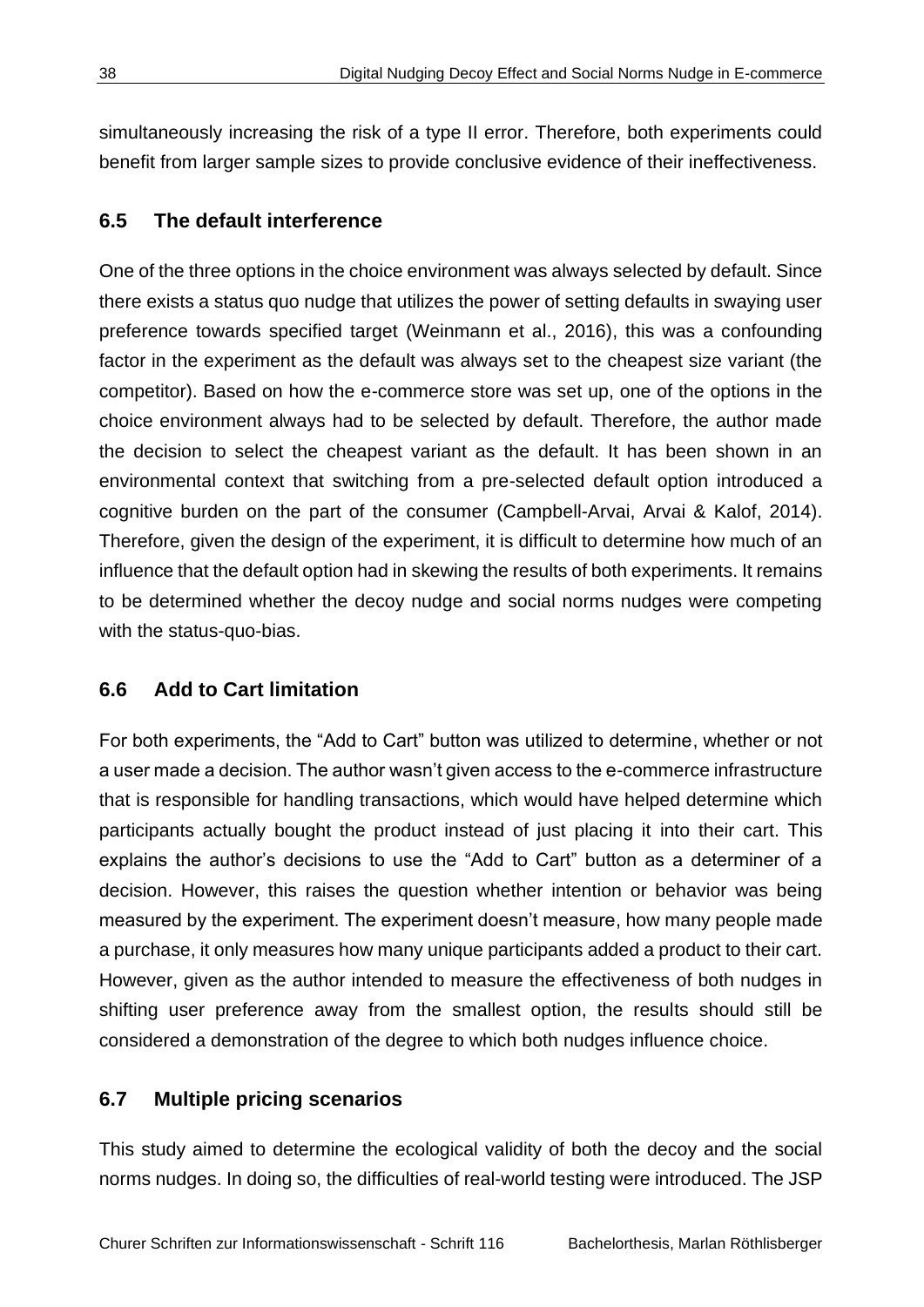simultaneously increasing the risk of a type II error. Therefore, both experiments could benefit from larger sample sizes to provide conclusive evidence of their ineffectiveness.

## 6.5 The default interference

One of the three options in the choice environment was always selected by default. Since there exists a status quo nudge that utilizes the power of setting defaults in swaying user preference towards specified target (Weinmann et al., 2016), this was a confounding factor in the experiment as the default was always set to the cheapest size variant (the competitor). Based on how the e-commerce store was set up, one of the options in the choice environment always had to be selected by default. Therefore, the author made the decision to select the cheapest variant as the default. It has been shown in an environmental context that switching from a pre-selected default option introduced a cognitive burden on the part of the consumer (Campbell-Arvai, Arvai & Kalof, 2014). Therefore, given the design of the experiment, it is difficult to determine how much of an influence that the default option had in skewing the results of both experiments. It remains to be determined whether the decoy nudge and social norms nudges were competing with the status-quo-bias.

## 6.6 Add to Cart limitation

For both experiments, the “Add to Cart” button was utilized to determine, whether or not a user made a decision. The author wasn’t given access to the e-commerce infrastructure that is responsible for handling transactions, which would have helped determine which participants actually bought the product instead of just placing it into their cart. This explains the author’s decisions to use the “Add to Cart” button as a determiner of a decision. However, this raises the question whether intention or behavior was being measured by the experiment. The experiment doesn’t measure, how many people made a purchase, it only measures how many unique participants added a product to their cart. However, given as the author intended to measure the effectiveness of both nudges in shifting user preference away from the smallest option, the results should still be considered a demonstration of the degree to which both nudges influence choice.

## 6.7 Multiple pricing scenarios

This study aimed to determine the ecological validity of both the decoy and the social norms nudges. In doing so, the difficulties of real-world testing were introduced. The JSP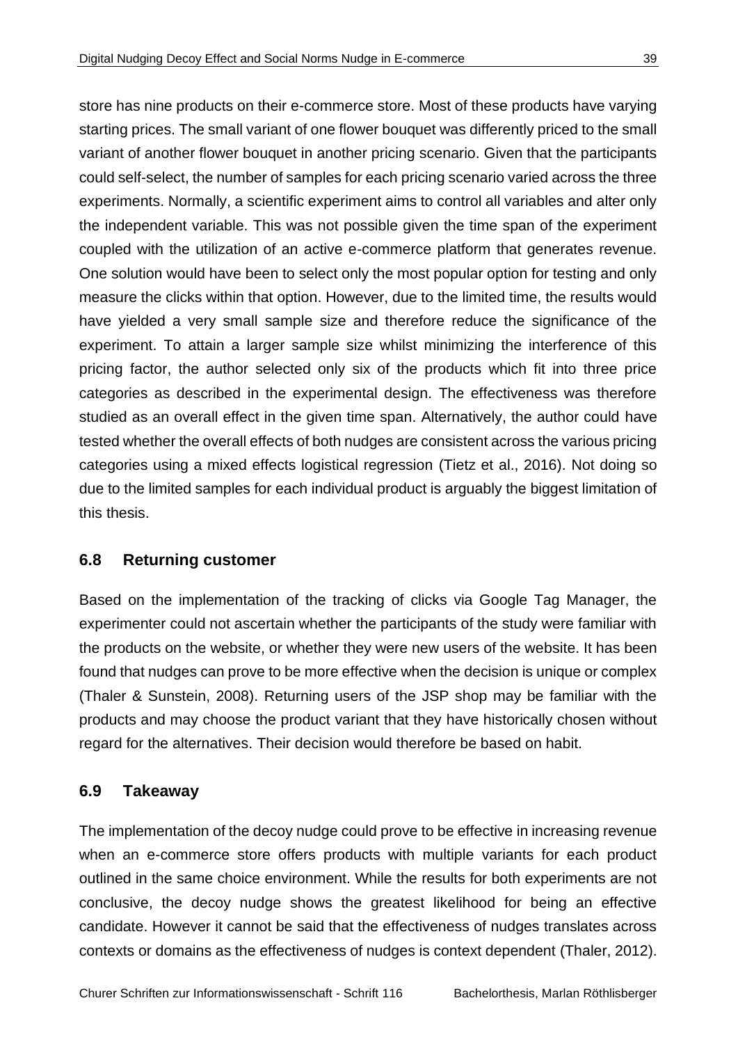store has nine products on their e-commerce store. Most of these products have varying starting prices. The small variant of one flower bouquet was differently priced to the small variant of another flower bouquet in another pricing scenario. Given that the participants could self-select, the number of samples for each pricing scenario varied across the three experiments. Normally, a scientific experiment aims to control all variables and alter only the independent variable. This was not possible given the time span of the experiment coupled with the utilization of an active e-commerce platform that generates revenue. One solution would have been to select only the most popular option for testing and only measure the clicks within that option. However, due to the limited time, the results would have yielded a very small sample size and therefore reduce the significance of the experiment. To attain a larger sample size whilst minimizing the interference of this pricing factor, the author selected only six of the products which fit into three price categories as described in the experimental design. The effectiveness was therefore studied as an overall effect in the given time span. Alternatively, the author could have tested whether the overall effects of both nudges are consistent across the various pricing categories using a mixed effects logistical regression (Tietz et al., 2016). Not doing so due to the limited samples for each individual product is arguably the biggest limitation of this thesis.

## 6.8 Returning customer

Based on the implementation of the tracking of clicks via Google Tag Manager, the experimenter could not ascertain whether the participants of the study were familiar with the products on the website, or whether they were new users of the website. It has been found that nudges can prove to be more effective when the decision is unique or complex (Thaler & Sunstein, 2008). Returning users of the JSP shop may be familiar with the products and may choose the product variant that they have historically chosen without regard for the alternatives. Their decision would therefore be based on habit.

## 6.9 Takeaway

The implementation of the decoy nudge could prove to be effective in increasing revenue when an e-commerce store offers products with multiple variants for each product outlined in the same choice environment. While the results for both experiments are not conclusive, the decoy nudge shows the greatest likelihood for being an effective candidate. However it cannot be said that the effectiveness of nudges translates across contexts or domains as the effectiveness of nudges is context dependent (Thaler, 2012).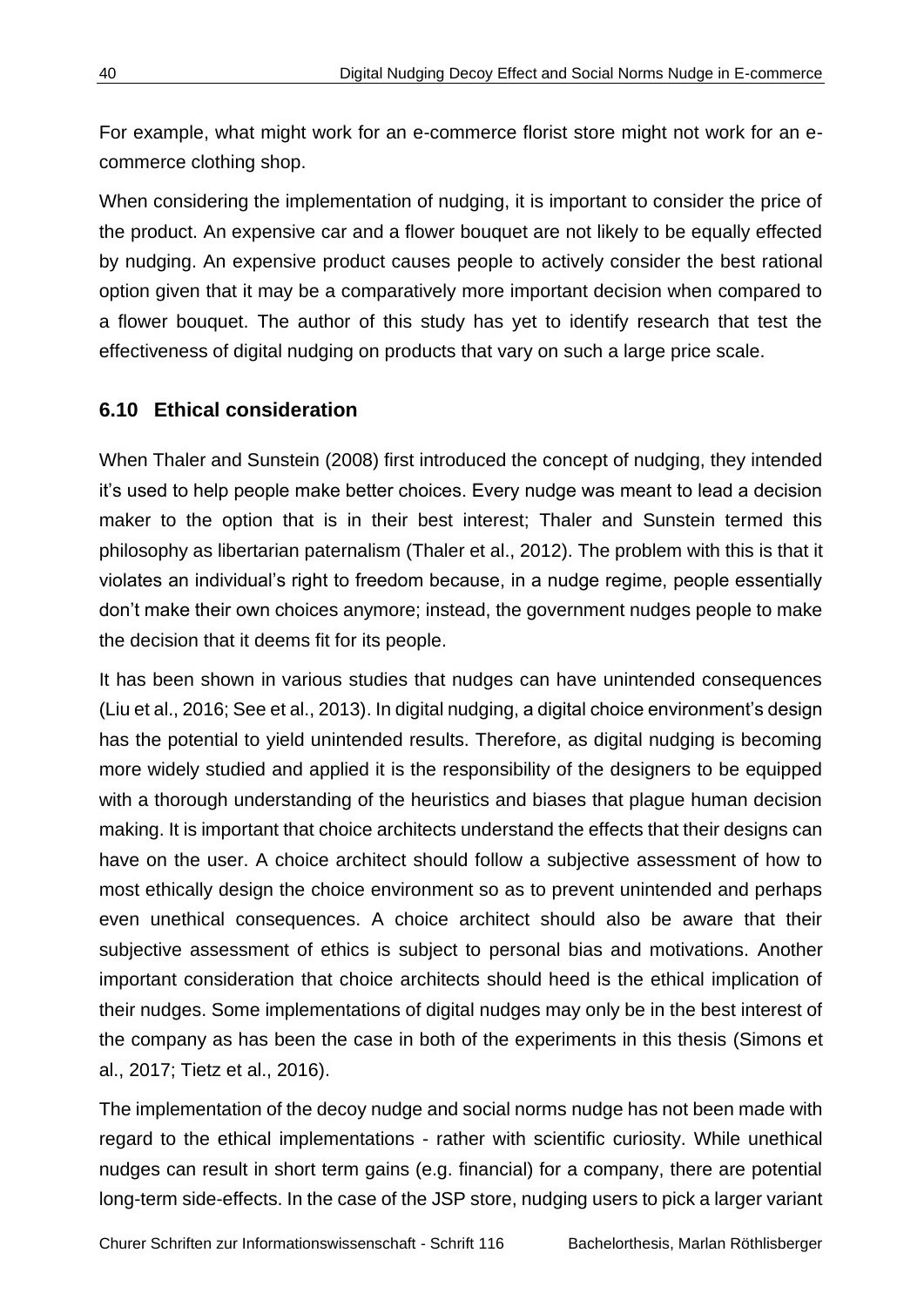For example, what might work for an e-commerce florist store might not work for an e-commerce clothing shop.

When considering the implementation of nudging, it is important to consider the price of the product. An expensive car and a flower bouquet are not likely to be equally effected by nudging. An expensive product causes people to actively consider the best rational option given that it may be a comparatively more important decision when compared to a flower bouquet. The author of this study has yet to identify research that test the effectiveness of digital nudging on products that vary on such a large price scale.

## 6.10 Ethical consideration

When Thaler and Sunstein (2008) first introduced the concept of nudging, they intended it's used to help people make better choices. Every nudge was meant to lead a decision maker to the option that is in their best interest; Thaler and Sunstein termed this philosophy as libertarian paternalism (Thaler et al., 2012). The problem with this is that it violates an individual's right to freedom because, in a nudge regime, people essentially don't make their own choices anymore; instead, the government nudges people to make the decision that it deems fit for its people.

It has been shown in various studies that nudges can have unintended consequences (Liu et al., 2016; See et al., 2013). In digital nudging, a digital choice environment's design has the potential to yield unintended results. Therefore, as digital nudging is becoming more widely studied and applied it is the responsibility of the designers to be equipped with a thorough understanding of the heuristics and biases that plague human decision making. It is important that choice architects understand the effects that their designs can have on the user. A choice architect should follow a subjective assessment of how to most ethically design the choice environment so as to prevent unintended and perhaps even unethical consequences. A choice architect should also be aware that their subjective assessment of ethics is subject to personal bias and motivations. Another important consideration that choice architects should heed is the ethical implication of their nudges. Some implementations of digital nudges may only be in the best interest of the company as has been the case in both of the experiments in this thesis (Simons et al., 2017; Tietz et al., 2016).

The implementation of the decoy nudge and social norms nudge has not been made with regard to the ethical implementations - rather with scientific curiosity. While unethical nudges can result in short term gains (e.g. financial) for a company, there are potential long-term side-effects. In the case of the JSP store, nudging users to pick a larger variant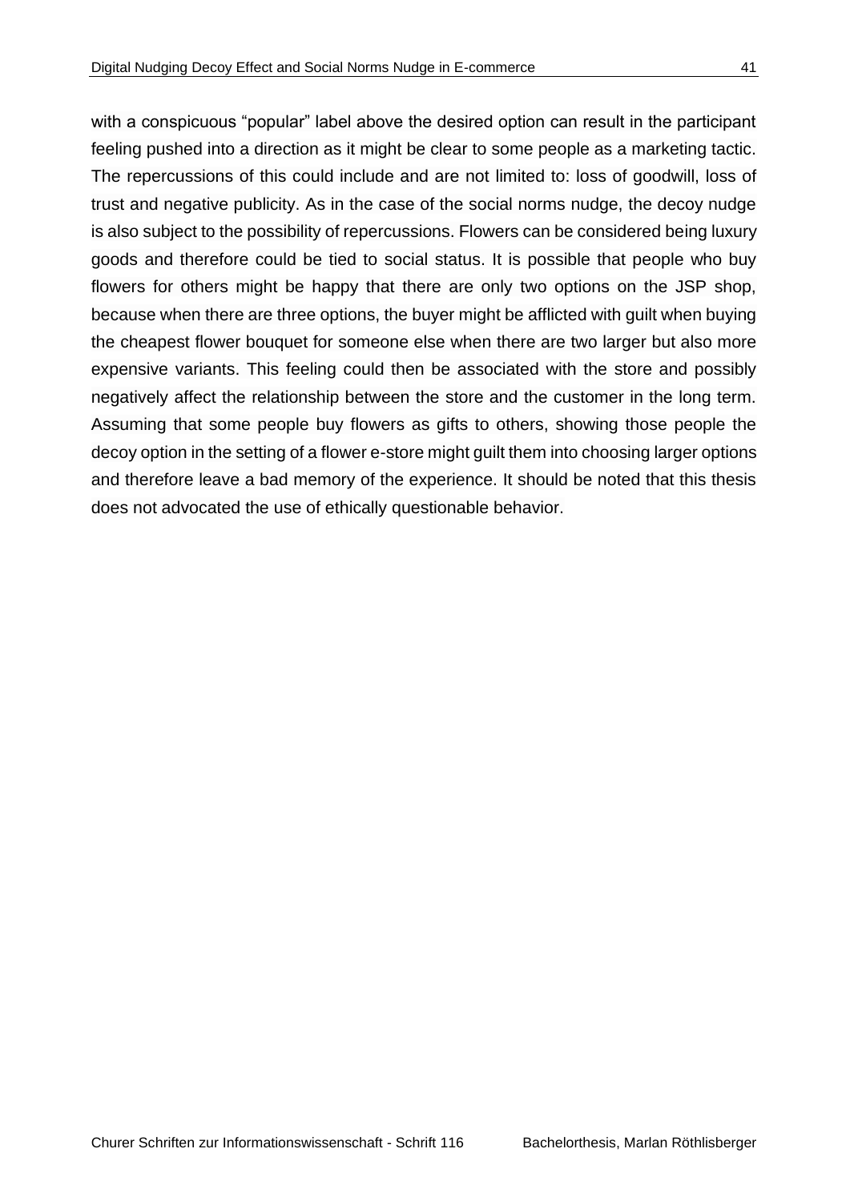with a conspicuous “popular” label above the desired option can result in the participant feeling pushed into a direction as it might be clear to some people as a marketing tactic. The repercussions of this could include and are not limited to: loss of goodwill, loss of trust and negative publicity. As in the case of the social norms nudge, the decoy nudge is also subject to the possibility of repercussions. Flowers can be considered being luxury goods and therefore could be tied to social status. It is possible that people who buy flowers for others might be happy that there are only two options on the JSP shop, because when there are three options, the buyer might be afflicted with guilt when buying the cheapest flower bouquet for someone else when there are two larger but also more expensive variants. This feeling could then be associated with the store and possibly negatively affect the relationship between the store and the customer in the long term. Assuming that some people buy flowers as gifts to others, showing those people the decoy option in the setting of a flower e-store might guilt them into choosing larger options and therefore leave a bad memory of the experience. It should be noted that this thesis does not advocated the use of ethically questionable behavior.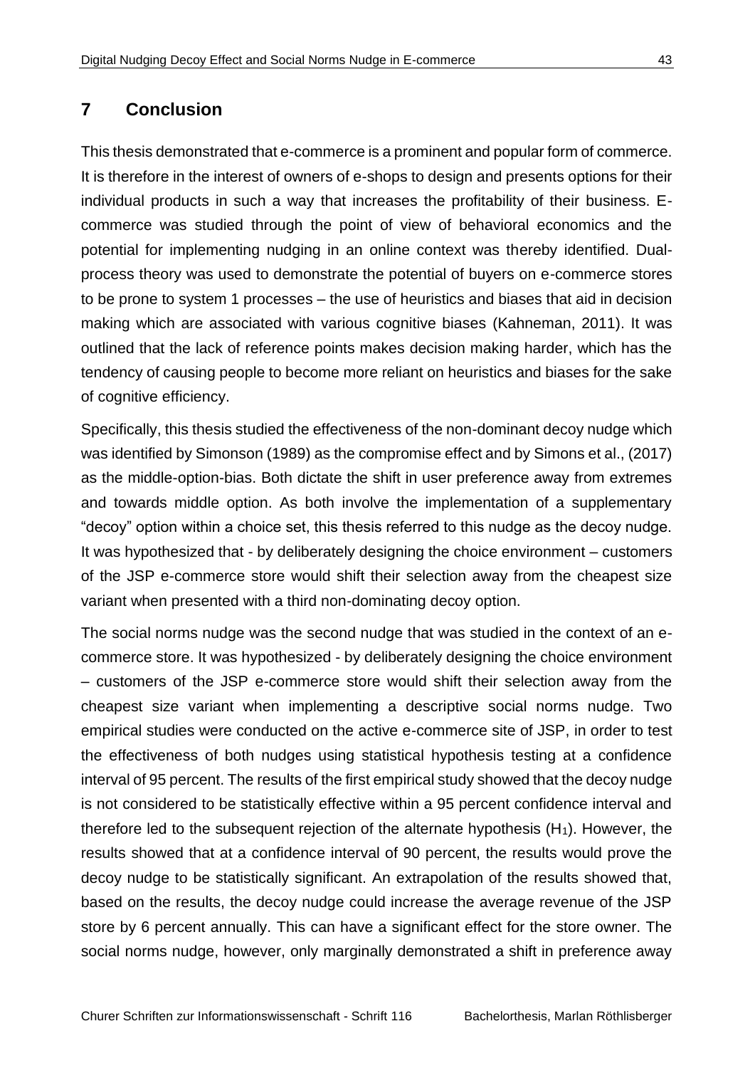# 7 Conclusion

This thesis demonstrated that e-commerce is a prominent and popular form of commerce. It is therefore in the interest of owners of e-shops to design and presents options for their individual products in such a way that increases the profitability of their business. E-commerce was studied through the point of view of behavioral economics and the potential for implementing nudging in an online context was thereby identified. Dual-process theory was used to demonstrate the potential of buyers on e-commerce stores to be prone to system 1 processes – the use of heuristics and biases that aid in decision making which are associated with various cognitive biases (Kahneman, 2011). It was outlined that the lack of reference points makes decision making harder, which has the tendency of causing people to become more reliant on heuristics and biases for the sake of cognitive efficiency.

Specifically, this thesis studied the effectiveness of the non-dominant decoy nudge which was identified by Simonson (1989) as the compromise effect and by Simons et al., (2017) as the middle-option-bias. Both dictate the shift in user preference away from extremes and towards middle option. As both involve the implementation of a supplementary "decoy" option within a choice set, this thesis referred to this nudge as the decoy nudge. It was hypothesized that - by deliberately designing the choice environment – customers of the JSP e-commerce store would shift their selection away from the cheapest size variant when presented with a third non-dominating decoy option.

The social norms nudge was the second nudge that was studied in the context of an e-commerce store. It was hypothesized - by deliberately designing the choice environment – customers of the JSP e-commerce store would shift their selection away from the cheapest size variant when implementing a descriptive social norms nudge. Two empirical studies were conducted on the active e-commerce site of JSP, in order to test the effectiveness of both nudges using statistical hypothesis testing at a confidence interval of 95 percent. The results of the first empirical study showed that the decoy nudge is not considered to be statistically effective within a 95 percent confidence interval and therefore led to the subsequent rejection of the alternate hypothesis ($H_1$). However, the results showed that at a confidence interval of 90 percent, the results would prove the decoy nudge to be statistically significant. An extrapolation of the results showed that, based on the results, the decoy nudge could increase the average revenue of the JSP store by 6 percent annually. This can have a significant effect for the store owner. The social norms nudge, however, only marginally demonstrated a shift in preference away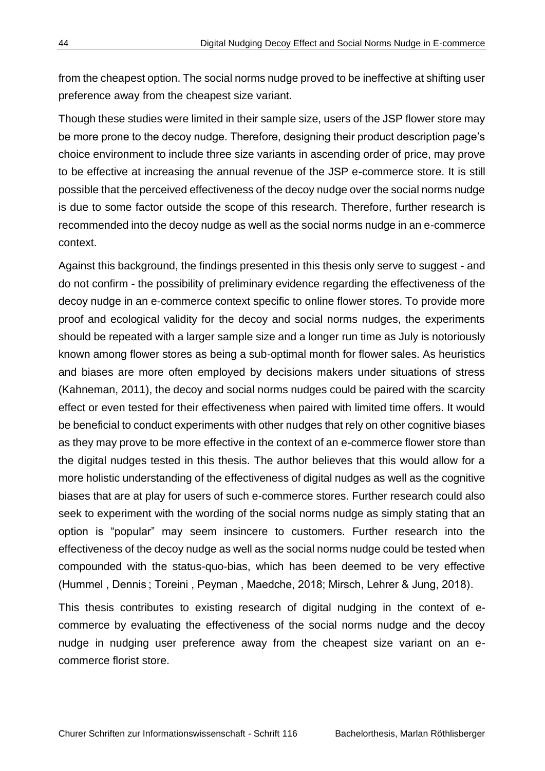from the cheapest option. The social norms nudge proved to be ineffective at shifting user preference away from the cheapest size variant.

Though these studies were limited in their sample size, users of the JSP flower store may be more prone to the decoy nudge. Therefore, designing their product description page's choice environment to include three size variants in ascending order of price, may prove to be effective at increasing the annual revenue of the JSP e-commerce store. It is still possible that the perceived effectiveness of the decoy nudge over the social norms nudge is due to some factor outside the scope of this research. Therefore, further research is recommended into the decoy nudge as well as the social norms nudge in an e-commerce context.

Against this background, the findings presented in this thesis only serve to suggest - and do not confirm - the possibility of preliminary evidence regarding the effectiveness of the decoy nudge in an e-commerce context specific to online flower stores. To provide more proof and ecological validity for the decoy and social norms nudges, the experiments should be repeated with a larger sample size and a longer run time as July is notoriously known among flower stores as being a sub-optimal month for flower sales. As heuristics and biases are more often employed by decisions makers under situations of stress (Kahneman, 2011), the decoy and social norms nudges could be paired with the scarcity effect or even tested for their effectiveness when paired with limited time offers. It would be beneficial to conduct experiments with other nudges that rely on other cognitive biases as they may prove to be more effective in the context of an e-commerce flower store than the digital nudges tested in this thesis. The author believes that this would allow for a more holistic understanding of the effectiveness of digital nudges as well as the cognitive biases that are at play for users of such e-commerce stores. Further research could also seek to experiment with the wording of the social norms nudge as simply stating that an option is "popular" may seem insincere to customers. Further research into the effectiveness of the decoy nudge as well as the social norms nudge could be tested when compounded with the status-quo-bias, which has been deemed to be very effective (Hummel , Dennis ; Toreini , Peyman , Maedche, 2018; Mirsch, Lehrer & Jung, 2018).

This thesis contributes to existing research of digital nudging in the context of e-commerce by evaluating the effectiveness of the social norms nudge and the decoy nudge in nudging user preference away from the cheapest size variant on an e-commerce florist store.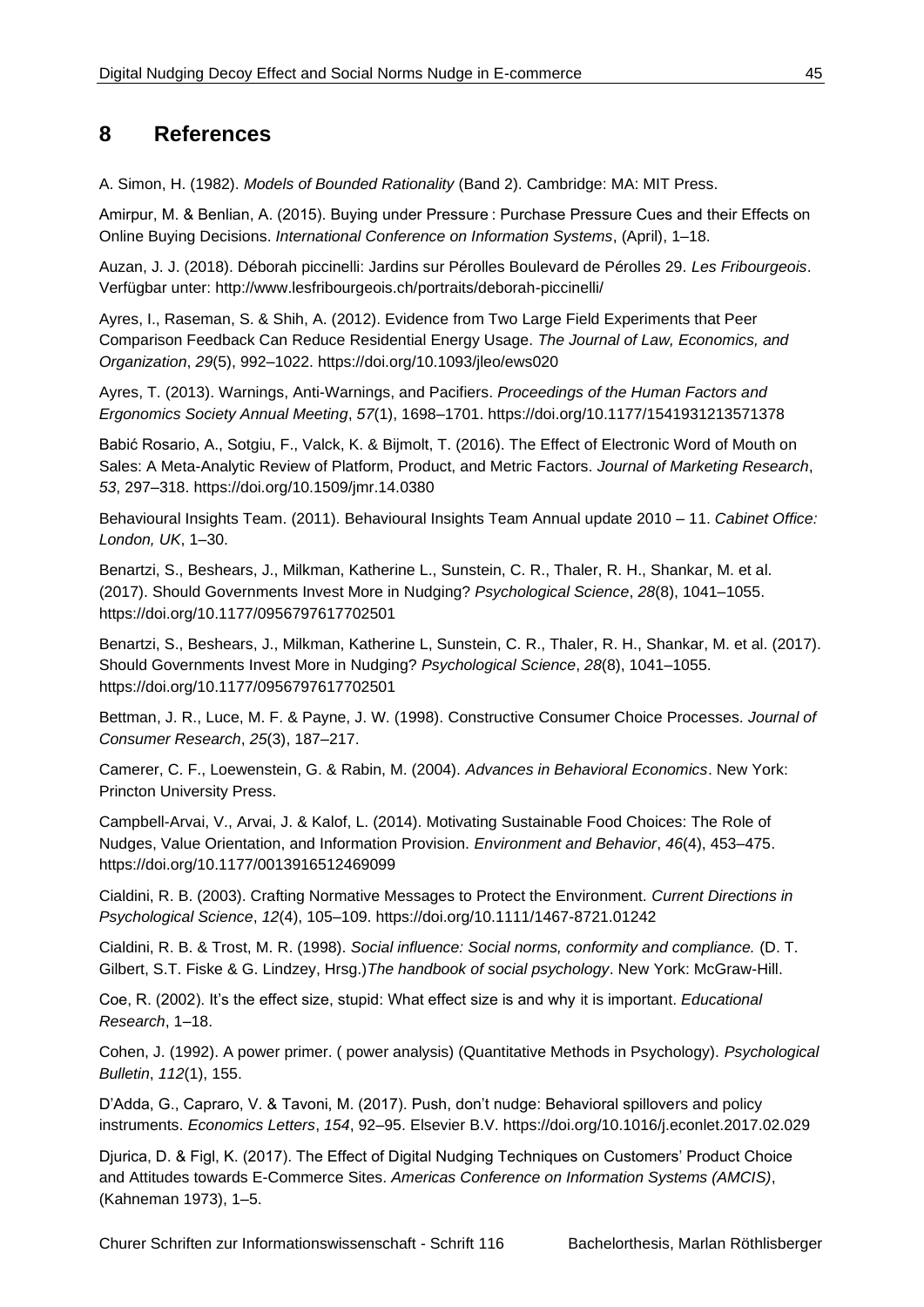## 8 References

A. Simon, H. (1982). *Models of Bounded Rationality* (Band 2). Cambridge: MA: MIT Press.

Amirpur, M. & Benlian, A. (2015). Buying under Pressure : Purchase Pressure Cues and their Effects on Online Buying Decisions. *International Conference on Information Systems*, (April), 1–18.

Auzan, J. J. (2018). Déborah piccinelli: Jardins sur Pérolles Boulevard de Pérolles 29. *Les Fribourgeois*. Verfügbar unter: http://www.lesfribourgeois.ch/portraits/deborah-piccinelli/

Ayres, I., Raseman, S. & Shih, A. (2012). Evidence from Two Large Field Experiments that Peer Comparison Feedback Can Reduce Residential Energy Usage. *The Journal of Law, Economics, and Organization*, *29*(5), 992–1022. https://doi.org/10.1093/jleo/ews020

Ayres, T. (2013). Warnings, Anti-Warnings, and Pacifiers. *Proceedings of the Human Factors and Ergonomics Society Annual Meeting*, *57*(1), 1698–1701. https://doi.org/10.1177/1541931213571378

Babić Rosario, A., Sotgiu, F., Valck, K. & Bijmolt, T. (2016). The Effect of Electronic Word of Mouth on Sales: A Meta-Analytic Review of Platform, Product, and Metric Factors. *Journal of Marketing Research*, *53*, 297–318. https://doi.org/10.1509/jmr.14.0380

Behavioural Insights Team. (2011). Behavioural Insights Team Annual update 2010 – 11. *Cabinet Office: London, UK*, 1–30.

Benartzi, S., Beshears, J., Milkman, Katherine L., Sunstein, C. R., Thaler, R. H., Shankar, M. et al. (2017). Should Governments Invest More in Nudging? *Psychological Science*, *28*(8), 1041–1055. https://doi.org/10.1177/0956797617702501

Benartzi, S., Beshears, J., Milkman, Katherine L, Sunstein, C. R., Thaler, R. H., Shankar, M. et al. (2017). Should Governments Invest More in Nudging? *Psychological Science*, *28*(8), 1041–1055. https://doi.org/10.1177/0956797617702501

Bettman, J. R., Luce, M. F. & Payne, J. W. (1998). Constructive Consumer Choice Processes. *Journal of Consumer Research*, *25*(3), 187–217.

Camerer, C. F., Loewenstein, G. & Rabin, M. (2004). *Advances in Behavioral Economics*. New York: Princton University Press.

Campbell-Arvai, V., Arvai, J. & Kalof, L. (2014). Motivating Sustainable Food Choices: The Role of Nudges, Value Orientation, and Information Provision. *Environment and Behavior*, *46*(4), 453–475. https://doi.org/10.1177/0013916512469099

Cialdini, R. B. (2003). Crafting Normative Messages to Protect the Environment. *Current Directions in Psychological Science*, *12*(4), 105–109. https://doi.org/10.1111/1467-8721.01242

Cialdini, R. B. & Trost, M. R. (1998). *Social influence: Social norms, conformity and compliance.* (D. T. Gilbert, S.T. Fiske & G. Lindzey, Hrsg.)*The handbook of social psychology*. New York: McGraw-Hill.

Coe, R. (2002). It's the effect size, stupid: What effect size is and why it is important. *Educational Research*, 1–18.

Cohen, J. (1992). A power primer. ( power analysis) (Quantitative Methods in Psychology). *Psychological Bulletin*, *112*(1), 155.

D'Adda, G., Capraro, V. & Tavoni, M. (2017). Push, don't nudge: Behavioral spillovers and policy instruments. *Economics Letters*, *154*, 92–95. Elsevier B.V. https://doi.org/10.1016/j.econlet.2017.02.029

Djurica, D. & Figl, K. (2017). The Effect of Digital Nudging Techniques on Customers' Product Choice and Attitudes towards E-Commerce Sites. *Americas Conference on Information Systems (AMCIS)*, (Kahneman 1973), 1–5.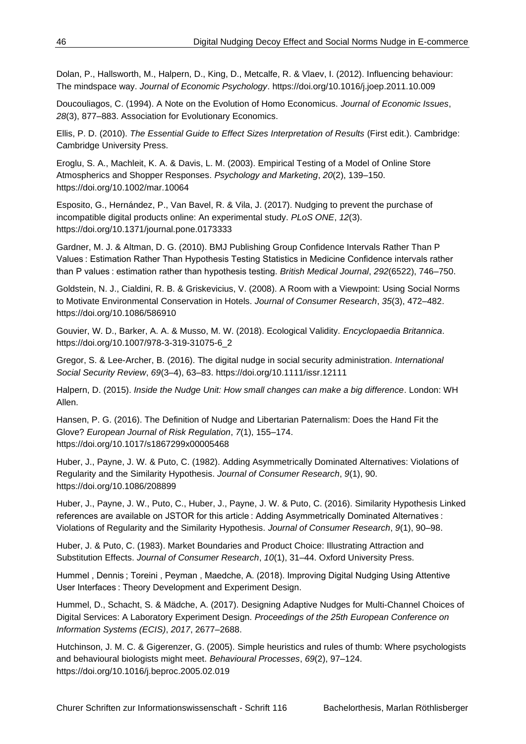Dolan, P., Hallsworth, M., Halpern, D., King, D., Metcalfe, R. & Vlaev, I. (2012). Influencing behaviour: The mindspace way. *Journal of Economic Psychology*. https://doi.org/10.1016/j.joep.2011.10.009

Doucouliagos, C. (1994). A Note on the Evolution of Homo Economicus. *Journal of Economic Issues*, *28*(3), 877–883. Association for Evolutionary Economics.

Ellis, P. D. (2010). *The Essential Guide to Effect Sizes Interpretation of Results* (First edit.). Cambridge: Cambridge University Press.

Eroglu, S. A., Machleit, K. A. & Davis, L. M. (2003). Empirical Testing of a Model of Online Store Atmospherics and Shopper Responses. *Psychology and Marketing*, *20*(2), 139–150. https://doi.org/10.1002/mar.10064

Esposito, G., Hernández, P., Van Bavel, R. & Vila, J. (2017). Nudging to prevent the purchase of incompatible digital products online: An experimental study. *PLoS ONE*, *12*(3). https://doi.org/10.1371/journal.pone.0173333

Gardner, M. J. & Altman, D. G. (2010). BMJ Publishing Group Confidence Intervals Rather Than P Values : Estimation Rather Than Hypothesis Testing Statistics in Medicine Confidence intervals rather than P values : estimation rather than hypothesis testing. *British Medical Journal*, *292*(6522), 746–750.

Goldstein, N. J., Cialdini, R. B. & Griskevicius, V. (2008). A Room with a Viewpoint: Using Social Norms to Motivate Environmental Conservation in Hotels. *Journal of Consumer Research*, *35*(3), 472–482. https://doi.org/10.1086/586910

Gouvier, W. D., Barker, A. A. & Musso, M. W. (2018). Ecological Validity. *Encyclopaedia Britannica*. https://doi.org/10.1007/978-3-319-31075-6_2

Gregor, S. & Lee-Archer, B. (2016). The digital nudge in social security administration. *International Social Security Review*, *69*(3–4), 63–83. https://doi.org/10.1111/issr.12111

Halpern, D. (2015). *Inside the Nudge Unit: How small changes can make a big difference*. London: WH Allen.

Hansen, P. G. (2016). The Definition of Nudge and Libertarian Paternalism: Does the Hand Fit the Glove? *European Journal of Risk Regulation*, *7*(1), 155–174. https://doi.org/10.1017/s1867299x00005468

Huber, J., Payne, J. W. & Puto, C. (1982). Adding Asymmetrically Dominated Alternatives: Violations of Regularity and the Similarity Hypothesis. *Journal of Consumer Research*, *9*(1), 90. https://doi.org/10.1086/208899

Huber, J., Payne, J. W., Puto, C., Huber, J., Payne, J. W. & Puto, C. (2016). Similarity Hypothesis Linked references are available on JSTOR for this article : Adding Asymmetrically Dominated Alternatives : Violations of Regularity and the Similarity Hypothesis. *Journal of Consumer Research*, *9*(1), 90–98.

Huber, J. & Puto, C. (1983). Market Boundaries and Product Choice: Illustrating Attraction and Substitution Effects. *Journal of Consumer Research*, *10*(1), 31–44. Oxford University Press.

Hummel , Dennis ; Toreini , Peyman , Maedche, A. (2018). Improving Digital Nudging Using Attentive User Interfaces : Theory Development and Experiment Design.

Hummel, D., Schacht, S. & Mädche, A. (2017). Designing Adaptive Nudges for Multi-Channel Choices of Digital Services: A Laboratory Experiment Design. *Proceedings of the 25th European Conference on Information Systems (ECIS)*, *2017*, 2677–2688.

Hutchinson, J. M. C. & Gigerenzer, G. (2005). Simple heuristics and rules of thumb: Where psychologists and behavioural biologists might meet. *Behavioural Processes*, *69*(2), 97–124. https://doi.org/10.1016/j.beproc.2005.02.019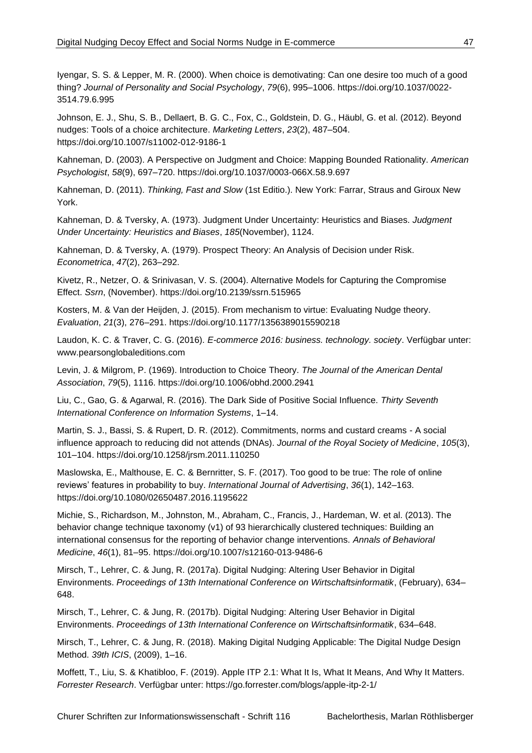Iyengar, S. S. & Lepper, M. R. (2000). When choice is demotivating: Can one desire too much of a good thing? *Journal of Personality and Social Psychology*, *79*(6), 995–1006. https://doi.org/10.1037/0022-3514.79.6.995

Johnson, E. J., Shu, S. B., Dellaert, B. G. C., Fox, C., Goldstein, D. G., Häubl, G. et al. (2012). Beyond nudges: Tools of a choice architecture. *Marketing Letters*, *23*(2), 487–504. https://doi.org/10.1007/s11002-012-9186-1

Kahneman, D. (2003). A Perspective on Judgment and Choice: Mapping Bounded Rationality. *American Psychologist*, *58*(9), 697–720. https://doi.org/10.1037/0003-066X.58.9.697

Kahneman, D. (2011). *Thinking, Fast and Slow* (1st Editio.). New York: Farrar, Straus and Giroux New York.

Kahneman, D. & Tversky, A. (1973). Judgment Under Uncertainty: Heuristics and Biases. *Judgment Under Uncertainty: Heuristics and Biases*, *185*(November), 1124.

Kahneman, D. & Tversky, A. (1979). Prospect Theory: An Analysis of Decision under Risk. *Econometrica*, *47*(2), 263–292.

Kivetz, R., Netzer, O. & Srinivasan, V. S. (2004). Alternative Models for Capturing the Compromise Effect. *Ssrn*, (November). https://doi.org/10.2139/ssrn.515965

Kosters, M. & Van der Heijden, J. (2015). From mechanism to virtue: Evaluating Nudge theory. *Evaluation*, *21*(3), 276–291. https://doi.org/10.1177/1356389015590218

Laudon, K. C. & Traver, C. G. (2016). *E-commerce 2016: business. technology. society*. Verfügbar unter: www.pearsonglobaleditions.com

Levin, J. & Milgrom, P. (1969). Introduction to Choice Theory. *The Journal of the American Dental Association*, *79*(5), 1116. https://doi.org/10.1006/obhd.2000.2941

Liu, C., Gao, G. & Agarwal, R. (2016). The Dark Side of Positive Social Influence. *Thirty Seventh International Conference on Information Systems*, 1–14.

Martin, S. J., Bassi, S. & Rupert, D. R. (2012). Commitments, norms and custard creams - A social influence approach to reducing did not attends (DNAs). *Journal of the Royal Society of Medicine*, *105*(3), 101–104. https://doi.org/10.1258/jrsm.2011.110250

Maslowska, E., Malthouse, E. C. & Bernritter, S. F. (2017). Too good to be true: The role of online reviews' features in probability to buy. *International Journal of Advertising*, *36*(1), 142–163. https://doi.org/10.1080/02650487.2016.1195622

Michie, S., Richardson, M., Johnston, M., Abraham, C., Francis, J., Hardeman, W. et al. (2013). The behavior change technique taxonomy (v1) of 93 hierarchically clustered techniques: Building an international consensus for the reporting of behavior change interventions. *Annals of Behavioral Medicine*, *46*(1), 81–95. https://doi.org/10.1007/s12160-013-9486-6

Mirsch, T., Lehrer, C. & Jung, R. (2017a). Digital Nudging: Altering User Behavior in Digital Environments. *Proceedings of 13th International Conference on Wirtschaftsinformatik*, (February), 634–648.

Mirsch, T., Lehrer, C. & Jung, R. (2017b). Digital Nudging: Altering User Behavior in Digital Environments. *Proceedings of 13th International Conference on Wirtschaftsinformatik*, 634–648.

Mirsch, T., Lehrer, C. & Jung, R. (2018). Making Digital Nudging Applicable: The Digital Nudge Design Method. *39th ICIS*, (2009), 1–16.

Moffett, T., Liu, S. & Khatibloo, F. (2019). Apple ITP 2.1: What It Is, What It Means, And Why It Matters. *Forrester Research*. Verfügbar unter: https://go.forrester.com/blogs/apple-itp-2-1/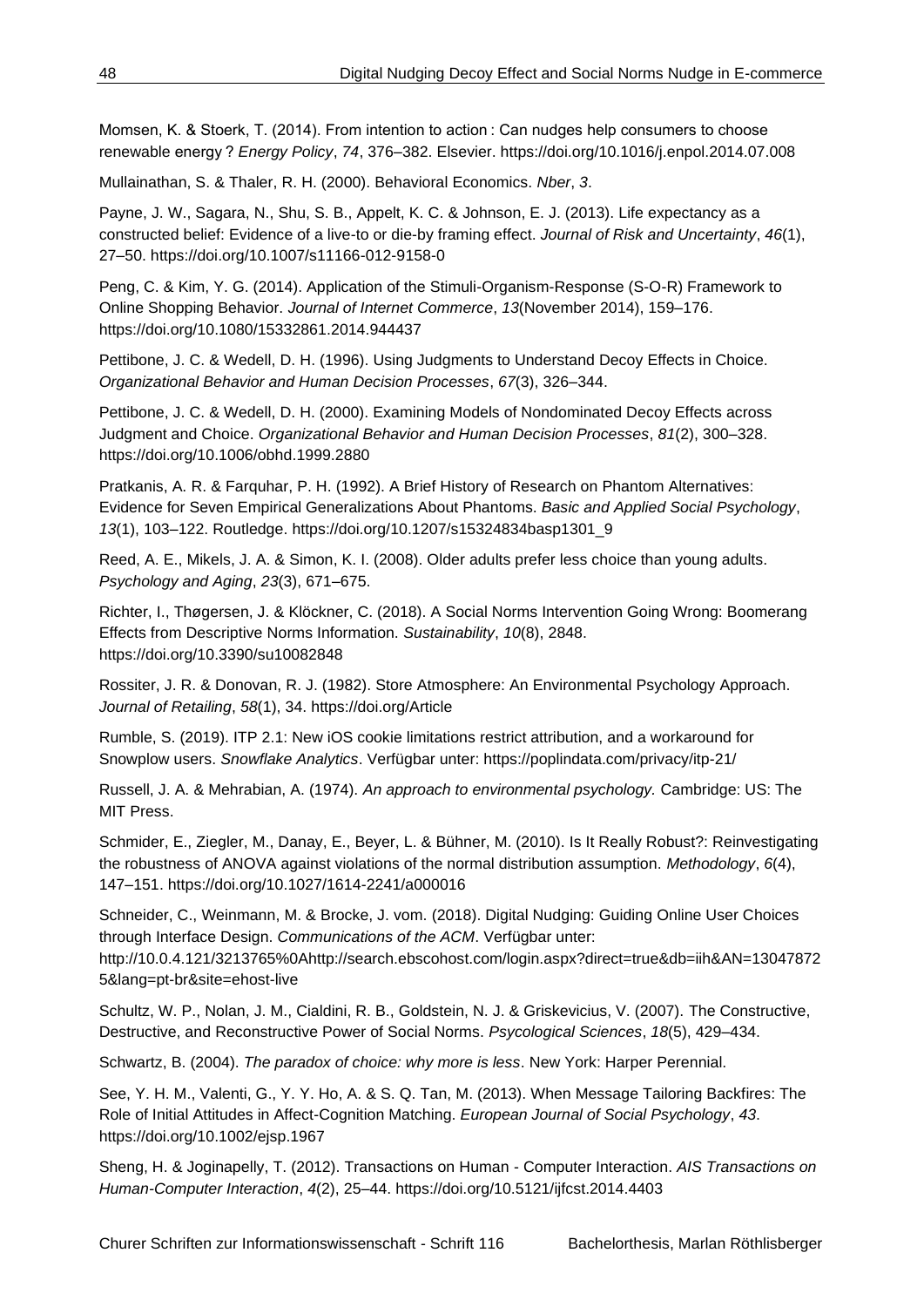Momsen, K. & Stoerk, T. (2014). From intention to action : Can nudges help consumers to choose renewable energy ? *Energy Policy*, *74*, 376–382. Elsevier. https://doi.org/10.1016/j.enpol.2014.07.008

Mullainathan, S. & Thaler, R. H. (2000). Behavioral Economics. *Nber*, *3*.

Payne, J. W., Sagara, N., Shu, S. B., Appelt, K. C. & Johnson, E. J. (2013). Life expectancy as a constructed belief: Evidence of a live-to or die-by framing effect. *Journal of Risk and Uncertainty*, *46*(1), 27–50. https://doi.org/10.1007/s11166-012-9158-0

Peng, C. & Kim, Y. G. (2014). Application of the Stimuli-Organism-Response (S-O-R) Framework to Online Shopping Behavior. *Journal of Internet Commerce*, *13*(November 2014), 159–176. https://doi.org/10.1080/15332861.2014.944437

Pettibone, J. C. & Wedell, D. H. (1996). Using Judgments to Understand Decoy Effects in Choice. *Organizational Behavior and Human Decision Processes*, *67*(3), 326–344.

Pettibone, J. C. & Wedell, D. H. (2000). Examining Models of Nondominated Decoy Effects across Judgment and Choice. *Organizational Behavior and Human Decision Processes*, *81*(2), 300–328. https://doi.org/10.1006/obhd.1999.2880

Pratkanis, A. R. & Farquhar, P. H. (1992). A Brief History of Research on Phantom Alternatives: Evidence for Seven Empirical Generalizations About Phantoms. *Basic and Applied Social Psychology*, *13*(1), 103–122. Routledge. https://doi.org/10.1207/s15324834basp1301_9

Reed, A. E., Mikels, J. A. & Simon, K. I. (2008). Older adults prefer less choice than young adults. *Psychology and Aging*, *23*(3), 671–675.

Richter, I., Thøgersen, J. & Klöckner, C. (2018). A Social Norms Intervention Going Wrong: Boomerang Effects from Descriptive Norms Information. *Sustainability*, *10*(8), 2848. https://doi.org/10.3390/su10082848

Rossiter, J. R. & Donovan, R. J. (1982). Store Atmosphere: An Environmental Psychology Approach. *Journal of Retailing*, *58*(1), 34. https://doi.org/Article

Rumble, S. (2019). ITP 2.1: New iOS cookie limitations restrict attribution, and a workaround for Snowplow users. *Snowflake Analytics*. Verfügbar unter: https://poplindata.com/privacy/itp-21/

Russell, J. A. & Mehrabian, A. (1974). *An approach to environmental psychology.* Cambridge: US: The MIT Press.

Schmider, E., Ziegler, M., Danay, E., Beyer, L. & Bühner, M. (2010). Is It Really Robust?: Reinvestigating the robustness of ANOVA against violations of the normal distribution assumption. *Methodology*, *6*(4), 147–151. https://doi.org/10.1027/1614-2241/a000016

Schneider, C., Weinmann, M. & Brocke, J. vom. (2018). Digital Nudging: Guiding Online User Choices through Interface Design. *Communications of the ACM*. Verfügbar unter: http://10.0.4.121/3213765%0Ahttp://search.ebscohost.com/login.aspx?direct=true&db=iih&AN=130478725&lang=pt-br&site=ehost-live

Schultz, W. P., Nolan, J. M., Cialdini, R. B., Goldstein, N. J. & Griskevicius, V. (2007). The Constructive, Destructive, and Reconstructive Power of Social Norms. *Psycological Sciences*, *18*(5), 429–434.

Schwartz, B. (2004). *The paradox of choice: why more is less*. New York: Harper Perennial.

See, Y. H. M., Valenti, G., Y. Y. Ho, A. & S. Q. Tan, M. (2013). When Message Tailoring Backfires: The Role of Initial Attitudes in Affect-Cognition Matching. *European Journal of Social Psychology*, *43*. https://doi.org/10.1002/ejsp.1967

Sheng, H. & Joginapelly, T. (2012). Transactions on Human - Computer Interaction. *AIS Transactions on Human-Computer Interaction*, *4*(2), 25–44. https://doi.org/10.5121/ijfcst.2014.4403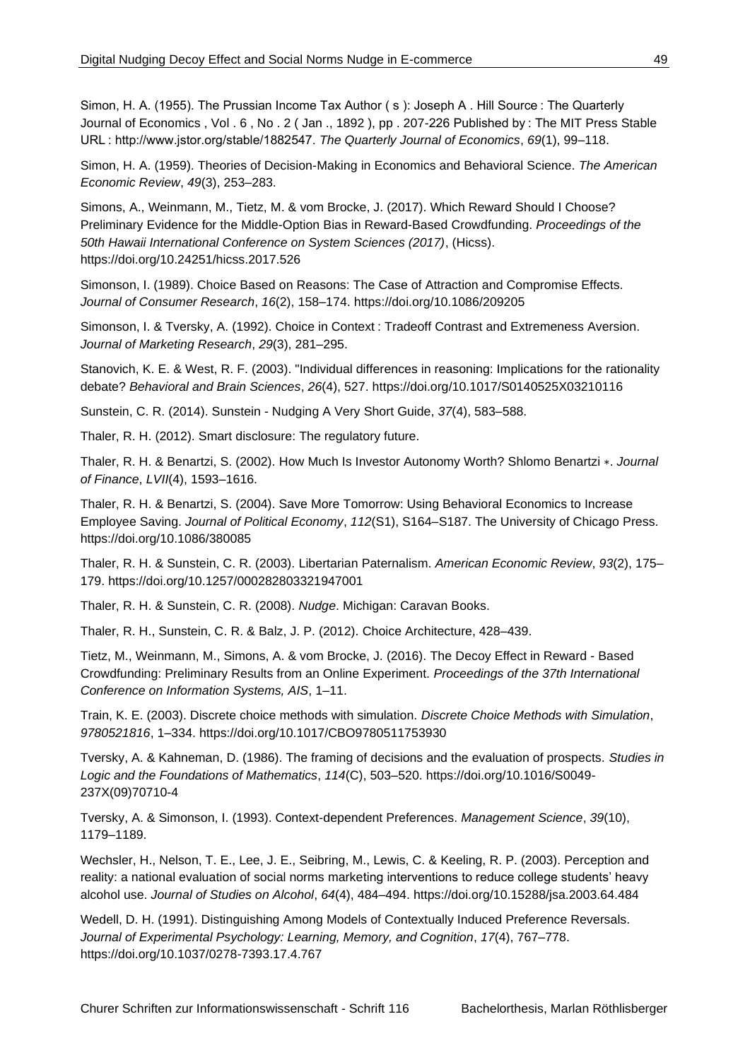Simon, H. A. (1955). The Prussian Income Tax Author ( s ): Joseph A . Hill Source : The Quarterly Journal of Economics , Vol . 6 , No . 2 ( Jan ., 1892 ), pp . 207-226 Published by : The MIT Press Stable URL : http://www.jstor.org/stable/1882547. *The Quarterly Journal of Economics*, *69*(1), 99–118.

Simon, H. A. (1959). Theories of Decision-Making in Economics and Behavioral Science. *The American Economic Review*, *49*(3), 253–283.

Simons, A., Weinmann, M., Tietz, M. & vom Brocke, J. (2017). Which Reward Should I Choose? Preliminary Evidence for the Middle-Option Bias in Reward-Based Crowdfunding. *Proceedings of the 50th Hawaii International Conference on System Sciences (2017)*, (Hicss). https://doi.org/10.24251/hicss.2017.526

Simonson, I. (1989). Choice Based on Reasons: The Case of Attraction and Compromise Effects. *Journal of Consumer Research*, *16*(2), 158–174. https://doi.org/10.1086/209205

Simonson, I. & Tversky, A. (1992). Choice in Context : Tradeoff Contrast and Extremeness Aversion. *Journal of Marketing Research*, *29*(3), 281–295.

Stanovich, K. E. & West, R. F. (2003). "Individual differences in reasoning: Implications for the rationality debate? *Behavioral and Brain Sciences*, *26*(4), 527. https://doi.org/10.1017/S0140525X03210116

Sunstein, C. R. (2014). Sunstein - Nudging A Very Short Guide, *37*(4), 583–588.

Thaler, R. H. (2012). Smart disclosure: The regulatory future.

Thaler, R. H. & Benartzi, S. (2002). How Much Is Investor Autonomy Worth? Shlomo Benartzi ∗. *Journal of Finance*, *LVII*(4), 1593–1616.

Thaler, R. H. & Benartzi, S. (2004). Save More Tomorrow: Using Behavioral Economics to Increase Employee Saving. *Journal of Political Economy*, *112*(S1), S164–S187. The University of Chicago Press. https://doi.org/10.1086/380085

Thaler, R. H. & Sunstein, C. R. (2003). Libertarian Paternalism. *American Economic Review*, *93*(2), 175–179. https://doi.org/10.1257/000282803321947001

Thaler, R. H. & Sunstein, C. R. (2008). *Nudge*. Michigan: Caravan Books.

Thaler, R. H., Sunstein, C. R. & Balz, J. P. (2012). Choice Architecture, 428–439.

Tietz, M., Weinmann, M., Simons, A. & vom Brocke, J. (2016). The Decoy Effect in Reward - Based Crowdfunding: Preliminary Results from an Online Experiment. *Proceedings of the 37th International Conference on Information Systems, AIS*, 1–11.

Train, K. E. (2003). Discrete choice methods with simulation. *Discrete Choice Methods with Simulation*, *9780521816*, 1–334. https://doi.org/10.1017/CBO9780511753930

Tversky, A. & Kahneman, D. (1986). The framing of decisions and the evaluation of prospects. *Studies in Logic and the Foundations of Mathematics*, *114*(C), 503–520. https://doi.org/10.1016/S0049-237X(09)70710-4

Tversky, A. & Simonson, I. (1993). Context-dependent Preferences. *Management Science*, *39*(10), 1179–1189.

Wechsler, H., Nelson, T. E., Lee, J. E., Seibring, M., Lewis, C. & Keeling, R. P. (2003). Perception and reality: a national evaluation of social norms marketing interventions to reduce college students' heavy alcohol use. *Journal of Studies on Alcohol*, *64*(4), 484–494. https://doi.org/10.15288/jsa.2003.64.484

Wedell, D. H. (1991). Distinguishing Among Models of Contextually Induced Preference Reversals. *Journal of Experimental Psychology: Learning, Memory, and Cognition*, *17*(4), 767–778. https://doi.org/10.1037/0278-7393.17.4.767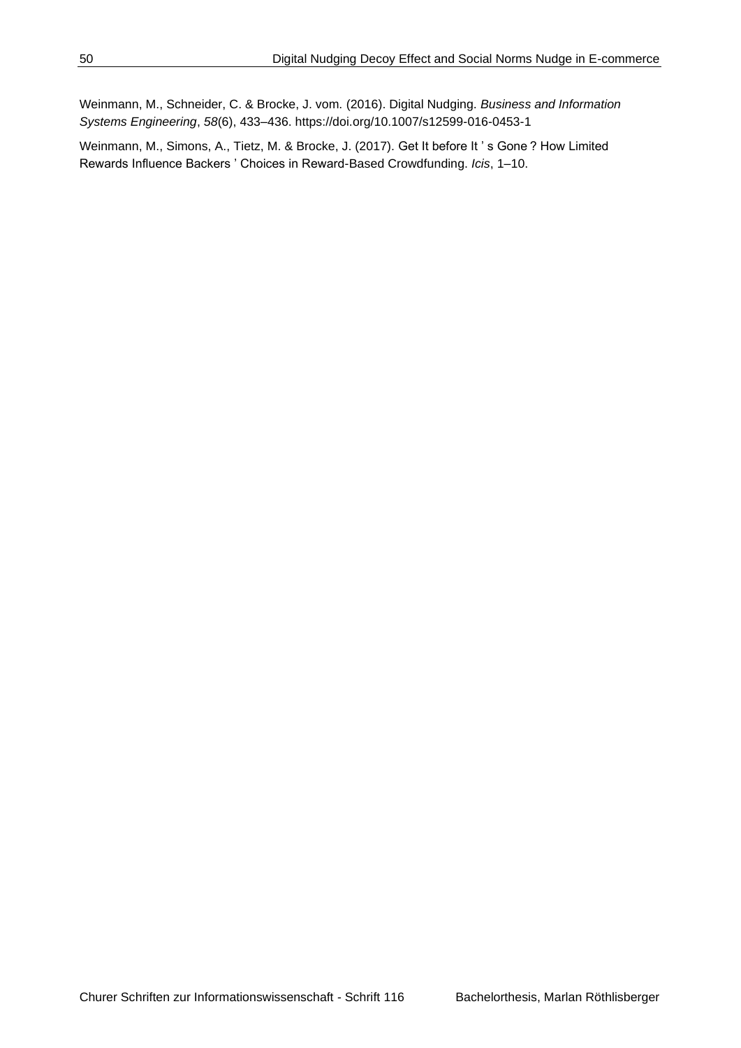Weinmann, M., Schneider, C. & Brocke, J. vom. (2016). Digital Nudging. *Business and Information Systems Engineering*, *58*(6), 433–436. https://doi.org/10.1007/s12599-016-0453-1

Weinmann, M., Simons, A., Tietz, M. & Brocke, J. (2017). Get It before It ' s Gone ? How Limited Rewards Influence Backers ' Choices in Reward-Based Crowdfunding. *Icis*, 1–10.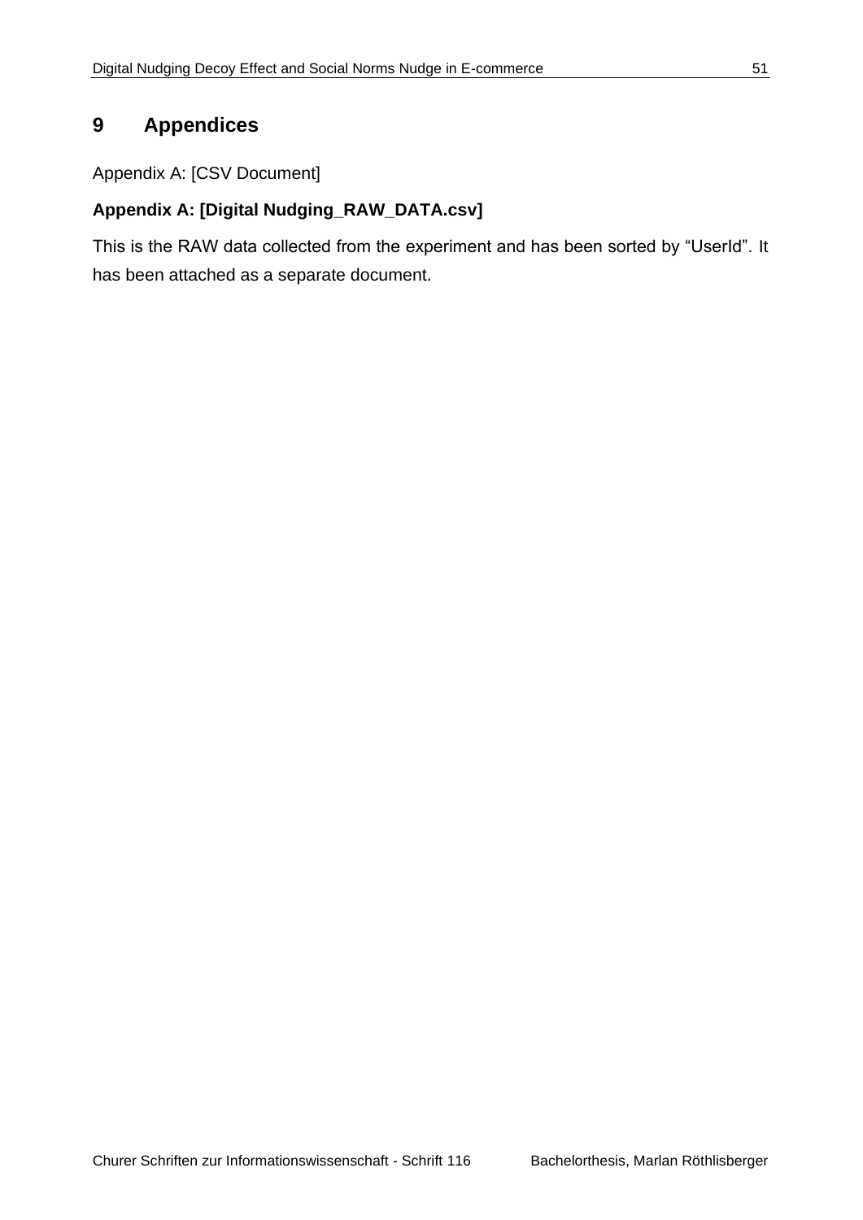# 9 Appendices

Appendix A: [CSV Document]

**Appendix A: [Digital Nudging_RAW_DATA.csv]**

This is the RAW data collected from the experiment and has been sorted by “UserId”. It has been attached as a separate document.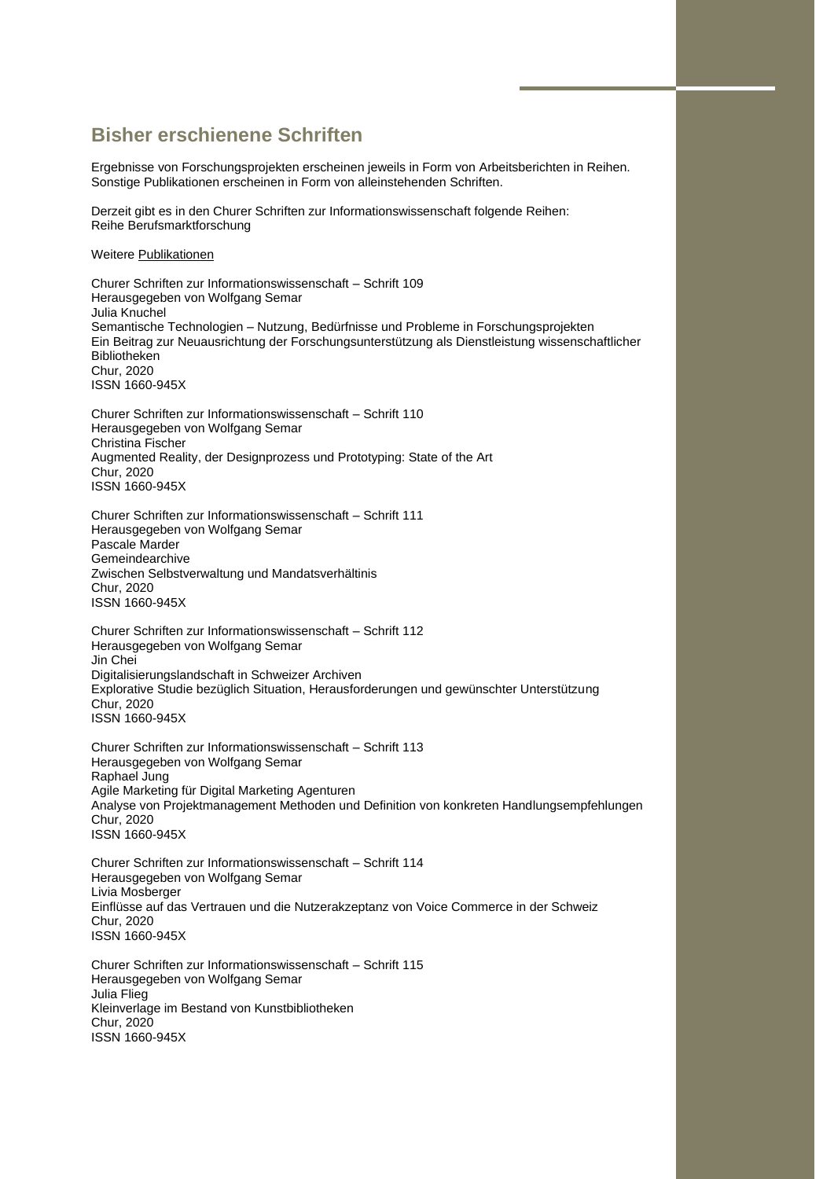## Bisher erschienene Schriften

Ergebnisse von Forschungsprojekten erscheinen jeweils in Form von Arbeitsberichten in Reihen.
Sonstige Publikationen erscheinen in Form von alleinstehenden Schriften.

Derzeit gibt es in den Churer Schriften zur Informationswissenschaft folgende Reihen:
Reihe Berufsmarktforschung

Weitere Publikationen

Churer Schriften zur Informationswissenschaft – Schrift 109
Herausgegeben von Wolfgang Semar
Julia Knuchel
Semantische Technologien – Nutzung, Bedürfnisse und Probleme in Forschungsprojekten
Ein Beitrag zur Neuausrichtung der Forschungsunterstützung als Dienstleistung wissenschaftlicher Bibliotheken
Chur, 2020
ISSN 1660-945X

Churer Schriften zur Informationswissenschaft – Schrift 110
Herausgegeben von Wolfgang Semar
Christina Fischer
Augmented Reality, der Designprozess und Prototyping: State of the Art
Chur, 2020
ISSN 1660-945X

Churer Schriften zur Informationswissenschaft – Schrift 111
Herausgegeben von Wolfgang Semar
Pascale Marder
Gemeindearchive
Zwischen Selbstverwaltung und Mandatsverhältinis
Chur, 2020
ISSN 1660-945X

Churer Schriften zur Informationswissenschaft – Schrift 112
Herausgegeben von Wolfgang Semar
Jin Chei
Digitalisierungslandschaft in Schweizer Archiven
Explorative Studie bezüglich Situation, Herausforderungen und gewünschter Unterstützung
Chur, 2020
ISSN 1660-945X

Churer Schriften zur Informationswissenschaft – Schrift 113
Herausgegeben von Wolfgang Semar
Raphael Jung
Agile Marketing für Digital Marketing Agenturen
Analyse von Projektmanagement Methoden und Definition von konkreten Handlungsempfehlungen
Chur, 2020
ISSN 1660-945X

Churer Schriften zur Informationswissenschaft – Schrift 114
Herausgegeben von Wolfgang Semar
Livia Mosberger
Einflüsse auf das Vertrauen und die Nutzerakzeptanz von Voice Commerce in der Schweiz
Chur, 2020
ISSN 1660-945X

Churer Schriften zur Informationswissenschaft – Schrift 115
Herausgegeben von Wolfgang Semar
Julia Flieg
Kleinverlage im Bestand von Kunstbibliotheken
Chur, 2020
ISSN 1660-945X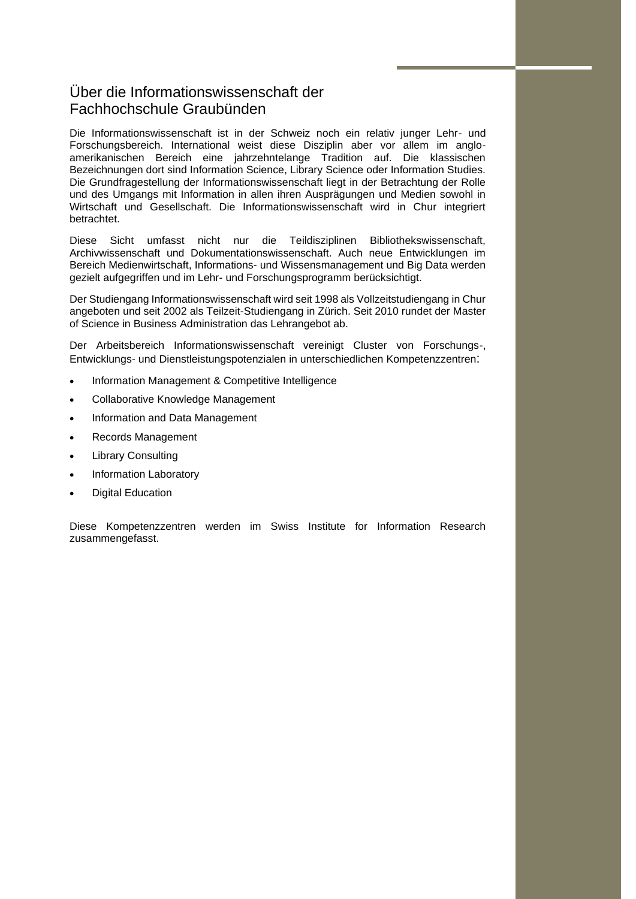# Über die Informationswissenschaft der Fachhochschule Graubünden

Die Informationswissenschaft ist in der Schweiz noch ein relativ junger Lehr- und Forschungsbereich. International weist diese Disziplin aber vor allem im anglo-amerikanischen Bereich eine jahrzehntelange Tradition auf. Die klassischen Bezeichnungen dort sind Information Science, Library Science oder Information Studies. Die Grundfragestellung der Informationswissenschaft liegt in der Betrachtung der Rolle und des Umgangs mit Information in allen ihren Ausprägungen und Medien sowohl in Wirtschaft und Gesellschaft. Die Informationswissenschaft wird in Chur integriert betrachtet.

Diese Sicht umfasst nicht nur die Teildisziplinen Bibliothekswissenschaft, Archivwissenschaft und Dokumentationswissenschaft. Auch neue Entwicklungen im Bereich Medienwirtschaft, Informations- und Wissensmanagement und Big Data werden gezielt aufgegriffen und im Lehr- und Forschungsprogramm berücksichtigt.

Der Studiengang Informationswissenschaft wird seit 1998 als Vollzeitstudiengang in Chur angeboten und seit 2002 als Teilzeit-Studiengang in Zürich. Seit 2010 rundet der Master of Science in Business Administration das Lehrangebot ab.

Der Arbeitsbereich Informationswissenschaft vereinigt Cluster von Forschungs-, Entwicklungs- und Dienstleistungspotenzialen in unterschiedlichen Kompetenzzentren:

- Information Management & Competitive Intelligence
- Collaborative Knowledge Management
- Information and Data Management
- Records Management
- Library Consulting
- Information Laboratory
- Digital Education

Diese Kompetenzzentren werden im Swiss Institute for Information Research zusammengefasst.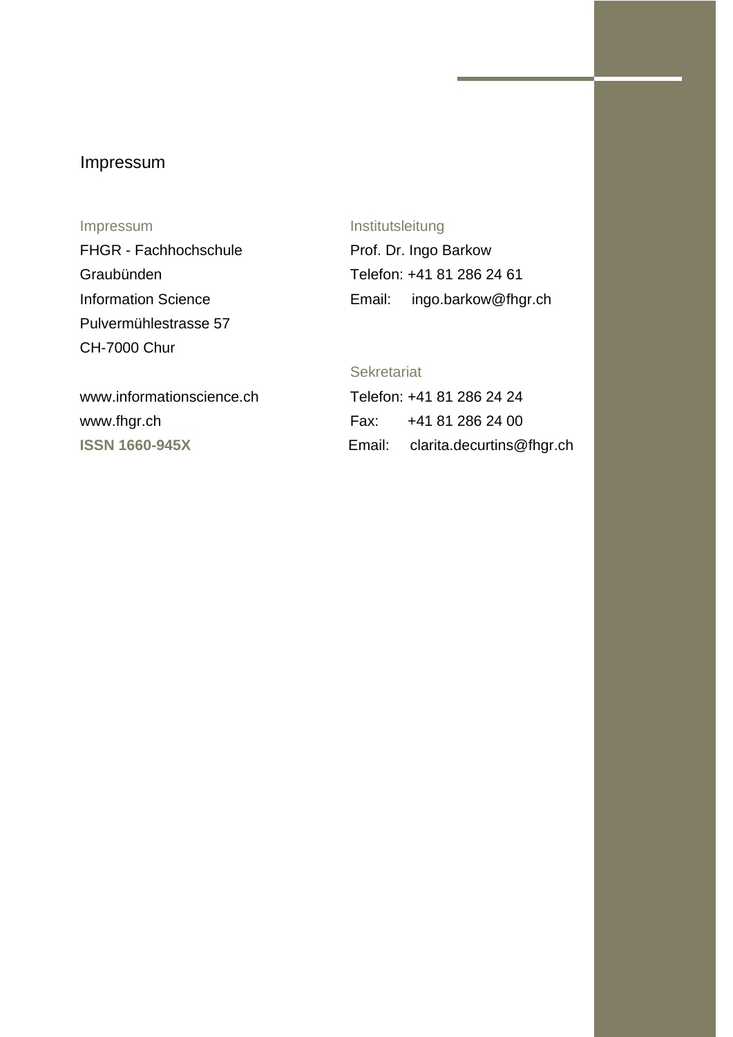# Impressum

Impressum
FHGR - Fachhochschule Graubünden
Information Science
Pulvermühlestrasse 57
CH-7000 Chur

www.informationscience.ch
www.fhgr.ch
**ISSN 1660-945X**

Institutsleitung
Prof. Dr. Ingo Barkow
Telefon: +41 81 286 24 61
Email: ingo.barkow@fhgr.ch

Sekretariat
Telefon: +41 81 286 24 24
Fax: +41 81 286 24 00
Email: clarita.decurtins@fhgr.ch